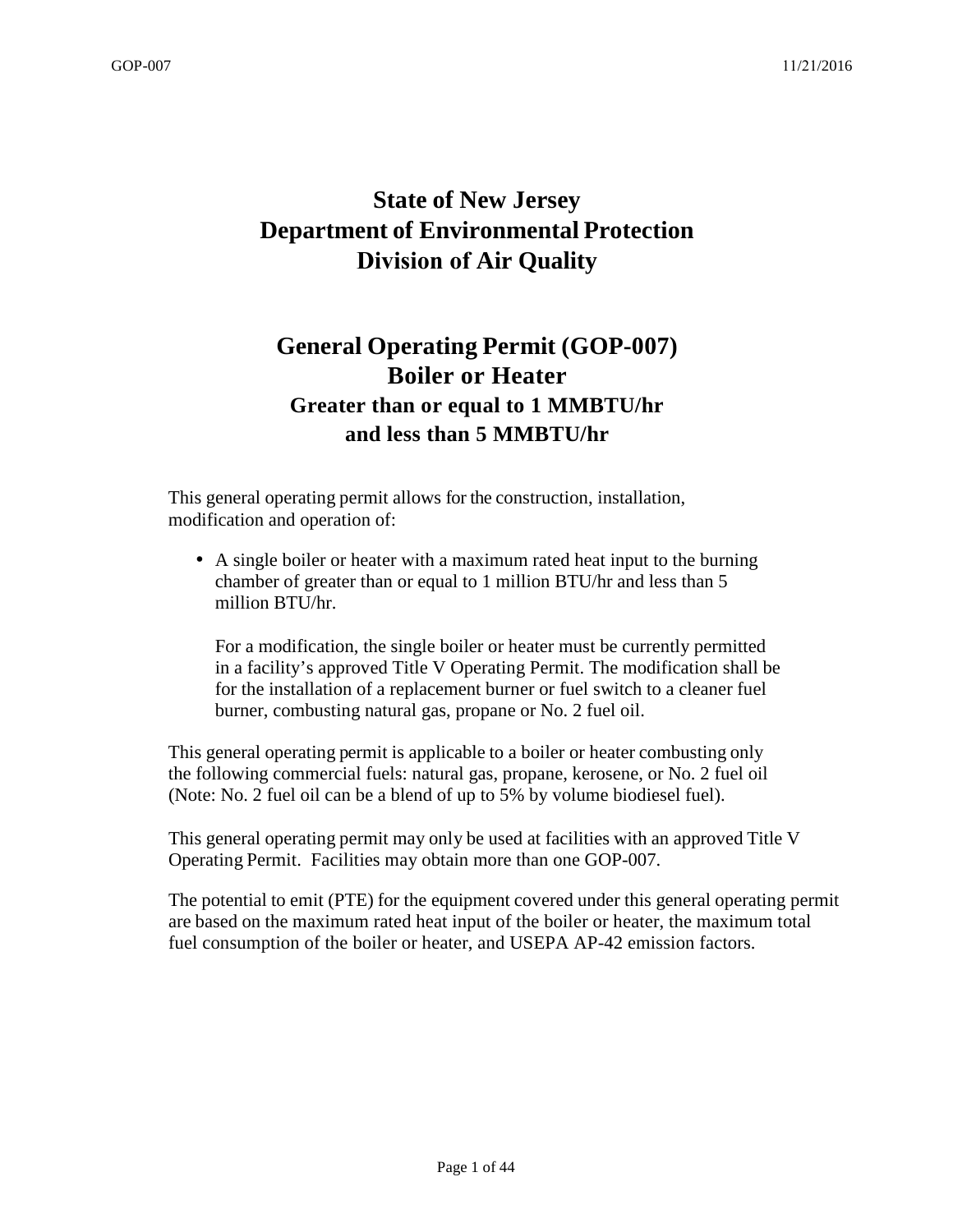# State of New Jersey
# Department of Environmental Protection
# Division of Air Quality

## General Operating Permit (GOP-007)
## Boiler or Heater
### Greater than or equal to 1 MMBTU/hr and less than 5 MMBTU/hr

This general operating permit allows for the construction, installation, modification and operation of:

- A single boiler or heater with a maximum rated heat input to the burning chamber of greater than or equal to 1 million BTU/hr and less than 5 million BTU/hr.

  For a modification, the single boiler or heater must be currently permitted in a facility's approved Title V Operating Permit. The modification shall be for the installation of a replacement burner or fuel switch to a cleaner fuel burner, combusting natural gas, propane or No. 2 fuel oil.

This general operating permit is applicable to a boiler or heater combusting only the following commercial fuels: natural gas, propane, kerosene, or No. 2 fuel oil (Note: No. 2 fuel oil can be a blend of up to 5% by volume biodiesel fuel).

This general operating permit may only be used at facilities with an approved Title V Operating Permit. Facilities may obtain more than one GOP-007.

The potential to emit (PTE) for the equipment covered under this general operating permit are based on the maximum rated heat input of the boiler or heater, the maximum total fuel consumption of the boiler or heater, and USEPA AP-42 emission factors.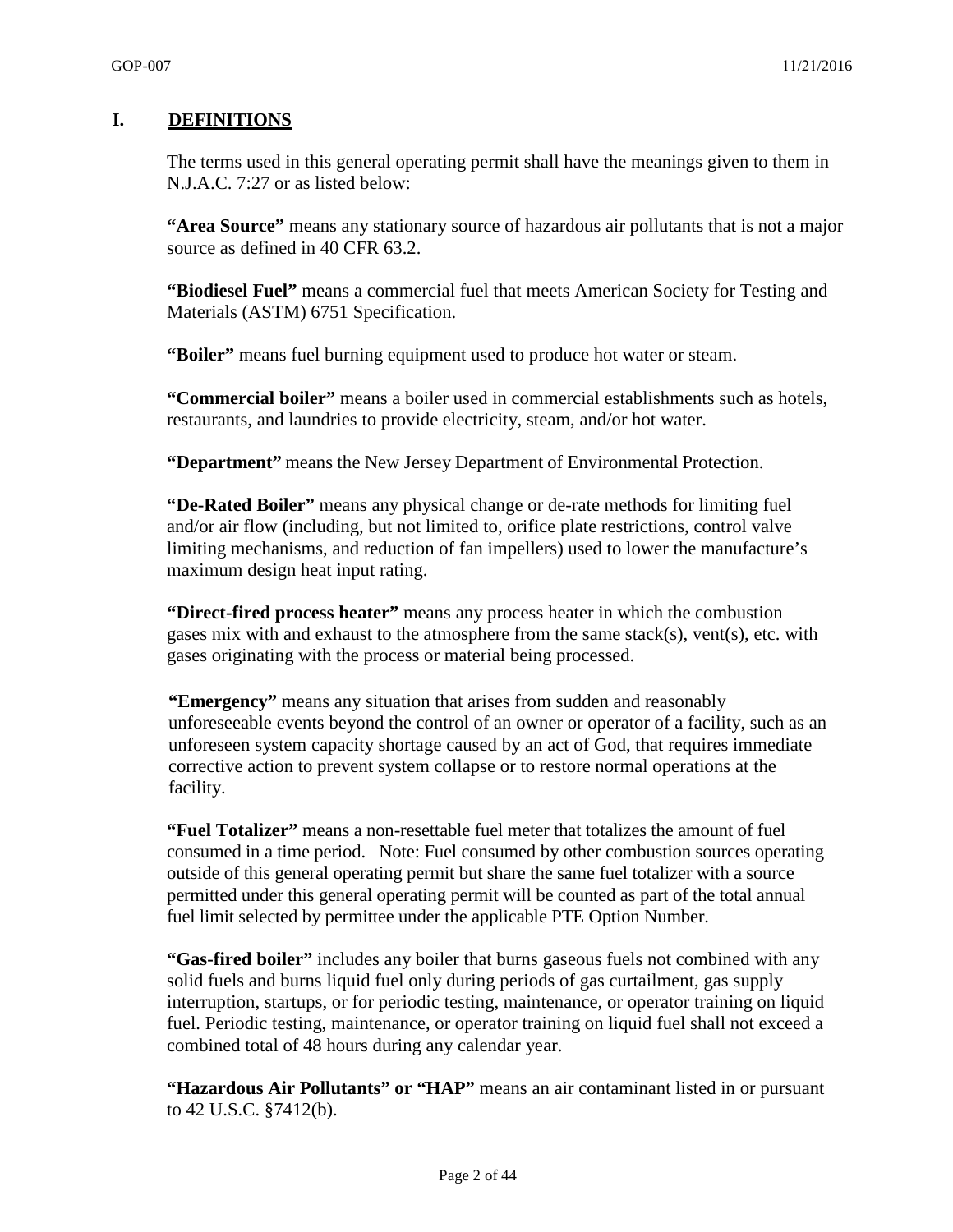## I. DEFINITIONS

The terms used in this general operating permit shall have the meanings given to them in N.J.A.C. 7:27 or as listed below:

**"Area Source"** means any stationary source of hazardous air pollutants that is not a major source as defined in 40 CFR 63.2.

**"Biodiesel Fuel"** means a commercial fuel that meets American Society for Testing and Materials (ASTM) 6751 Specification.

**"Boiler"** means fuel burning equipment used to produce hot water or steam.

**"Commercial boiler"** means a boiler used in commercial establishments such as hotels, restaurants, and laundries to provide electricity, steam, and/or hot water.

**"Department"** means the New Jersey Department of Environmental Protection.

**"De-Rated Boiler"** means any physical change or de-rate methods for limiting fuel and/or air flow (including, but not limited to, orifice plate restrictions, control valve limiting mechanisms, and reduction of fan impellers) used to lower the manufacture's maximum design heat input rating.

**"Direct-fired process heater"** means any process heater in which the combustion gases mix with and exhaust to the atmosphere from the same stack(s), vent(s), etc. with gases originating with the process or material being processed.

**"Emergency"** means any situation that arises from sudden and reasonably unforeseeable events beyond the control of an owner or operator of a facility, such as an unforeseen system capacity shortage caused by an act of God, that requires immediate corrective action to prevent system collapse or to restore normal operations at the facility.

**"Fuel Totalizer"** means a non-resettable fuel meter that totalizes the amount of fuel consumed in a time period. Note: Fuel consumed by other combustion sources operating outside of this general operating permit but share the same fuel totalizer with a source permitted under this general operating permit will be counted as part of the total annual fuel limit selected by permittee under the applicable PTE Option Number.

**"Gas-fired boiler"** includes any boiler that burns gaseous fuels not combined with any solid fuels and burns liquid fuel only during periods of gas curtailment, gas supply interruption, startups, or for periodic testing, maintenance, or operator training on liquid fuel. Periodic testing, maintenance, or operator training on liquid fuel shall not exceed a combined total of 48 hours during any calendar year.

**"Hazardous Air Pollutants" or "HAP"** means an air contaminant listed in or pursuant to 42 U.S.C. §7412(b).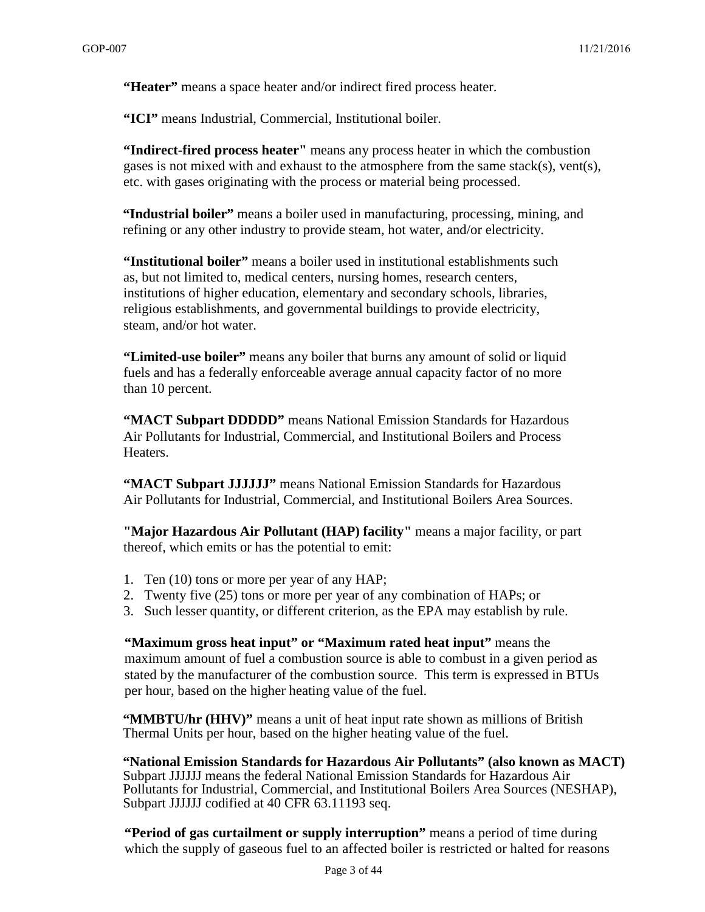**"Heater"** means a space heater and/or indirect fired process heater.

**"ICI"** means Industrial, Commercial, Institutional boiler.

**"Indirect-fired process heater"** means any process heater in which the combustion gases is not mixed with and exhaust to the atmosphere from the same stack(s), vent(s), etc. with gases originating with the process or material being processed.

**"Industrial boiler"** means a boiler used in manufacturing, processing, mining, and refining or any other industry to provide steam, hot water, and/or electricity.

**"Institutional boiler"** means a boiler used in institutional establishments such as, but not limited to, medical centers, nursing homes, research centers, institutions of higher education, elementary and secondary schools, libraries, religious establishments, and governmental buildings to provide electricity, steam, and/or hot water.

**"Limited-use boiler"** means any boiler that burns any amount of solid or liquid fuels and has a federally enforceable average annual capacity factor of no more than 10 percent.

**"MACT Subpart DDDDD"** means National Emission Standards for Hazardous Air Pollutants for Industrial, Commercial, and Institutional Boilers and Process Heaters.

**"MACT Subpart JJJJJJ"** means National Emission Standards for Hazardous Air Pollutants for Industrial, Commercial, and Institutional Boilers Area Sources.

**"Major Hazardous Air Pollutant (HAP) facility"** means a major facility, or part thereof, which emits or has the potential to emit:

1. Ten (10) tons or more per year of any HAP;
2. Twenty five (25) tons or more per year of any combination of HAPs; or
3. Such lesser quantity, or different criterion, as the EPA may establish by rule.

**"Maximum gross heat input" or "Maximum rated heat input"** means the maximum amount of fuel a combustion source is able to combust in a given period as stated by the manufacturer of the combustion source. This term is expressed in BTUs per hour, based on the higher heating value of the fuel.

**"MMBTU/hr (HHV)"** means a unit of heat input rate shown as millions of British Thermal Units per hour, based on the higher heating value of the fuel.

**"National Emission Standards for Hazardous Air Pollutants" (also known as MACT)** Subpart JJJJJJ means the federal National Emission Standards for Hazardous Air Pollutants for Industrial, Commercial, and Institutional Boilers Area Sources (NESHAP), Subpart JJJJJJ codified at 40 CFR 63.11193 seq.

**"Period of gas curtailment or supply interruption"** means a period of time during which the supply of gaseous fuel to an affected boiler is restricted or halted for reasons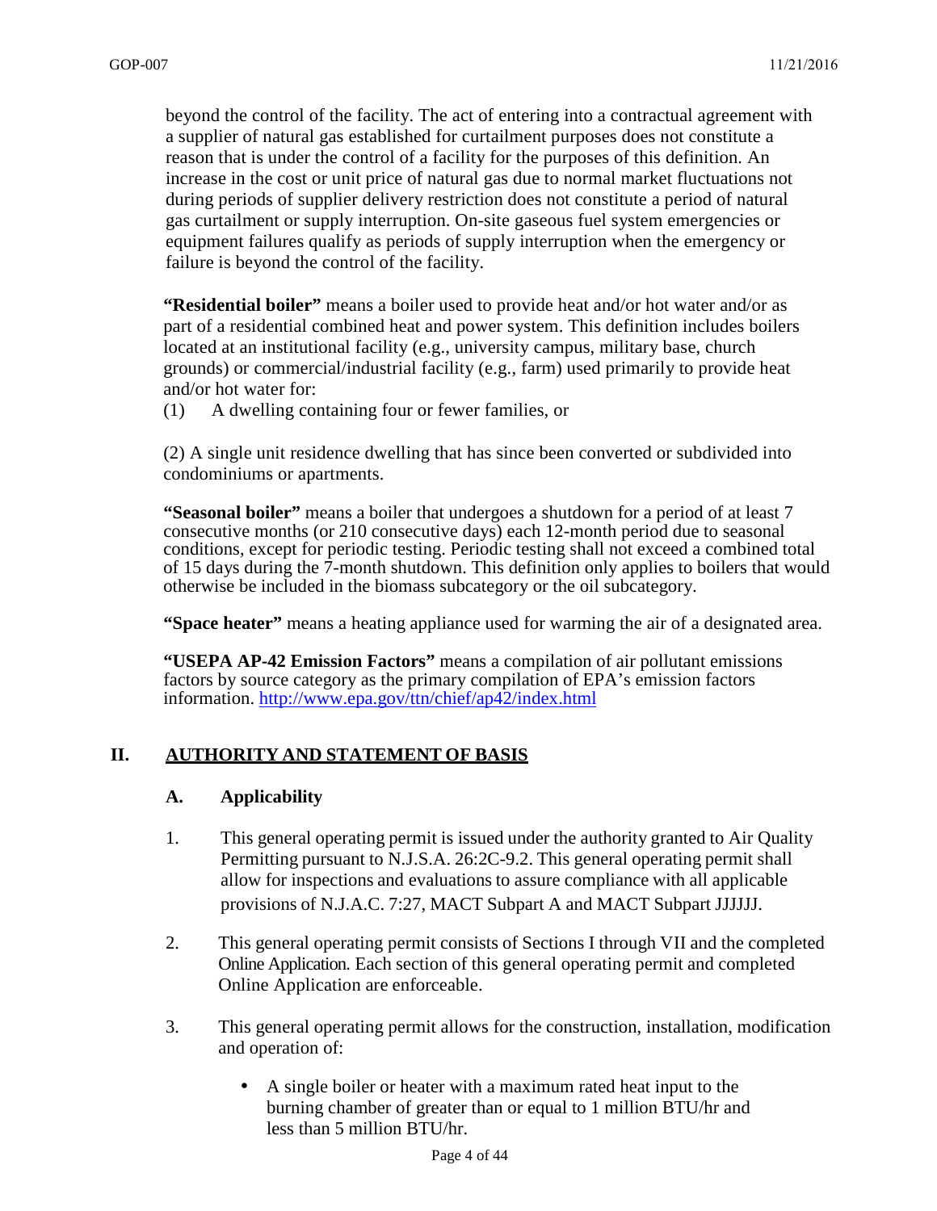beyond the control of the facility. The act of entering into a contractual agreement with a supplier of natural gas established for curtailment purposes does not constitute a reason that is under the control of a facility for the purposes of this definition. An increase in the cost or unit price of natural gas due to normal market fluctuations not during periods of supplier delivery restriction does not constitute a period of natural gas curtailment or supply interruption. On-site gaseous fuel system emergencies or equipment failures qualify as periods of supply interruption when the emergency or failure is beyond the control of the facility.

**"Residential boiler"** means a boiler used to provide heat and/or hot water and/or as part of a residential combined heat and power system. This definition includes boilers located at an institutional facility (e.g., university campus, military base, church grounds) or commercial/industrial facility (e.g., farm) used primarily to provide heat and/or hot water for:

(1) A dwelling containing four or fewer families, or

(2) A single unit residence dwelling that has since been converted or subdivided into condominiums or apartments.

**"Seasonal boiler"** means a boiler that undergoes a shutdown for a period of at least 7 consecutive months (or 210 consecutive days) each 12-month period due to seasonal conditions, except for periodic testing. Periodic testing shall not exceed a combined total of 15 days during the 7-month shutdown. This definition only applies to boilers that would otherwise be included in the biomass subcategory or the oil subcategory.

**"Space heater"** means a heating appliance used for warming the air of a designated area.

**"USEPA AP-42 Emission Factors"** means a compilation of air pollutant emissions factors by source category as the primary compilation of EPA's emission factors information. http://www.epa.gov/ttn/chief/ap42/index.html

## II. AUTHORITY AND STATEMENT OF BASIS

### A. Applicability

1. This general operating permit is issued under the authority granted to Air Quality Permitting pursuant to N.J.S.A. 26:2C-9.2. This general operating permit shall allow for inspections and evaluations to assure compliance with all applicable provisions of N.J.A.C. 7:27, MACT Subpart A and MACT Subpart JJJJJJ.

2. This general operating permit consists of Sections I through VII and the completed Online Application. Each section of this general operating permit and completed Online Application are enforceable.

3. This general operating permit allows for the construction, installation, modification and operation of:

   - A single boiler or heater with a maximum rated heat input to the burning chamber of greater than or equal to 1 million BTU/hr and less than 5 million BTU/hr.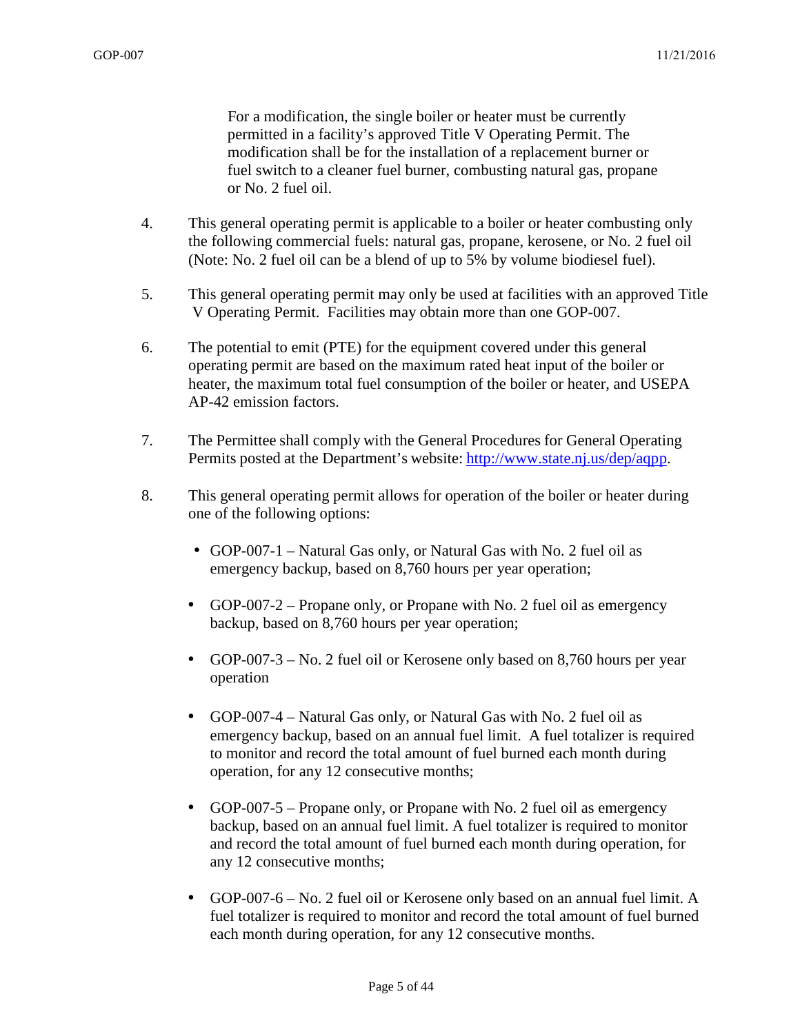For a modification, the single boiler or heater must be currently permitted in a facility's approved Title V Operating Permit. The modification shall be for the installation of a replacement burner or fuel switch to a cleaner fuel burner, combusting natural gas, propane or No. 2 fuel oil.

4. This general operating permit is applicable to a boiler or heater combusting only the following commercial fuels: natural gas, propane, kerosene, or No. 2 fuel oil (Note: No. 2 fuel oil can be a blend of up to 5% by volume biodiesel fuel).

5. This general operating permit may only be used at facilities with an approved Title V Operating Permit. Facilities may obtain more than one GOP-007.

6. The potential to emit (PTE) for the equipment covered under this general operating permit are based on the maximum rated heat input of the boiler or heater, the maximum total fuel consumption of the boiler or heater, and USEPA AP-42 emission factors.

7. The Permittee shall comply with the General Procedures for General Operating Permits posted at the Department's website: [http://www.state.nj.us/dep/aqpp](http://www.state.nj.us/dep/aqpp).

8. This general operating permit allows for operation of the boiler or heater during one of the following options:

   - GOP-007-1 – Natural Gas only, or Natural Gas with No. 2 fuel oil as emergency backup, based on 8,760 hours per year operation;

   - GOP-007-2 – Propane only, or Propane with No. 2 fuel oil as emergency backup, based on 8,760 hours per year operation;

   - GOP-007-3 – No. 2 fuel oil or Kerosene only based on 8,760 hours per year operation

   - GOP-007-4 – Natural Gas only, or Natural Gas with No. 2 fuel oil as emergency backup, based on an annual fuel limit. A fuel totalizer is required to monitor and record the total amount of fuel burned each month during operation, for any 12 consecutive months;

   - GOP-007-5 – Propane only, or Propane with No. 2 fuel oil as emergency backup, based on an annual fuel limit. A fuel totalizer is required to monitor and record the total amount of fuel burned each month during operation, for any 12 consecutive months;

   - GOP-007-6 – No. 2 fuel oil or Kerosene only based on an annual fuel limit. A fuel totalizer is required to monitor and record the total amount of fuel burned each month during operation, for any 12 consecutive months.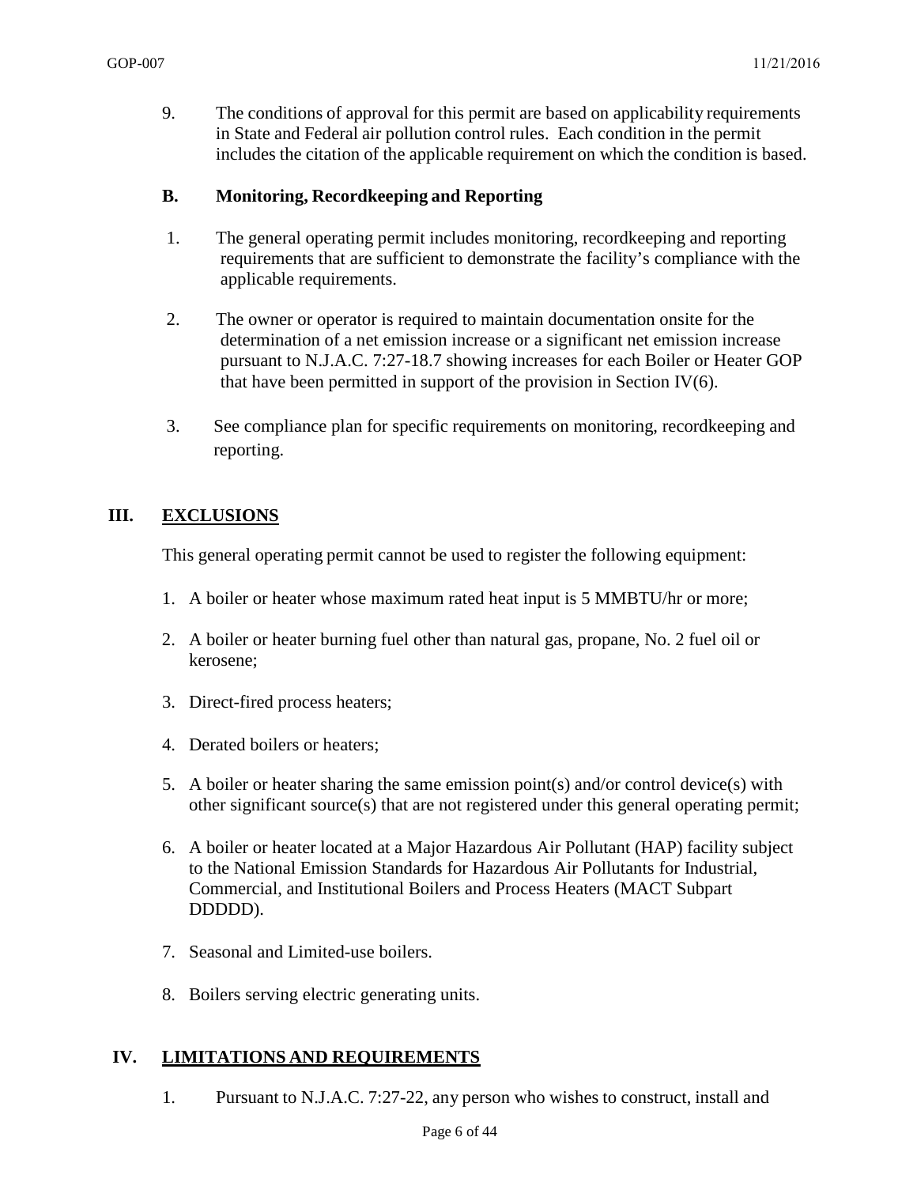9. The conditions of approval for this permit are based on applicability requirements in State and Federal air pollution control rules. Each condition in the permit includes the citation of the applicable requirement on which the condition is based.

### B. Monitoring, Recordkeeping and Reporting

1. The general operating permit includes monitoring, recordkeeping and reporting requirements that are sufficient to demonstrate the facility's compliance with the applicable requirements.

2. The owner or operator is required to maintain documentation onsite for the determination of a net emission increase or a significant net emission increase pursuant to N.J.A.C. 7:27-18.7 showing increases for each Boiler or Heater GOP that have been permitted in support of the provision in Section IV(6).

3. See compliance plan for specific requirements on monitoring, recordkeeping and reporting.

## III. EXCLUSIONS

This general operating permit cannot be used to register the following equipment:

1. A boiler or heater whose maximum rated heat input is 5 MMBTU/hr or more;
2. A boiler or heater burning fuel other than natural gas, propane, No. 2 fuel oil or kerosene;
3. Direct-fired process heaters;
4. Derated boilers or heaters;
5. A boiler or heater sharing the same emission point(s) and/or control device(s) with other significant source(s) that are not registered under this general operating permit;
6. A boiler or heater located at a Major Hazardous Air Pollutant (HAP) facility subject to the National Emission Standards for Hazardous Air Pollutants for Industrial, Commercial, and Institutional Boilers and Process Heaters (MACT Subpart DDDDD).
7. Seasonal and Limited-use boilers.
8. Boilers serving electric generating units.

## IV. LIMITATIONS AND REQUIREMENTS

1. Pursuant to N.J.A.C. 7:27-22, any person who wishes to construct, install and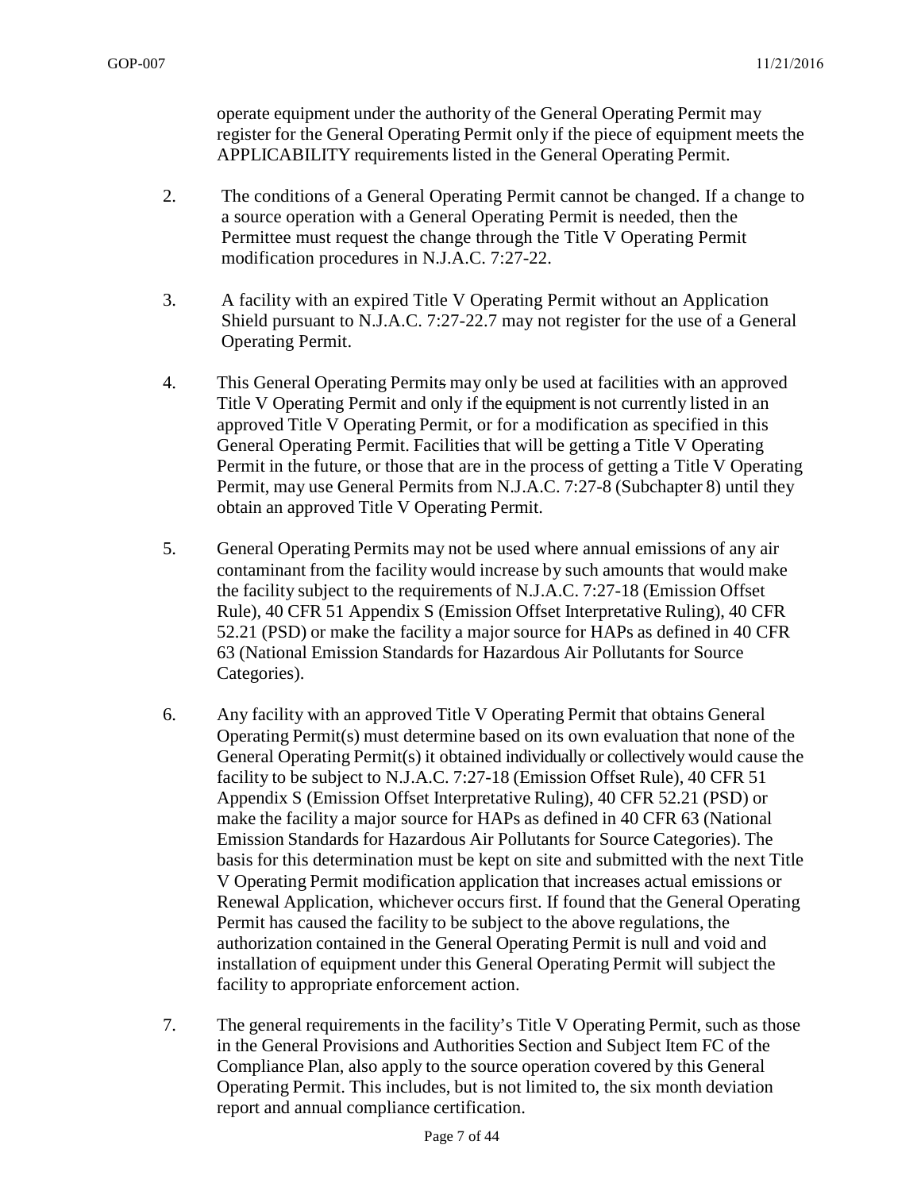operate equipment under the authority of the General Operating Permit may register for the General Operating Permit only if the piece of equipment meets the APPLICABILITY requirements listed in the General Operating Permit.

2. The conditions of a General Operating Permit cannot be changed. If a change to a source operation with a General Operating Permit is needed, then the Permittee must request the change through the Title V Operating Permit modification procedures in N.J.A.C. 7:27-22.

3. A facility with an expired Title V Operating Permit without an Application Shield pursuant to N.J.A.C. 7:27-22.7 may not register for the use of a General Operating Permit.

4. This General Operating Permits may only be used at facilities with an approved Title V Operating Permit and only if the equipment is not currently listed in an approved Title V Operating Permit, or for a modification as specified in this General Operating Permit. Facilities that will be getting a Title V Operating Permit in the future, or those that are in the process of getting a Title V Operating Permit, may use General Permits from N.J.A.C. 7:27-8 (Subchapter 8) until they obtain an approved Title V Operating Permit.

5. General Operating Permits may not be used where annual emissions of any air contaminant from the facility would increase by such amounts that would make the facility subject to the requirements of N.J.A.C. 7:27-18 (Emission Offset Rule), 40 CFR 51 Appendix S (Emission Offset Interpretative Ruling), 40 CFR 52.21 (PSD) or make the facility a major source for HAPs as defined in 40 CFR 63 (National Emission Standards for Hazardous Air Pollutants for Source Categories).

6. Any facility with an approved Title V Operating Permit that obtains General Operating Permit(s) must determine based on its own evaluation that none of the General Operating Permit(s) it obtained individually or collectively would cause the facility to be subject to N.J.A.C. 7:27-18 (Emission Offset Rule), 40 CFR 51 Appendix S (Emission Offset Interpretative Ruling), 40 CFR 52.21 (PSD) or make the facility a major source for HAPs as defined in 40 CFR 63 (National Emission Standards for Hazardous Air Pollutants for Source Categories). The basis for this determination must be kept on site and submitted with the next Title V Operating Permit modification application that increases actual emissions or Renewal Application, whichever occurs first. If found that the General Operating Permit has caused the facility to be subject to the above regulations, the authorization contained in the General Operating Permit is null and void and installation of equipment under this General Operating Permit will subject the facility to appropriate enforcement action.

7. The general requirements in the facility's Title V Operating Permit, such as those in the General Provisions and Authorities Section and Subject Item FC of the Compliance Plan, also apply to the source operation covered by this General Operating Permit. This includes, but is not limited to, the six month deviation report and annual compliance certification.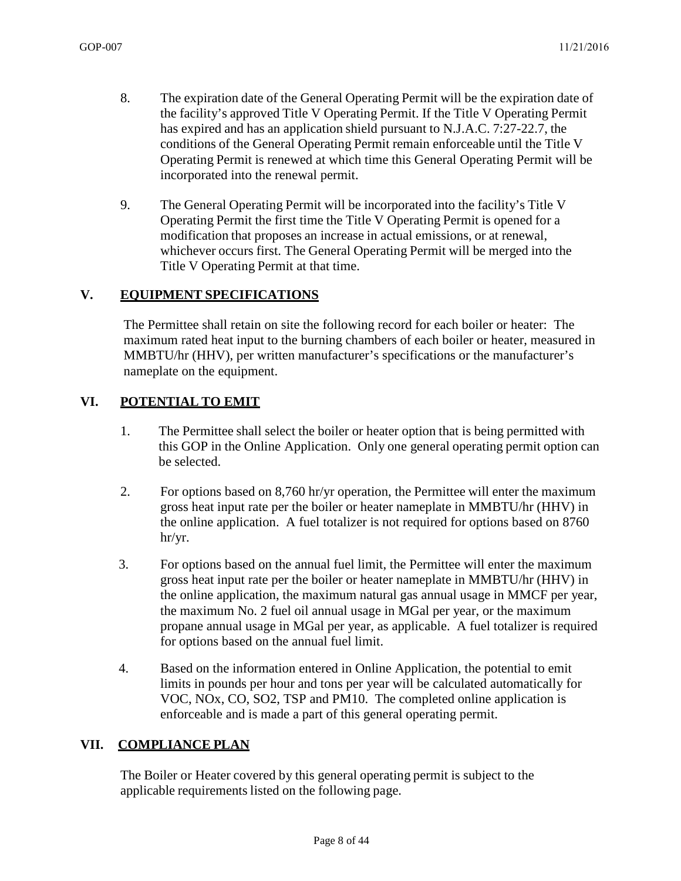8. The expiration date of the General Operating Permit will be the expiration date of the facility's approved Title V Operating Permit. If the Title V Operating Permit has expired and has an application shield pursuant to N.J.A.C. 7:27-22.7, the conditions of the General Operating Permit remain enforceable until the Title V Operating Permit is renewed at which time this General Operating Permit will be incorporated into the renewal permit.

9. The General Operating Permit will be incorporated into the facility's Title V Operating Permit the first time the Title V Operating Permit is opened for a modification that proposes an increase in actual emissions, or at renewal, whichever occurs first. The General Operating Permit will be merged into the Title V Operating Permit at that time.

## V. EQUIPMENT SPECIFICATIONS

The Permittee shall retain on site the following record for each boiler or heater: The maximum rated heat input to the burning chambers of each boiler or heater, measured in MMBTU/hr (HHV), per written manufacturer's specifications or the manufacturer's nameplate on the equipment.

## VI. POTENTIAL TO EMIT

1. The Permittee shall select the boiler or heater option that is being permitted with this GOP in the Online Application. Only one general operating permit option can be selected.

2. For options based on 8,760 hr/yr operation, the Permittee will enter the maximum gross heat input rate per the boiler or heater nameplate in MMBTU/hr (HHV) in the online application. A fuel totalizer is not required for options based on 8760 hr/yr.

3. For options based on the annual fuel limit, the Permittee will enter the maximum gross heat input rate per the boiler or heater nameplate in MMBTU/hr (HHV) in the online application, the maximum natural gas annual usage in MMCF per year, the maximum No. 2 fuel oil annual usage in MGal per year, or the maximum propane annual usage in MGal per year, as applicable. A fuel totalizer is required for options based on the annual fuel limit.

4. Based on the information entered in Online Application, the potential to emit limits in pounds per hour and tons per year will be calculated automatically for VOC, NOx, CO, SO2, TSP and PM10. The completed online application is enforceable and is made a part of this general operating permit.

## VII. COMPLIANCE PLAN

The Boiler or Heater covered by this general operating permit is subject to the applicable requirements listed on the following page.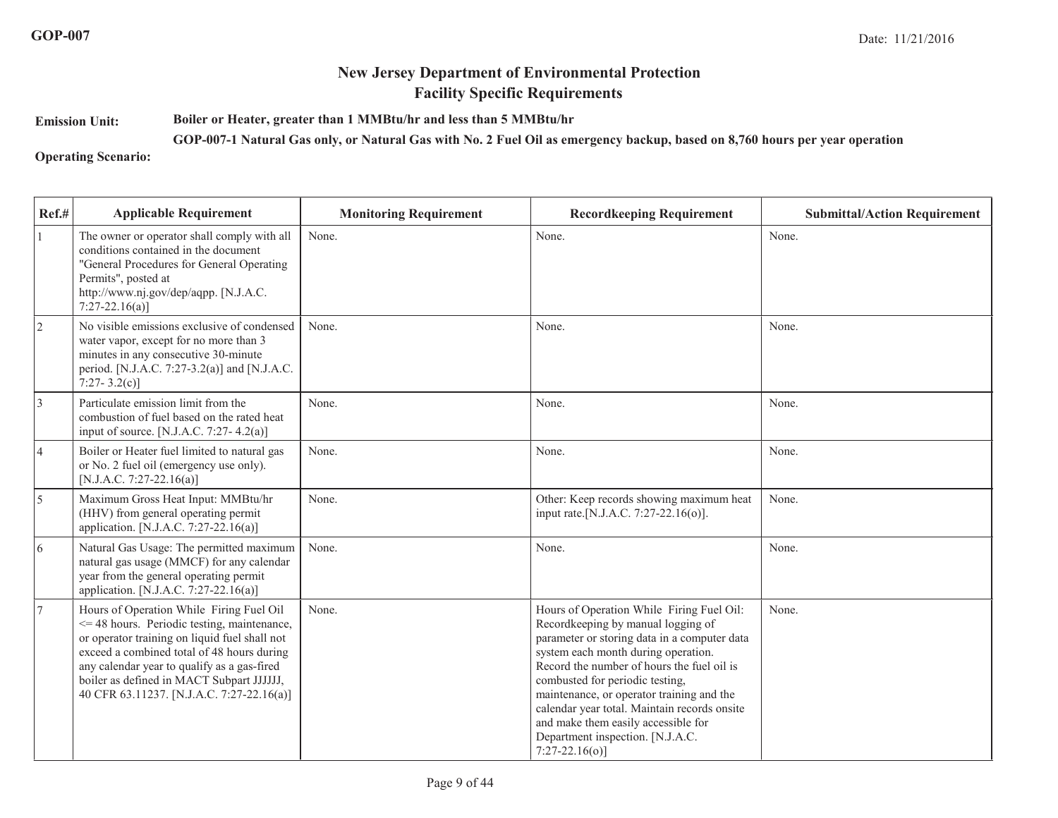GOP-007

Date: 11/21/2016

## New Jersey Department of Environmental Protection
## Facility Specific Requirements

**Emission Unit:** **Boiler or Heater, greater than 1 MMBtu/hr and less than 5 MMBtu/hr**

**GOP-007-1 Natural Gas only, or Natural Gas with No. 2 Fuel Oil as emergency backup, based on 8,760 hours per year operation**

**Operating Scenario:**

| Ref.# | Applicable Requirement | Monitoring Requirement | Recordkeeping Requirement | Submittal/Action Requirement |
|---|---|---|---|---|
| 1 | The owner or operator shall comply with all conditions contained in the document "General Procedures for General Operating Permits", posted at http://www.nj.gov/dep/aqpp. [N.J.A.C. 7:27-22.16(a)] | None. | None. | None. |
| 2 | No visible emissions exclusive of condensed water vapor, except for no more than 3 minutes in any consecutive 30-minute period. [N.J.A.C. 7:27-3.2(a)] and [N.J.A.C. 7:27- 3.2(c)] | None. | None. | None. |
| 3 | Particulate emission limit from the combustion of fuel based on the rated heat input of source. [N.J.A.C. 7:27- 4.2(a)] | None. | None. | None. |
| 4 | Boiler or Heater fuel limited to natural gas or No. 2 fuel oil (emergency use only). [N.J.A.C. 7:27-22.16(a)] | None. | None. | None. |
| 5 | Maximum Gross Heat Input: MMBtu/hr (HHV) from general operating permit application. [N.J.A.C. 7:27-22.16(a)] | None. | Other: Keep records showing maximum heat input rate.[N.J.A.C. 7:27-22.16(o)]. | None. |
| 6 | Natural Gas Usage: The permitted maximum natural gas usage (MMCF) for any calendar year from the general operating permit application. [N.J.A.C. 7:27-22.16(a)] | None. | None. | None. |
| 7 | Hours of Operation While Firing Fuel Oil <= 48 hours. Periodic testing, maintenance, or operator training on liquid fuel shall not exceed a combined total of 48 hours during any calendar year to qualify as a gas-fired boiler as defined in MACT Subpart JJJJJJ, 40 CFR 63.11237. [N.J.A.C. 7:27-22.16(a)] | None. | Hours of Operation While Firing Fuel Oil: Recordkeeping by manual logging of parameter or storing data in a computer data system each month during operation. Record the number of hours the fuel oil is combusted for periodic testing, maintenance, or operator training and the calendar year total. Maintain records onsite and make them easily accessible for Department inspection. [N.J.A.C. 7:27-22.16(o)] | None. |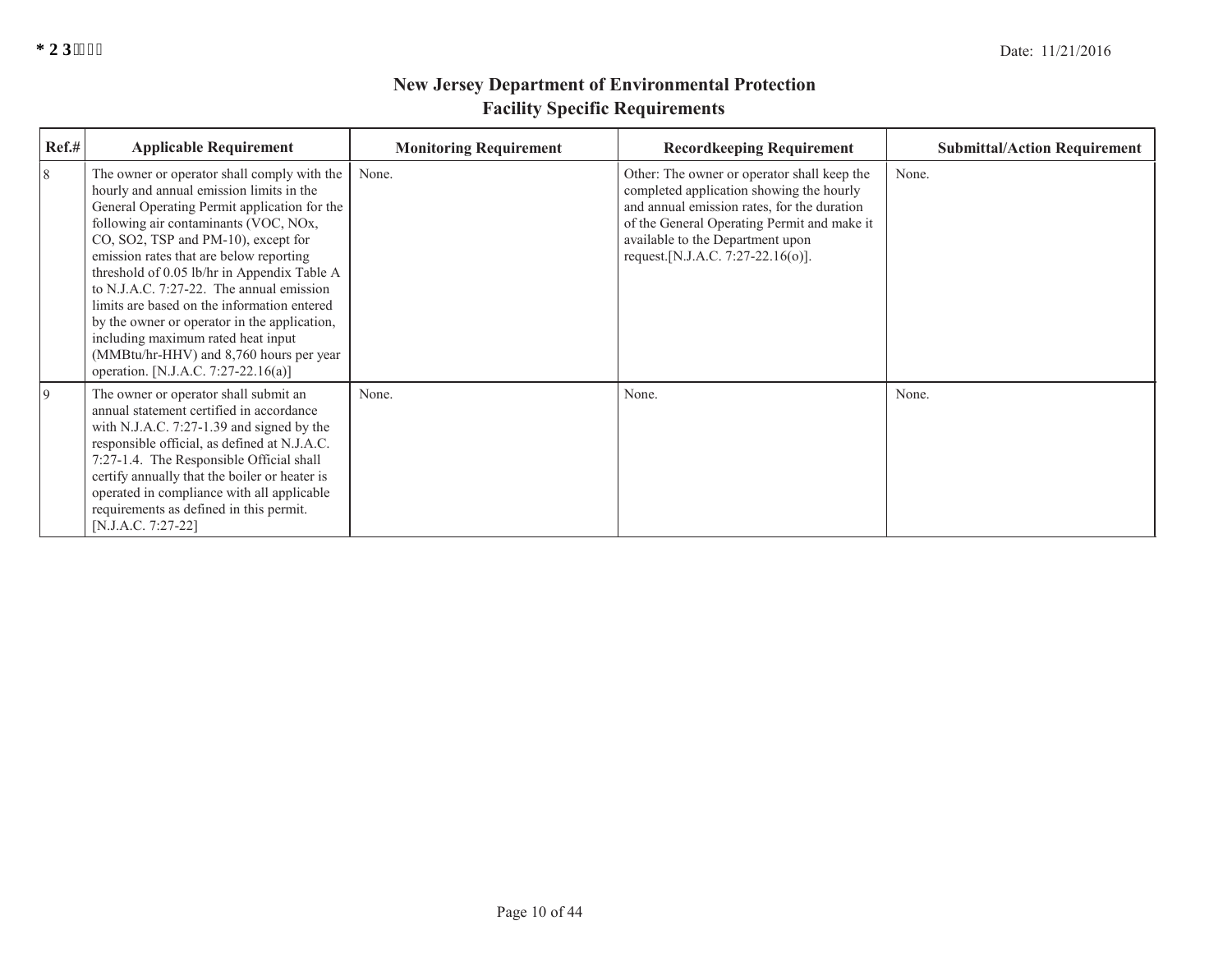# New Jersey Department of Environmental Protection
## Facility Specific Requirements

| Ref.# | Applicable Requirement | Monitoring Requirement | Recordkeeping Requirement | Submittal/Action Requirement |
|---|---|---|---|---|
| 8 | The owner or operator shall comply with the hourly and annual emission limits in the General Operating Permit application for the following air contaminants (VOC, NOx, CO, SO2, TSP and PM-10), except for emission rates that are below reporting threshold of 0.05 lb/hr in Appendix Table A to N.J.A.C. 7:27-22. The annual emission limits are based on the information entered by the owner or operator in the application, including maximum rated heat input (MMBtu/hr-HHV) and 8,760 hours per year operation. [N.J.A.C. 7:27-22.16(a)] | None. | Other: The owner or operator shall keep the completed application showing the hourly and annual emission rates, for the duration of the General Operating Permit and make it available to the Department upon request.[N.J.A.C. 7:27-22.16(o)]. | None. |
| 9 | The owner or operator shall submit an annual statement certified in accordance with N.J.A.C. 7:27-1.39 and signed by the responsible official, as defined at N.J.A.C. 7:27-1.4. The Responsible Official shall certify annually that the boiler or heater is operated in compliance with all applicable requirements as defined in this permit. [N.J.A.C. 7:27-22] | None. | None. | None. |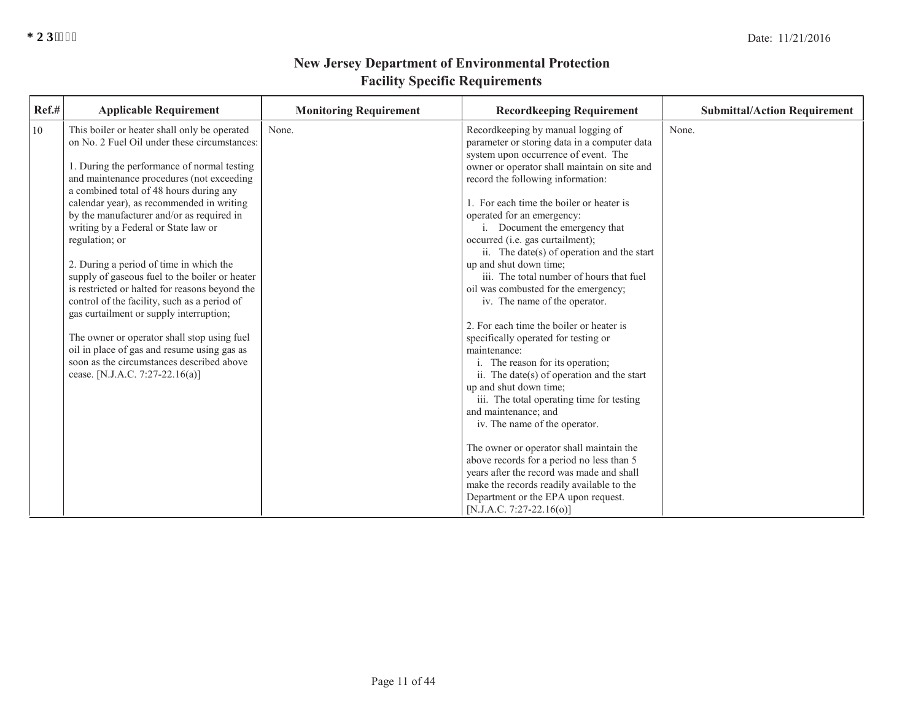# New Jersey Department of Environmental Protection
## Facility Specific Requirements

| Ref.# | Applicable Requirement | Monitoring Requirement | Recordkeeping Requirement | Submittal/Action Requirement |
|---|---|---|---|---|
| 10 | This boiler or heater shall only be operated on No. 2 Fuel Oil under these circumstances:<br><br>1. During the performance of normal testing and maintenance procedures (not exceeding a combined total of 48 hours during any calendar year), as recommended in writing by the manufacturer and/or as required in writing by a Federal or State law or regulation; or<br><br>2. During a period of time in which the supply of gaseous fuel to the boiler or heater is restricted or halted for reasons beyond the control of the facility, such as a period of gas curtailment or supply interruption;<br><br>The owner or operator shall stop using fuel oil in place of gas and resume using gas as soon as the circumstances described above cease. [N.J.A.C. 7:27-22.16(a)] | None. | Recordkeeping by manual logging of parameter or storing data in a computer data system upon occurrence of event. The owner or operator shall maintain on site and record the following information:<br><br>1. For each time the boiler or heater is operated for an emergency:<br>i. Document the emergency that occurred (i.e. gas curtailment);<br>ii. The date(s) of operation and the start up and shut down time;<br>iii. The total number of hours that fuel oil was combusted for the emergency;<br>iv. The name of the operator.<br><br>2. For each time the boiler or heater is specifically operated for testing or maintenance:<br>i. The reason for its operation;<br>ii. The date(s) of operation and the start up and shut down time;<br>iii. The total operating time for testing and maintenance; and<br>iv. The name of the operator.<br><br>The owner or operator shall maintain the above records for a period no less than 5 years after the record was made and shall make the records readily available to the Department or the EPA upon request. [N.J.A.C. 7:27-22.16(o)] | None. |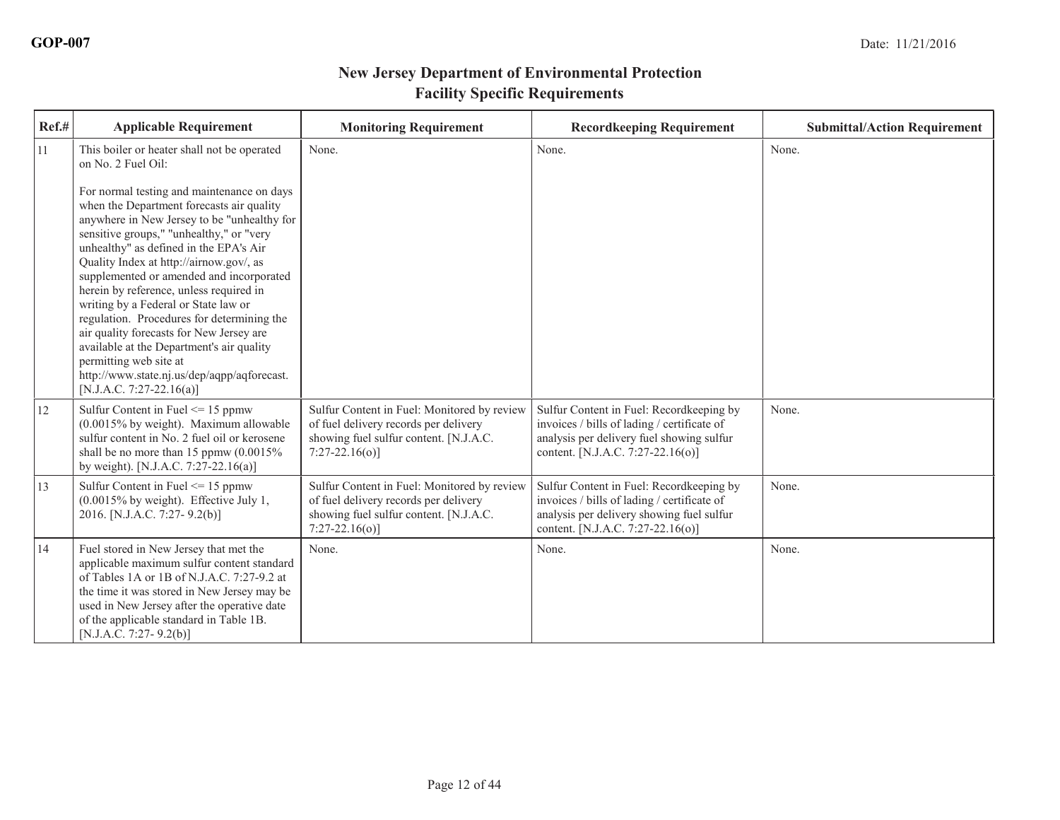GOP-007

Date: 11/21/2016

## New Jersey Department of Environmental Protection
## Facility Specific Requirements

| Ref.# | Applicable Requirement | Monitoring Requirement | Recordkeeping Requirement | Submittal/Action Requirement |
|---|---|---|---|---|
| 11 | This boiler or heater shall not be operated on No. 2 Fuel Oil:<br><br>For normal testing and maintenance on days when the Department forecasts air quality anywhere in New Jersey to be "unhealthy for sensitive groups," "unhealthy," or "very unhealthy" as defined in the EPA's Air Quality Index at http://airnow.gov/, as supplemented or amended and incorporated herein by reference, unless required in writing by a Federal or State law or regulation. Procedures for determining the air quality forecasts for New Jersey are available at the Department's air quality permitting web site at http://www.state.nj.us/dep/aqpp/aqforecast. [N.J.A.C. 7:27-22.16(a)] | None. | None. | None. |
| 12 | Sulfur Content in Fuel <= 15 ppmw (0.0015% by weight). Maximum allowable sulfur content in No. 2 fuel oil or kerosene shall be no more than 15 ppmw (0.0015% by weight). [N.J.A.C. 7:27-22.16(a)] | Sulfur Content in Fuel: Monitored by review of fuel delivery records per delivery showing fuel sulfur content. [N.J.A.C. 7:27-22.16(o)] | Sulfur Content in Fuel: Recordkeeping by invoices / bills of lading / certificate of analysis per delivery fuel showing sulfur content. [N.J.A.C. 7:27-22.16(o)] | None. |
| 13 | Sulfur Content in Fuel <= 15 ppmw (0.0015% by weight). Effective July 1, 2016. [N.J.A.C. 7:27- 9.2(b)] | Sulfur Content in Fuel: Monitored by review of fuel delivery records per delivery showing fuel sulfur content. [N.J.A.C. 7:27-22.16(o)] | Sulfur Content in Fuel: Recordkeeping by invoices / bills of lading / certificate of analysis per delivery showing fuel sulfur content. [N.J.A.C. 7:27-22.16(o)] | None. |
| 14 | Fuel stored in New Jersey that met the applicable maximum sulfur content standard of Tables 1A or 1B of N.J.A.C. 7:27-9.2 at the time it was stored in New Jersey may be used in New Jersey after the operative date of the applicable standard in Table 1B. [N.J.A.C. 7:27- 9.2(b)] | None. | None. | None. |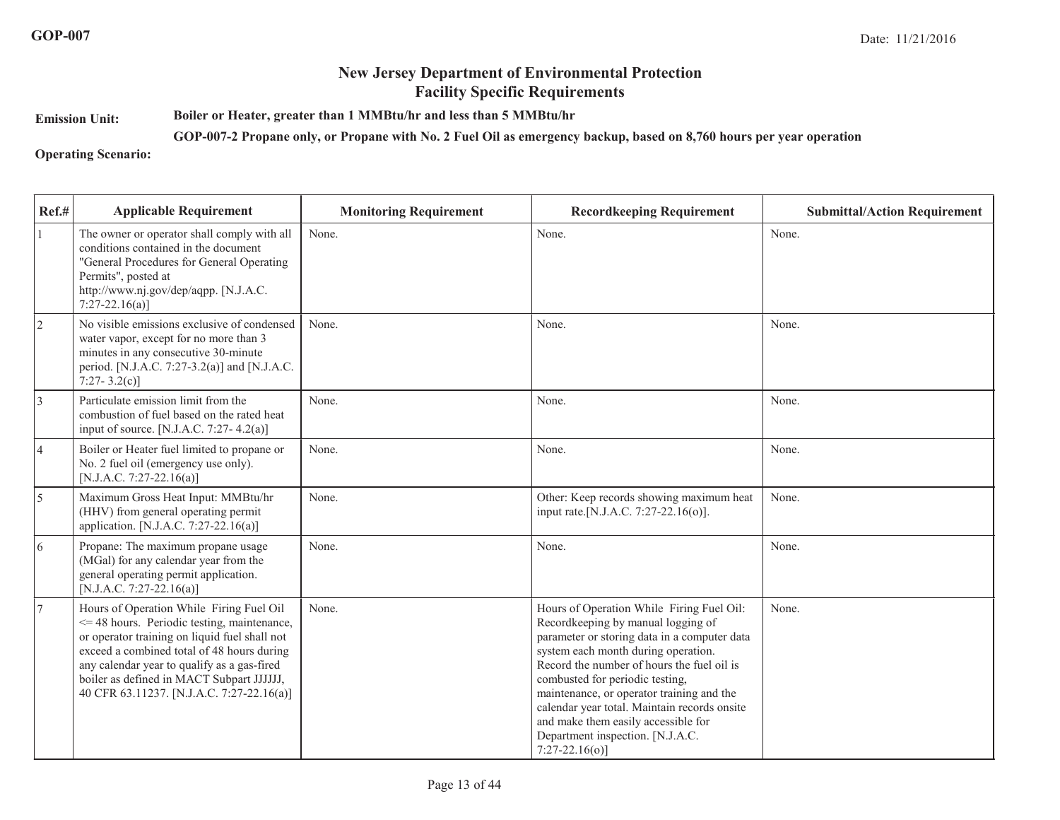# New Jersey Department of Environmental Protection
## Facility Specific Requirements

**Emission Unit:** **Boiler or Heater, greater than 1 MMBtu/hr and less than 5 MMBtu/hr**

**Operating Scenario:** **GOP-007-2 Propane only, or Propane with No. 2 Fuel Oil as emergency backup, based on 8,760 hours per year operation**

| Ref.# | Applicable Requirement | Monitoring Requirement | Recordkeeping Requirement | Submittal/Action Requirement |
|---|---|---|---|---|
| 1 | The owner or operator shall comply with all conditions contained in the document "General Procedures for General Operating Permits", posted at http://www.nj.gov/dep/aqpp. [N.J.A.C. 7:27-22.16(a)] | None. | None. | None. |
| 2 | No visible emissions exclusive of condensed water vapor, except for no more than 3 minutes in any consecutive 30-minute period. [N.J.A.C. 7:27-3.2(a)] and [N.J.A.C. 7:27- 3.2(c)] | None. | None. | None. |
| 3 | Particulate emission limit from the combustion of fuel based on the rated heat input of source. [N.J.A.C. 7:27- 4.2(a)] | None. | None. | None. |
| 4 | Boiler or Heater fuel limited to propane or No. 2 fuel oil (emergency use only). [N.J.A.C. 7:27-22.16(a)] | None. | None. | None. |
| 5 | Maximum Gross Heat Input: MMBtu/hr (HHV) from general operating permit application. [N.J.A.C. 7:27-22.16(a)] | None. | Other: Keep records showing maximum heat input rate.[N.J.A.C. 7:27-22.16(o)]. | None. |
| 6 | Propane: The maximum propane usage (MGal) for any calendar year from the general operating permit application. [N.J.A.C. 7:27-22.16(a)] | None. | None. | None. |
| 7 | Hours of Operation While Firing Fuel Oil <= 48 hours. Periodic testing, maintenance, or operator training on liquid fuel shall not exceed a combined total of 48 hours during any calendar year to qualify as a gas-fired boiler as defined in MACT Subpart JJJJJJ, 40 CFR 63.11237. [N.J.A.C. 7:27-22.16(a)] | None. | Hours of Operation While Firing Fuel Oil: Recordkeeping by manual logging of parameter or storing data in a computer data system each month during operation. Record the number of hours the fuel oil is combusted for periodic testing, maintenance, or operator training and the calendar year total. Maintain records onsite and make them easily accessible for Department inspection. [N.J.A.C. 7:27-22.16(o)] | None. |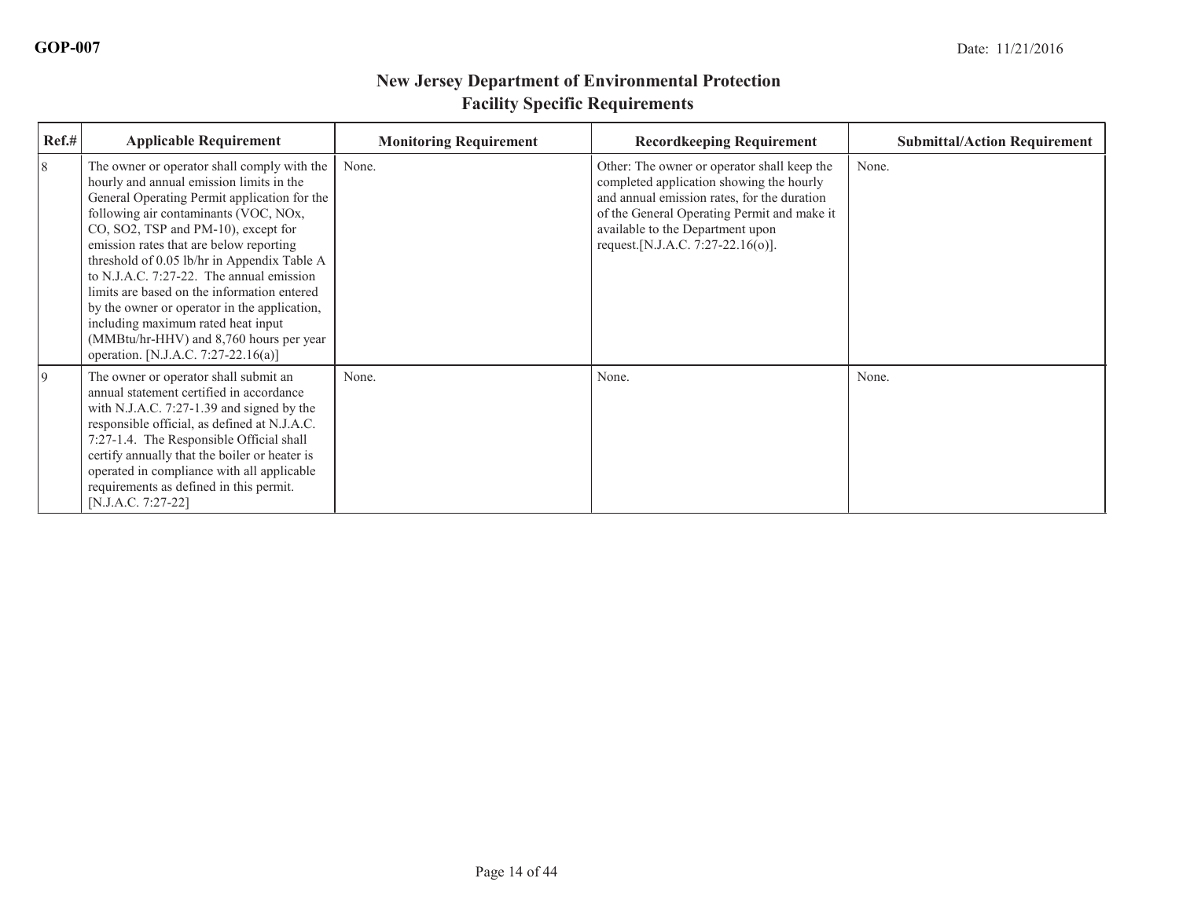# New Jersey Department of Environmental Protection
## Facility Specific Requirements

| Ref.# | Applicable Requirement | Monitoring Requirement | Recordkeeping Requirement | Submittal/Action Requirement |
|---|---|---|---|---|
| 8 | The owner or operator shall comply with the hourly and annual emission limits in the General Operating Permit application for the following air contaminants (VOC, NOx, CO, SO2, TSP and PM-10), except for emission rates that are below reporting threshold of 0.05 lb/hr in Appendix Table A to N.J.A.C. 7:27-22. The annual emission limits are based on the information entered by the owner or operator in the application, including maximum rated heat input (MMBtu/hr-HHV) and 8,760 hours per year operation. [N.J.A.C. 7:27-22.16(a)] | None. | Other: The owner or operator shall keep the completed application showing the hourly and annual emission rates, for the duration of the General Operating Permit and make it available to the Department upon request.[N.J.A.C. 7:27-22.16(o)]. | None. |
| 9 | The owner or operator shall submit an annual statement certified in accordance with N.J.A.C. 7:27-1.39 and signed by the responsible official, as defined at N.J.A.C. 7:27-1.4. The Responsible Official shall certify annually that the boiler or heater is operated in compliance with all applicable requirements as defined in this permit. [N.J.A.C. 7:27-22] | None. | None. | None. |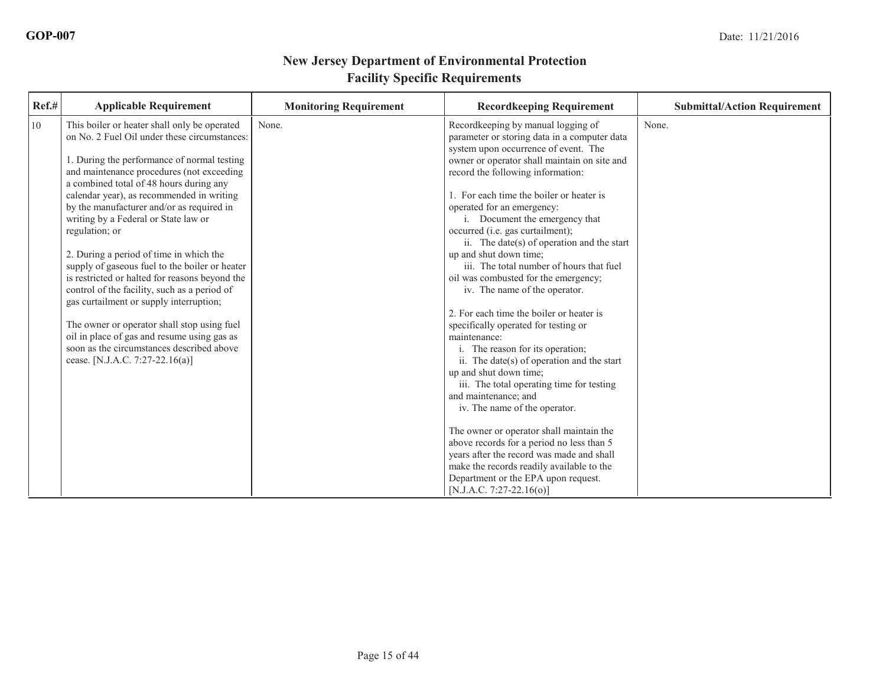GOP-007 Date: 11/21/2016

# New Jersey Department of Environmental Protection
## Facility Specific Requirements

| Ref.# | Applicable Requirement | Monitoring Requirement | Recordkeeping Requirement | Submittal/Action Requirement |
|---|---|---|---|---|
| 10 | This boiler or heater shall only be operated on No. 2 Fuel Oil under these circumstances:<br><br>1. During the performance of normal testing and maintenance procedures (not exceeding a combined total of 48 hours during any calendar year), as recommended in writing by the manufacturer and/or as required in writing by a Federal or State law or regulation; or<br><br>2. During a period of time in which the supply of gaseous fuel to the boiler or heater is restricted or halted for reasons beyond the control of the facility, such as a period of gas curtailment or supply interruption;<br><br>The owner or operator shall stop using fuel oil in place of gas and resume using gas as soon as the circumstances described above cease. [N.J.A.C. 7:27-22.16(a)] | None. | Recordkeeping by manual logging of parameter or storing data in a computer data system upon occurrence of event. The owner or operator shall maintain on site and record the following information:<br><br>1. For each time the boiler or heater is operated for an emergency:<br>i. Document the emergency that occurred (i.e. gas curtailment);<br>ii. The date(s) of operation and the start up and shut down time;<br>iii. The total number of hours that fuel oil was combusted for the emergency;<br>iv. The name of the operator.<br><br>2. For each time the boiler or heater is specifically operated for testing or maintenance:<br>i. The reason for its operation;<br>ii. The date(s) of operation and the start up and shut down time;<br>iii. The total operating time for testing and maintenance; and<br>iv. The name of the operator.<br><br>The owner or operator shall maintain the above records for a period no less than 5 years after the record was made and shall make the records readily available to the Department or the EPA upon request. [N.J.A.C. 7:27-22.16(o)] | None. |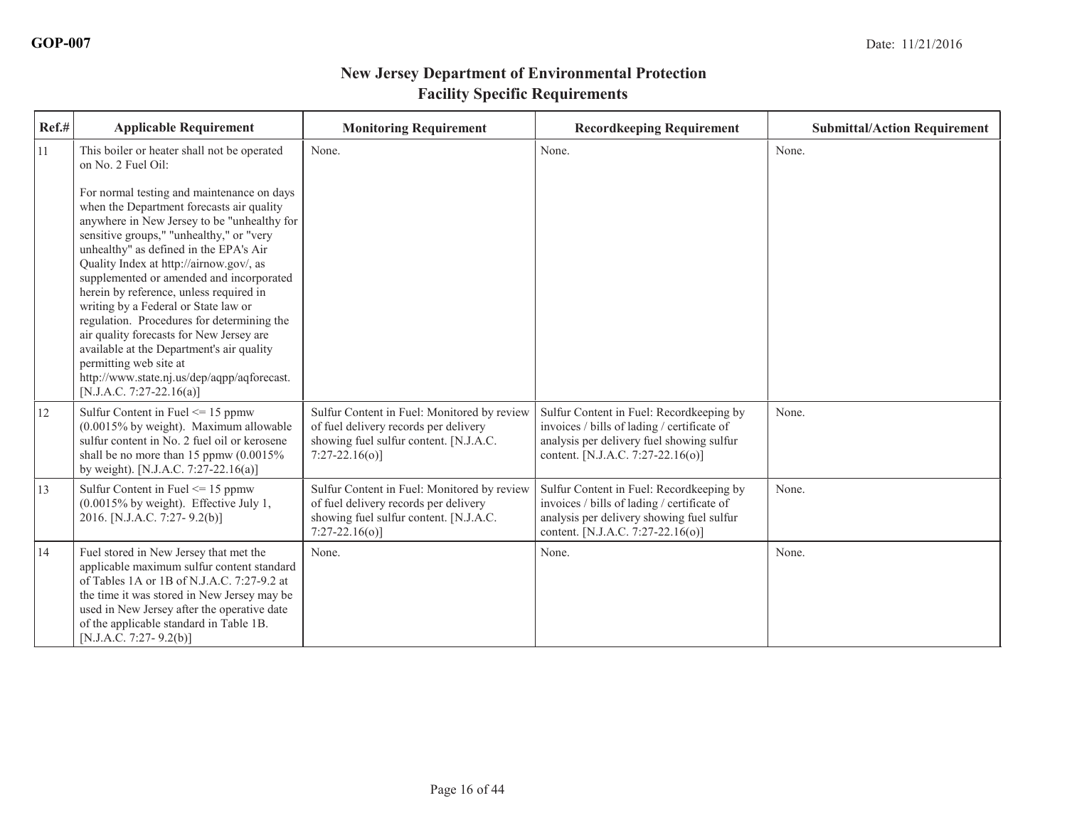GOP-007

Date: 11/21/2016

## New Jersey Department of Environmental Protection
## Facility Specific Requirements

| Ref.# | Applicable Requirement | Monitoring Requirement | Recordkeeping Requirement | Submittal/Action Requirement |
|---|---|---|---|---|
| 11 | This boiler or heater shall not be operated on No. 2 Fuel Oil:<br><br>For normal testing and maintenance on days when the Department forecasts air quality anywhere in New Jersey to be "unhealthy for sensitive groups," "unhealthy," or "very unhealthy" as defined in the EPA's Air Quality Index at http://airnow.gov/, as supplemented or amended and incorporated herein by reference, unless required in writing by a Federal or State law or regulation. Procedures for determining the air quality forecasts for New Jersey are available at the Department's air quality permitting web site at http://www.state.nj.us/dep/aqpp/aqforecast. [N.J.A.C. 7:27-22.16(a)] | None. | None. | None. |
| 12 | Sulfur Content in Fuel <= 15 ppmw (0.0015% by weight). Maximum allowable sulfur content in No. 2 fuel oil or kerosene shall be no more than 15 ppmw (0.0015% by weight). [N.J.A.C. 7:27-22.16(a)] | Sulfur Content in Fuel: Monitored by review of fuel delivery records per delivery showing fuel sulfur content. [N.J.A.C. 7:27-22.16(o)] | Sulfur Content in Fuel: Recordkeeping by invoices / bills of lading / certificate of analysis per delivery fuel showing sulfur content. [N.J.A.C. 7:27-22.16(o)] | None. |
| 13 | Sulfur Content in Fuel <= 15 ppmw (0.0015% by weight). Effective July 1, 2016. [N.J.A.C. 7:27- 9.2(b)] | Sulfur Content in Fuel: Monitored by review of fuel delivery records per delivery showing fuel sulfur content. [N.J.A.C. 7:27-22.16(o)] | Sulfur Content in Fuel: Recordkeeping by invoices / bills of lading / certificate of analysis per delivery showing fuel sulfur content. [N.J.A.C. 7:27-22.16(o)] | None. |
| 14 | Fuel stored in New Jersey that met the applicable maximum sulfur content standard of Tables 1A or 1B of N.J.A.C. 7:27-9.2 at the time it was stored in New Jersey may be used in New Jersey after the operative date of the applicable standard in Table 1B. [N.J.A.C. 7:27- 9.2(b)] | None. | None. | None. |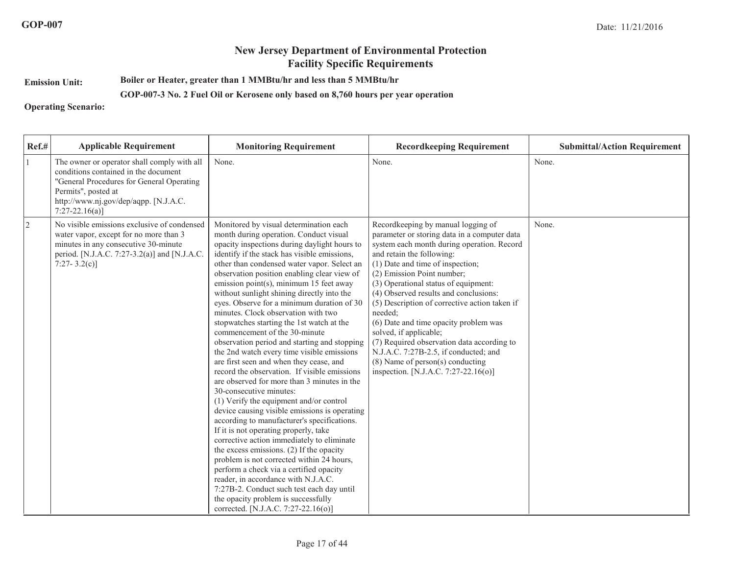## New Jersey Department of Environmental Protection
## Facility Specific Requirements

**Emission Unit:** **Boiler or Heater, greater than 1 MMBtu/hr and less than 5 MMBtu/hr**

**GOP-007-3 No. 2 Fuel Oil or Kerosene only based on 8,760 hours per year operation**

**Operating Scenario:**

| Ref.# | Applicable Requirement | Monitoring Requirement | Recordkeeping Requirement | Submittal/Action Requirement |
|---|---|---|---|---|
| 1 | The owner or operator shall comply with all conditions contained in the document "General Procedures for General Operating Permits", posted at http://www.nj.gov/dep/aqpp. [N.J.A.C. 7:27-22.16(a)] | None. | None. | None. |
| 2 | No visible emissions exclusive of condensed water vapor, except for no more than 3 minutes in any consecutive 30-minute period. [N.J.A.C. 7:27-3.2(a)] and [N.J.A.C. 7:27- 3.2(c)] | Monitored by visual determination each month during operation. Conduct visual opacity inspections during daylight hours to identify if the stack has visible emissions, other than condensed water vapor. Select an observation position enabling clear view of emission point(s), minimum 15 feet away without sunlight shining directly into the eyes. Observe for a minimum duration of 30 minutes. Clock observation with two stopwatches starting the 1st watch at the commencement of the 30-minute observation period and starting and stopping the 2nd watch every time visible emissions are first seen and when they cease, and record the observation. If visible emissions are observed for more than 3 minutes in the 30-consecutive minutes:<br>(1) Verify the equipment and/or control device causing visible emissions is operating according to manufacturer's specifications. If it is not operating properly, take corrective action immediately to eliminate the excess emissions. (2) If the opacity problem is not corrected within 24 hours, perform a check via a certified opacity reader, in accordance with N.J.A.C. 7:27B-2. Conduct such test each day until the opacity problem is successfully corrected. [N.J.A.C. 7:27-22.16(o)] | Recordkeeping by manual logging of parameter or storing data in a computer data system each month during operation. Record and retain the following:<br>(1) Date and time of inspection;<br>(2) Emission Point number;<br>(3) Operational status of equipment:<br>(4) Observed results and conclusions:<br>(5) Description of corrective action taken if needed;<br>(6) Date and time opacity problem was solved, if applicable;<br>(7) Required observation data according to N.J.A.C. 7:27B-2.5, if conducted; and<br>(8) Name of person(s) conducting inspection. [N.J.A.C. 7:27-22.16(o)] | None. |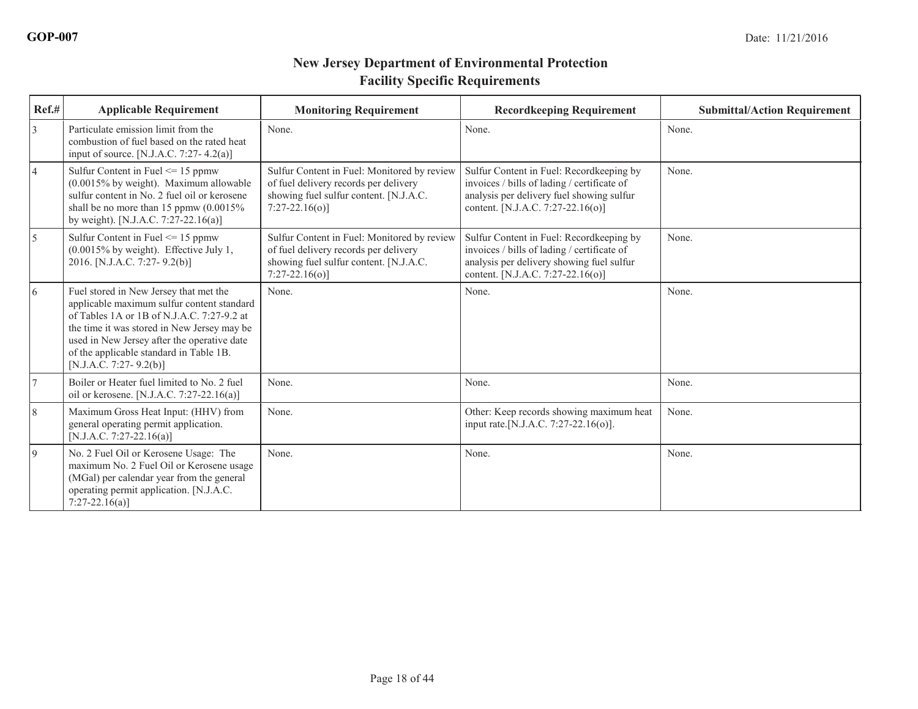GOP-007 Date: 11/21/2016

# New Jersey Department of Environmental Protection
## Facility Specific Requirements

| Ref.# | Applicable Requirement | Monitoring Requirement | Recordkeeping Requirement | Submittal/Action Requirement |
|---|---|---|---|---|
| 3 | Particulate emission limit from the combustion of fuel based on the rated heat input of source. [N.J.A.C. 7:27- 4.2(a)] | None. | None. | None. |
| 4 | Sulfur Content in Fuel <= 15 ppmw (0.0015% by weight). Maximum allowable sulfur content in No. 2 fuel oil or kerosene shall be no more than 15 ppmw (0.0015% by weight). [N.J.A.C. 7:27-22.16(a)] | Sulfur Content in Fuel: Monitored by review of fuel delivery records per delivery showing fuel sulfur content. [N.J.A.C. 7:27-22.16(o)] | Sulfur Content in Fuel: Recordkeeping by invoices / bills of lading / certificate of analysis per delivery fuel showing sulfur content. [N.J.A.C. 7:27-22.16(o)] | None. |
| 5 | Sulfur Content in Fuel <= 15 ppmw (0.0015% by weight). Effective July 1, 2016. [N.J.A.C. 7:27- 9.2(b)] | Sulfur Content in Fuel: Monitored by review of fuel delivery records per delivery showing fuel sulfur content. [N.J.A.C. 7:27-22.16(o)] | Sulfur Content in Fuel: Recordkeeping by invoices / bills of lading / certificate of analysis per delivery showing fuel sulfur content. [N.J.A.C. 7:27-22.16(o)] | None. |
| 6 | Fuel stored in New Jersey that met the applicable maximum sulfur content standard of Tables 1A or 1B of N.J.A.C. 7:27-9.2 at the time it was stored in New Jersey may be used in New Jersey after the operative date of the applicable standard in Table 1B. [N.J.A.C. 7:27- 9.2(b)] | None. | None. | None. |
| 7 | Boiler or Heater fuel limited to No. 2 fuel oil or kerosene. [N.J.A.C. 7:27-22.16(a)] | None. | None. | None. |
| 8 | Maximum Gross Heat Input: (HHV) from general operating permit application. [N.J.A.C. 7:27-22.16(a)] | None. | Other: Keep records showing maximum heat input rate.[N.J.A.C. 7:27-22.16(o)]. | None. |
| 9 | No. 2 Fuel Oil or Kerosene Usage: The maximum No. 2 Fuel Oil or Kerosene usage (MGal) per calendar year from the general operating permit application. [N.J.A.C. 7:27-22.16(a)] | None. | None. | None. |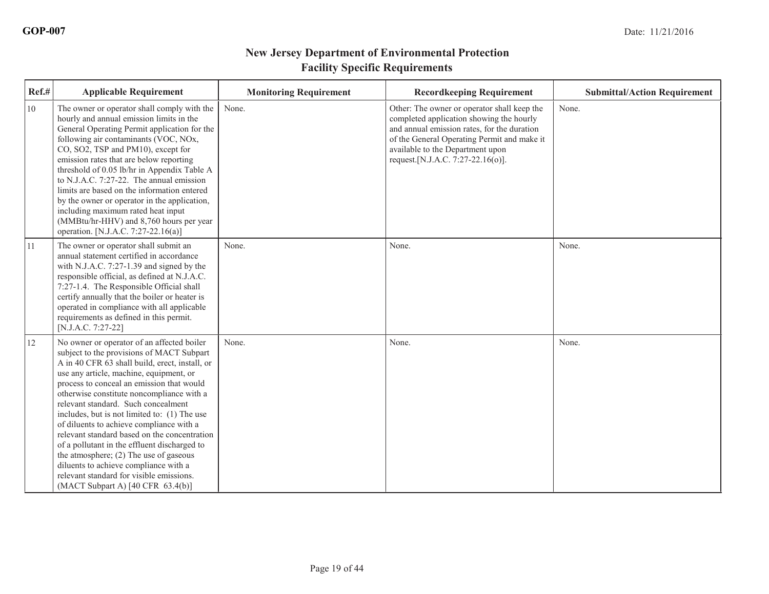## New Jersey Department of Environmental Protection
## Facility Specific Requirements

| Ref.# | Applicable Requirement | Monitoring Requirement | Recordkeeping Requirement | Submittal/Action Requirement |
|---|---|---|---|---|
| 10 | The owner or operator shall comply with the hourly and annual emission limits in the General Operating Permit application for the following air contaminants (VOC, NOx, CO, SO2, TSP and PM10), except for emission rates that are below reporting threshold of 0.05 lb/hr in Appendix Table A to N.J.A.C. 7:27-22. The annual emission limits are based on the information entered by the owner or operator in the application, including maximum rated heat input (MMBtu/hr-HHV) and 8,760 hours per year operation. [N.J.A.C. 7:27-22.16(a)] | None. | Other: The owner or operator shall keep the completed application showing the hourly and annual emission rates, for the duration of the General Operating Permit and make it available to the Department upon request.[N.J.A.C. 7:27-22.16(o)]. | None. |
| 11 | The owner or operator shall submit an annual statement certified in accordance with N.J.A.C. 7:27-1.39 and signed by the responsible official, as defined at N.J.A.C. 7:27-1.4. The Responsible Official shall certify annually that the boiler or heater is operated in compliance with all applicable requirements as defined in this permit. [N.J.A.C. 7:27-22] | None. | None. | None. |
| 12 | No owner or operator of an affected boiler subject to the provisions of MACT Subpart A in 40 CFR 63 shall build, erect, install, or use any article, machine, equipment, or process to conceal an emission that would otherwise constitute noncompliance with a relevant standard. Such concealment includes, but is not limited to: (1) The use of diluents to achieve compliance with a relevant standard based on the concentration of a pollutant in the effluent discharged to the atmosphere; (2) The use of gaseous diluents to achieve compliance with a relevant standard for visible emissions. (MACT Subpart A) [40 CFR 63.4(b)] | None. | None. | None. |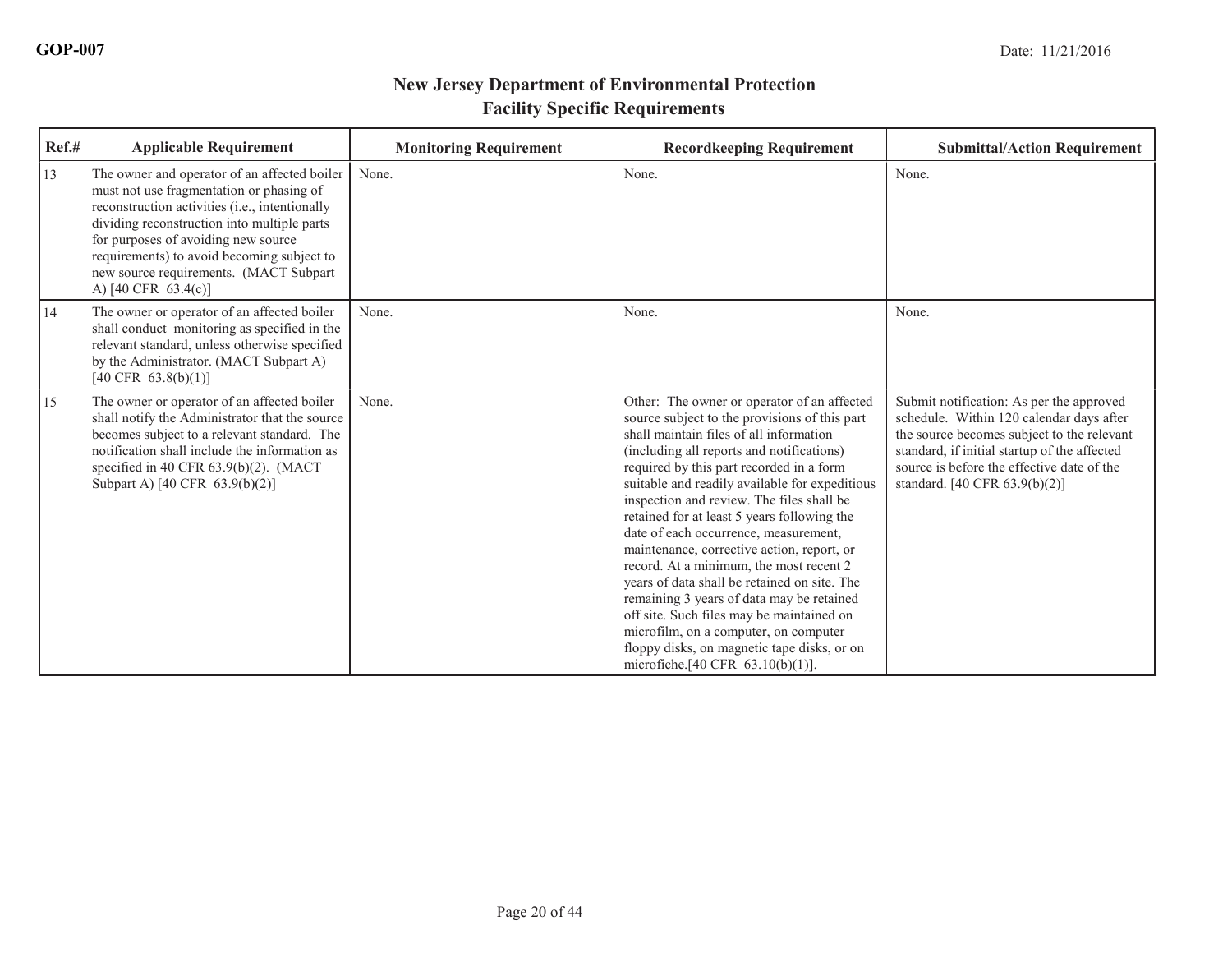# New Jersey Department of Environmental Protection
## Facility Specific Requirements

| Ref.# | Applicable Requirement | Monitoring Requirement | Recordkeeping Requirement | Submittal/Action Requirement |
|---|---|---|---|---|
| 13 | The owner and operator of an affected boiler must not use fragmentation or phasing of reconstruction activities (i.e., intentionally dividing reconstruction into multiple parts for purposes of avoiding new source requirements) to avoid becoming subject to new source requirements. (MACT Subpart A) [40 CFR 63.4(c)] | None. | None. | None. |
| 14 | The owner or operator of an affected boiler shall conduct monitoring as specified in the relevant standard, unless otherwise specified by the Administrator. (MACT Subpart A) [40 CFR 63.8(b)(1)] | None. | None. | None. |
| 15 | The owner or operator of an affected boiler shall notify the Administrator that the source becomes subject to a relevant standard. The notification shall include the information as specified in 40 CFR 63.9(b)(2). (MACT Subpart A) [40 CFR 63.9(b)(2)] | None. | Other: The owner or operator of an affected source subject to the provisions of this part shall maintain files of all information (including all reports and notifications) required by this part recorded in a form suitable and readily available for expeditious inspection and review. The files shall be retained for at least 5 years following the date of each occurrence, measurement, maintenance, corrective action, report, or record. At a minimum, the most recent 2 years of data shall be retained on site. The remaining 3 years of data may be retained off site. Such files may be maintained on microfilm, on a computer, on computer floppy disks, on magnetic tape disks, or on microfiche.[40 CFR 63.10(b)(1)]. | Submit notification: As per the approved schedule. Within 120 calendar days after the source becomes subject to the relevant standard, if initial startup of the affected source is before the effective date of the standard. [40 CFR 63.9(b)(2)] |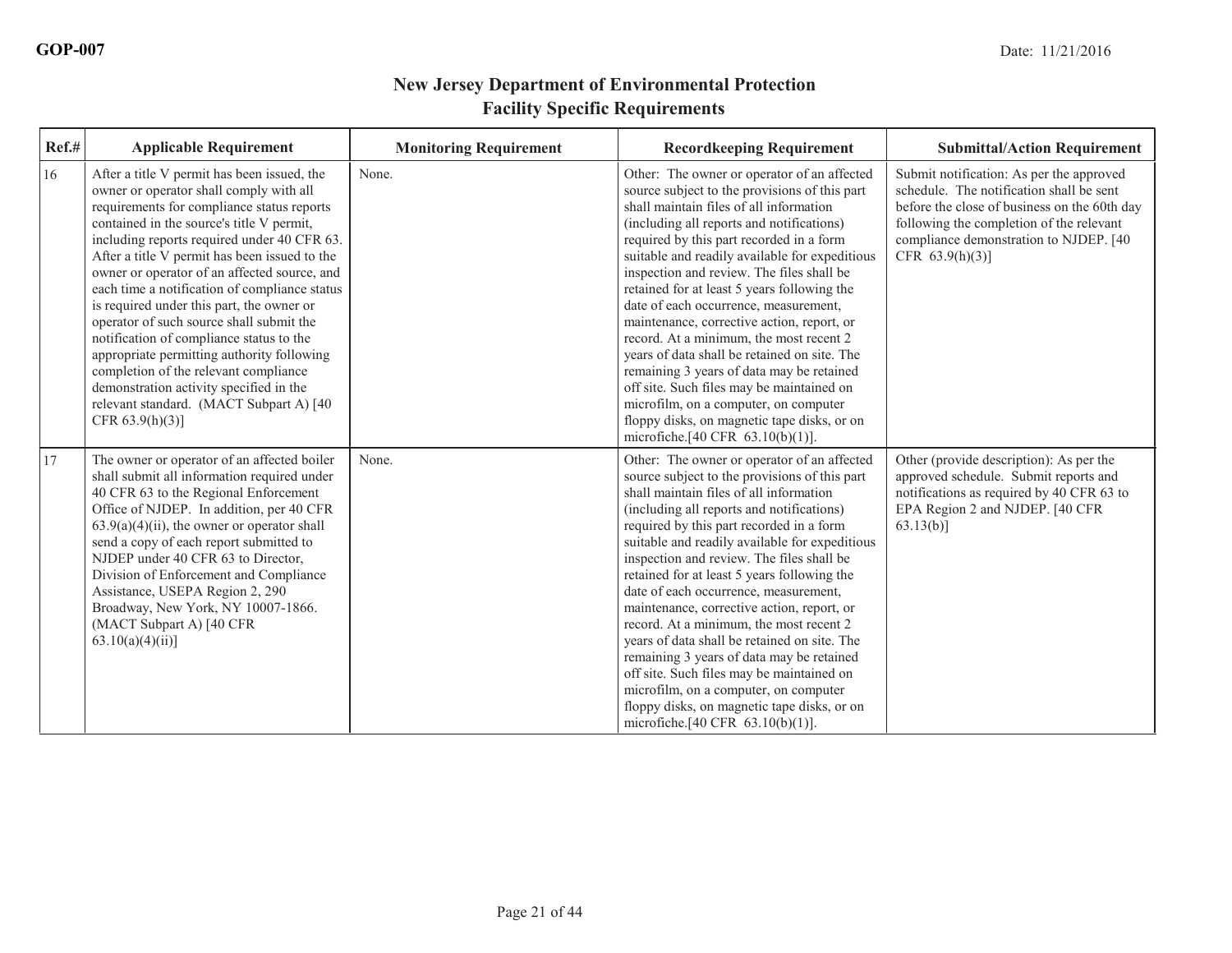GOP-007

Date: 11/21/2016

# New Jersey Department of Environmental Protection
## Facility Specific Requirements

| Ref.# | Applicable Requirement | Monitoring Requirement | Recordkeeping Requirement | Submittal/Action Requirement |
|---|---|---|---|---|
| 16 | After a title V permit has been issued, the owner or operator shall comply with all requirements for compliance status reports contained in the source's title V permit, including reports required under 40 CFR 63. After a title V permit has been issued to the owner or operator of an affected source, and each time a notification of compliance status is required under this part, the owner or operator of such source shall submit the notification of compliance status to the appropriate permitting authority following completion of the relevant compliance demonstration activity specified in the relevant standard. (MACT Subpart A) [40 CFR 63.9(h)(3)] | None. | Other: The owner or operator of an affected source subject to the provisions of this part shall maintain files of all information (including all reports and notifications) required by this part recorded in a form suitable and readily available for expeditious inspection and review. The files shall be retained for at least 5 years following the date of each occurrence, measurement, maintenance, corrective action, report, or record. At a minimum, the most recent 2 years of data shall be retained on site. The remaining 3 years of data may be retained off site. Such files may be maintained on microfilm, on a computer, on computer floppy disks, on magnetic tape disks, or on microfiche.[40 CFR 63.10(b)(1)]. | Submit notification: As per the approved schedule. The notification shall be sent before the close of business on the 60th day following the completion of the relevant compliance demonstration to NJDEP. [40 CFR 63.9(h)(3)] |
| 17 | The owner or operator of an affected boiler shall submit all information required under 40 CFR 63 to the Regional Enforcement Office of NJDEP. In addition, per 40 CFR 63.9(a)(4)(ii), the owner or operator shall send a copy of each report submitted to NJDEP under 40 CFR 63 to Director, Division of Enforcement and Compliance Assistance, USEPA Region 2, 290 Broadway, New York, NY 10007-1866. (MACT Subpart A) [40 CFR 63.10(a)(4)(ii)] | None. | Other: The owner or operator of an affected source subject to the provisions of this part shall maintain files of all information (including all reports and notifications) required by this part recorded in a form suitable and readily available for expeditious inspection and review. The files shall be retained for at least 5 years following the date of each occurrence, measurement, maintenance, corrective action, report, or record. At a minimum, the most recent 2 years of data shall be retained on site. The remaining 3 years of data may be retained off site. Such files may be maintained on microfilm, on a computer, on computer floppy disks, on magnetic tape disks, or on microfiche.[40 CFR 63.10(b)(1)]. | Other (provide description): As per the approved schedule. Submit reports and notifications as required by 40 CFR 63 to EPA Region 2 and NJDEP. [40 CFR 63.13(b)] |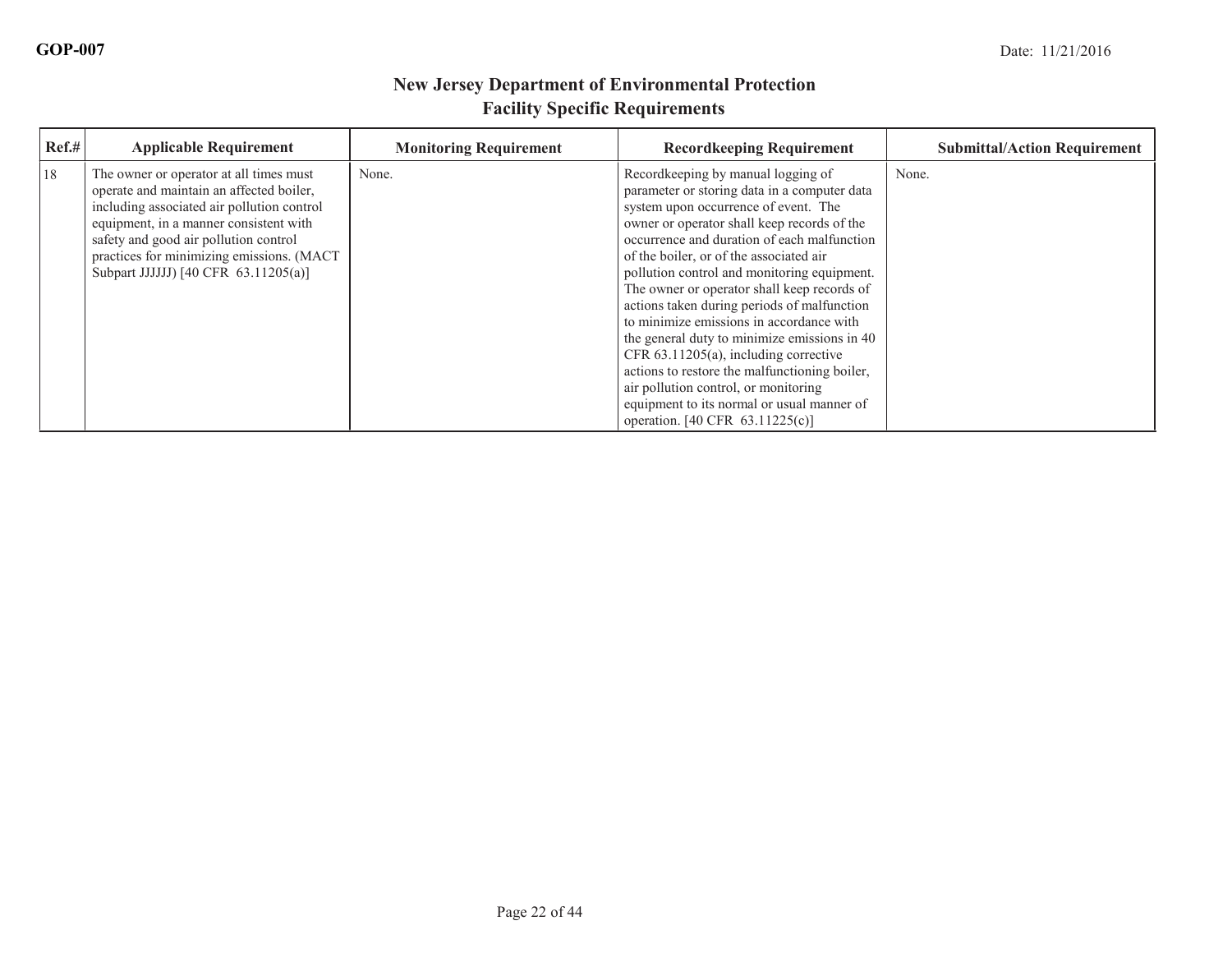## New Jersey Department of Environmental Protection
## Facility Specific Requirements

| Ref.# | Applicable Requirement | Monitoring Requirement | Recordkeeping Requirement | Submittal/Action Requirement |
|---|---|---|---|---|
| 18 | The owner or operator at all times must operate and maintain an affected boiler, including associated air pollution control equipment, in a manner consistent with safety and good air pollution control practices for minimizing emissions. (MACT Subpart JJJJJJ) [40 CFR 63.11205(a)] | None. | Recordkeeping by manual logging of parameter or storing data in a computer data system upon occurrence of event. The owner or operator shall keep records of the occurrence and duration of each malfunction of the boiler, or of the associated air pollution control and monitoring equipment. The owner or operator shall keep records of actions taken during periods of malfunction to minimize emissions in accordance with the general duty to minimize emissions in 40 CFR 63.11205(a), including corrective actions to restore the malfunctioning boiler, air pollution control, or monitoring equipment to its normal or usual manner of operation. [40 CFR 63.11225(c)] | None. |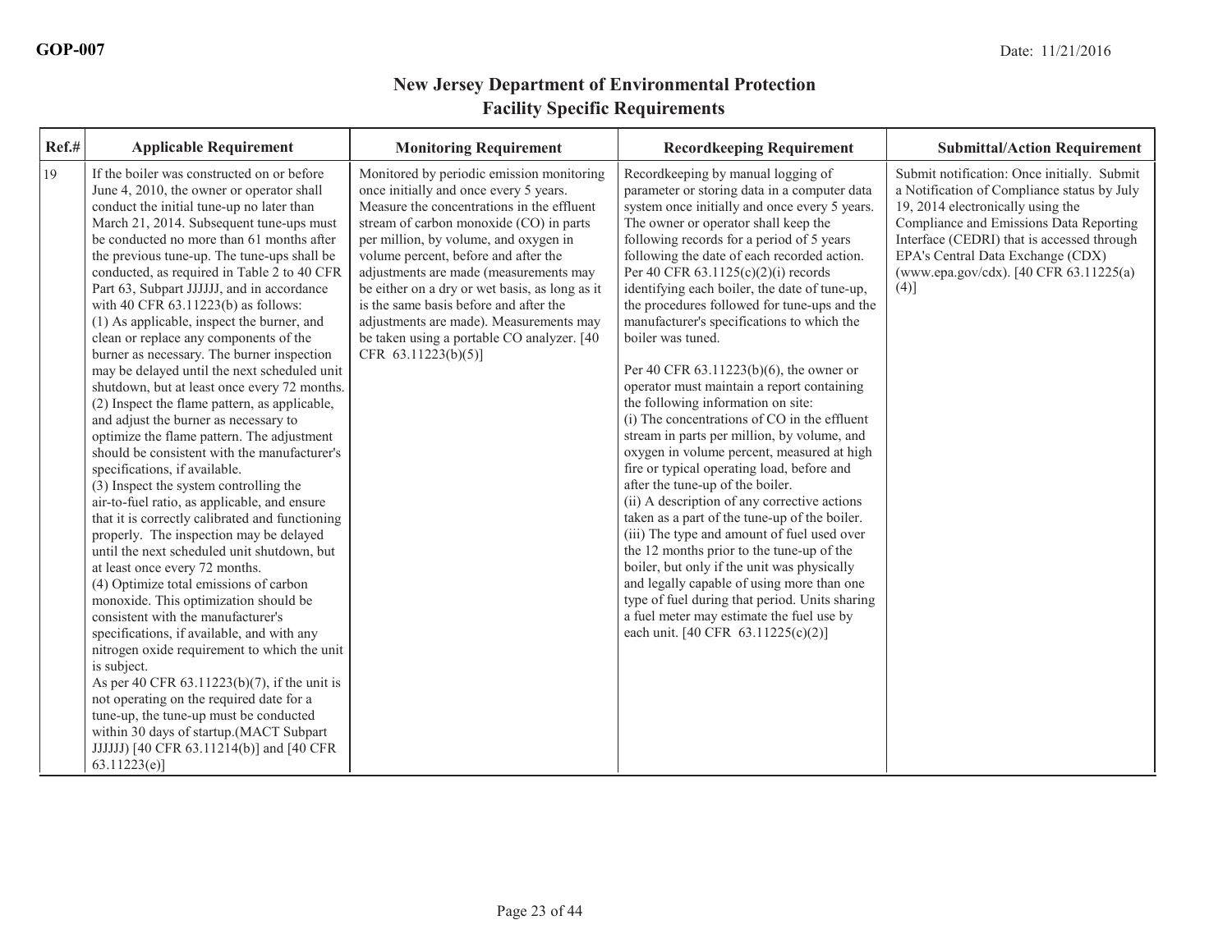GOP-007 Date: 11/21/2016

# New Jersey Department of Environmental Protection
## Facility Specific Requirements

| Ref.# | Applicable Requirement | Monitoring Requirement | Recordkeeping Requirement | Submittal/Action Requirement |
|---|---|---|---|---|
| 19 | If the boiler was constructed on or before June 4, 2010, the owner or operator shall conduct the initial tune-up no later than March 21, 2014. Subsequent tune-ups must be conducted no more than 61 months after the previous tune-up. The tune-ups shall be conducted, as required in Table 2 to 40 CFR Part 63, Subpart JJJJJJ, and in accordance with 40 CFR 63.11223(b) as follows:<br>(1) As applicable, inspect the burner, and clean or replace any components of the burner as necessary. The burner inspection may be delayed until the next scheduled unit shutdown, but at least once every 72 months.<br>(2) Inspect the flame pattern, as applicable, and adjust the burner as necessary to optimize the flame pattern. The adjustment should be consistent with the manufacturer's specifications, if available.<br>(3) Inspect the system controlling the air-to-fuel ratio, as applicable, and ensure that it is correctly calibrated and functioning properly. The inspection may be delayed until the next scheduled unit shutdown, but at least once every 72 months.<br>(4) Optimize total emissions of carbon monoxide. This optimization should be consistent with the manufacturer's specifications, if available, and with any nitrogen oxide requirement to which the unit is subject.<br>As per 40 CFR 63.11223(b)(7), if the unit is not operating on the required date for a tune-up, the tune-up must be conducted within 30 days of startup.(MACT Subpart JJJJJJ) [40 CFR 63.11214(b)] and [40 CFR 63.11223(e)] | Monitored by periodic emission monitoring once initially and once every 5 years. Measure the concentrations in the effluent stream of carbon monoxide (CO) in parts per million, by volume, and oxygen in volume percent, before and after the adjustments are made (measurements may be either on a dry or wet basis, as long as it is the same basis before and after the adjustments are made). Measurements may be taken using a portable CO analyzer. [40 CFR 63.11223(b)(5)] | Recordkeeping by manual logging of parameter or storing data in a computer data system once initially and once every 5 years. The owner or operator shall keep the following records for a period of 5 years following the date of each recorded action. Per 40 CFR 63.1125(c)(2)(i) records identifying each boiler, the date of tune-up, the procedures followed for tune-ups and the manufacturer's specifications to which the boiler was tuned.<br><br>Per 40 CFR 63.11223(b)(6), the owner or operator must maintain a report containing the following information on site:<br>(i) The concentrations of CO in the effluent stream in parts per million, by volume, and oxygen in volume percent, measured at high fire or typical operating load, before and after the tune-up of the boiler.<br>(ii) A description of any corrective actions taken as a part of the tune-up of the boiler.<br>(iii) The type and amount of fuel used over the 12 months prior to the tune-up of the boiler, but only if the unit was physically and legally capable of using more than one type of fuel during that period. Units sharing a fuel meter may estimate the fuel use by each unit. [40 CFR 63.11225(c)(2)] | Submit notification: Once initially. Submit a Notification of Compliance status by July 19, 2014 electronically using the Compliance and Emissions Data Reporting Interface (CEDRI) that is accessed through EPA's Central Data Exchange (CDX) (www.epa.gov/cdx). [40 CFR 63.11225(a)(4)] |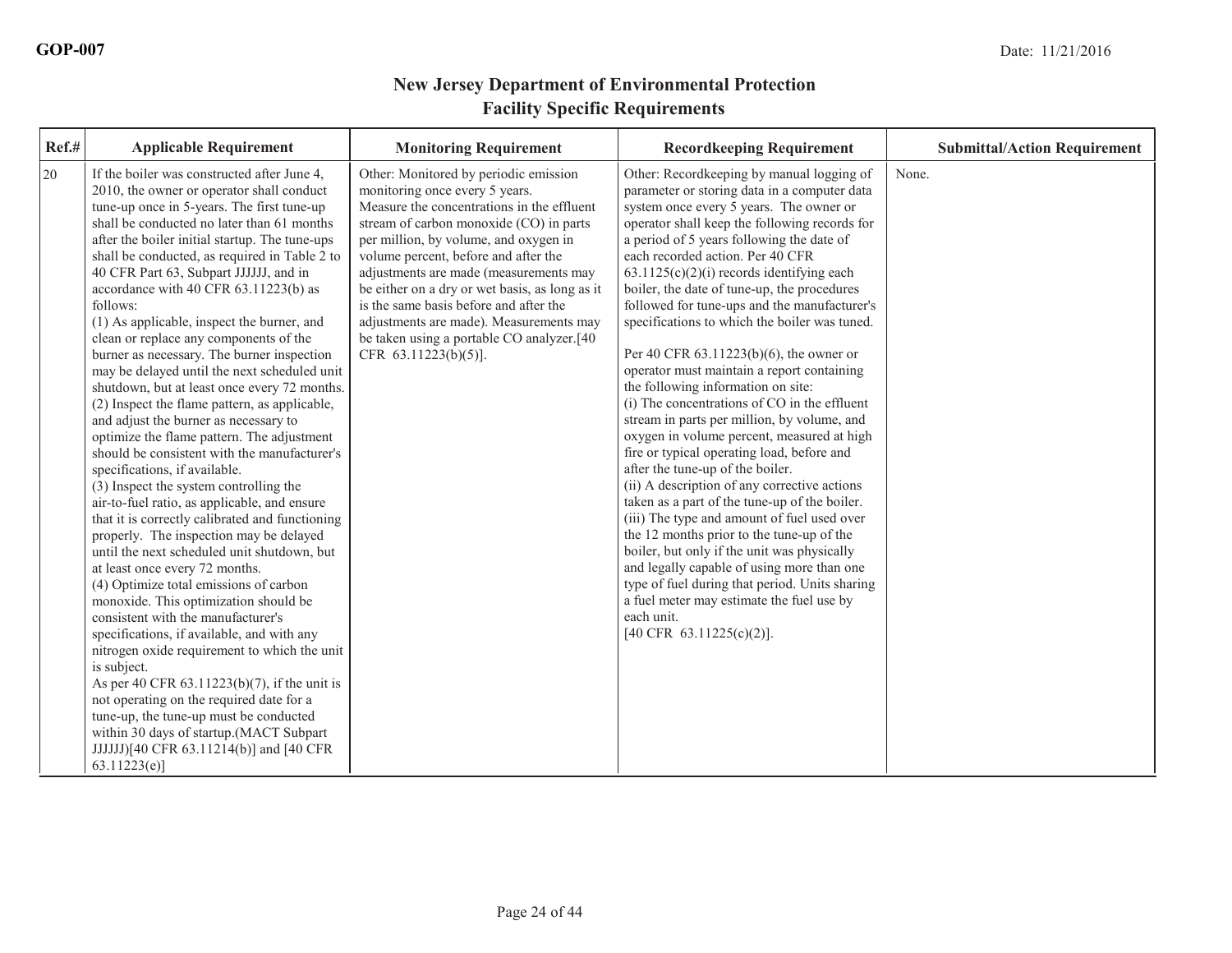# New Jersey Department of Environmental Protection
## Facility Specific Requirements

| Ref.# | Applicable Requirement | Monitoring Requirement | Recordkeeping Requirement | Submittal/Action Requirement |
|---|---|---|---|---|
| 20 | If the boiler was constructed after June 4, 2010, the owner or operator shall conduct tune-up once in 5-years. The first tune-up shall be conducted no later than 61 months after the boiler initial startup. The tune-ups shall be conducted, as required in Table 2 to 40 CFR Part 63, Subpart JJJJJJ, and in accordance with 40 CFR 63.11223(b) as follows:<br>(1) As applicable, inspect the burner, and clean or replace any components of the burner as necessary. The burner inspection may be delayed until the next scheduled unit shutdown, but at least once every 72 months.<br>(2) Inspect the flame pattern, as applicable, and adjust the burner as necessary to optimize the flame pattern. The adjustment should be consistent with the manufacturer's specifications, if available.<br>(3) Inspect the system controlling the air-to-fuel ratio, as applicable, and ensure that it is correctly calibrated and functioning properly. The inspection may be delayed until the next scheduled unit shutdown, but at least once every 72 months.<br>(4) Optimize total emissions of carbon monoxide. This optimization should be consistent with the manufacturer's specifications, if available, and with any nitrogen oxide requirement to which the unit is subject.<br>As per 40 CFR 63.11223(b)(7), if the unit is not operating on the required date for a tune-up, the tune-up must be conducted within 30 days of startup.(MACT Subpart JJJJJJ)[40 CFR 63.11214(b)] and [40 CFR 63.11223(e)] | Other: Monitored by periodic emission monitoring once every 5 years.<br>Measure the concentrations in the effluent stream of carbon monoxide (CO) in parts per million, by volume, and oxygen in volume percent, before and after the adjustments are made (measurements may be either on a dry or wet basis, as long as it is the same basis before and after the adjustments are made). Measurements may be taken using a portable CO analyzer.[40 CFR 63.11223(b)(5)]. | Other: Recordkeeping by manual logging of parameter or storing data in a computer data system once every 5 years. The owner or operator shall keep the following records for a period of 5 years following the date of each recorded action. Per 40 CFR 63.1125(c)(2)(i) records identifying each boiler, the date of tune-up, the procedures followed for tune-ups and the manufacturer's specifications to which the boiler was tuned.<br><br>Per 40 CFR 63.11223(b)(6), the owner or operator must maintain a report containing the following information on site:<br>(i) The concentrations of CO in the effluent stream in parts per million, by volume, and oxygen in volume percent, measured at high fire or typical operating load, before and after the tune-up of the boiler.<br>(ii) A description of any corrective actions taken as a part of the tune-up of the boiler.<br>(iii) The type and amount of fuel used over the 12 months prior to the tune-up of the boiler, but only if the unit was physically and legally capable of using more than one type of fuel during that period. Units sharing a fuel meter may estimate the fuel use by each unit.<br>[40 CFR 63.11225(c)(2)]. | None. |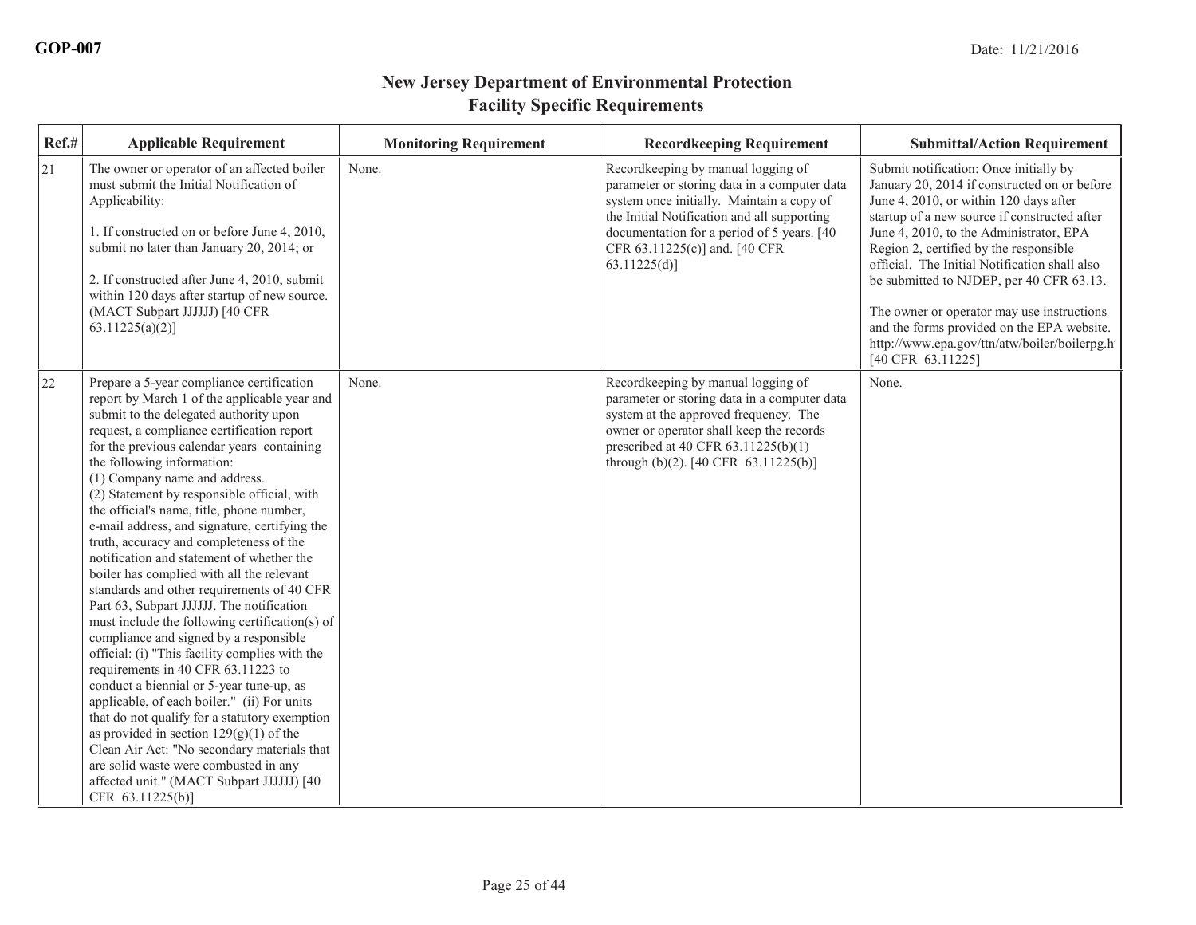# New Jersey Department of Environmental Protection
## Facility Specific Requirements

| Ref.# | Applicable Requirement | Monitoring Requirement | Recordkeeping Requirement | Submittal/Action Requirement |
|---|---|---|---|---|
| 21 | The owner or operator of an affected boiler must submit the Initial Notification of Applicability:<br><br>1. If constructed on or before June 4, 2010, submit no later than January 20, 2014; or<br><br>2. If constructed after June 4, 2010, submit within 120 days after startup of new source. (MACT Subpart JJJJJJ) [40 CFR 63.11225(a)(2)] | None. | Recordkeeping by manual logging of parameter or storing data in a computer data system once initially. Maintain a copy of the Initial Notification and all supporting documentation for a period of 5 years. [40 CFR 63.11225(c)] and. [40 CFR 63.11225(d)] | Submit notification: Once initially by January 20, 2014 if constructed on or before June 4, 2010, or within 120 days after startup of a new source if constructed after June 4, 2010, to the Administrator, EPA Region 2, certified by the responsible official. The Initial Notification shall also be submitted to NJDEP, per 40 CFR 63.13.<br><br>The owner or operator may use instructions and the forms provided on the EPA website. http://www.epa.gov/ttn/atw/boiler/boilerpg.h [40 CFR 63.11225] |
| 22 | Prepare a 5-year compliance certification report by March 1 of the applicable year and submit to the delegated authority upon request, a compliance certification report for the previous calendar years containing the following information:<br>(1) Company name and address.<br>(2) Statement by responsible official, with the official's name, title, phone number, e-mail address, and signature, certifying the truth, accuracy and completeness of the notification and statement of whether the boiler has complied with all the relevant standards and other requirements of 40 CFR Part 63, Subpart JJJJJJ. The notification must include the following certification(s) of compliance and signed by a responsible official: (i) "This facility complies with the requirements in 40 CFR 63.11223 to conduct a biennial or 5-year tune-up, as applicable, of each boiler." (ii) For units that do not qualify for a statutory exemption as provided in section 129(g)(1) of the Clean Air Act: "No secondary materials that are solid waste were combusted in any affected unit." (MACT Subpart JJJJJJ) [40 CFR 63.11225(b)] | None. | Recordkeeping by manual logging of parameter or storing data in a computer data system at the approved frequency. The owner or operator shall keep the records prescribed at 40 CFR 63.11225(b)(1) through (b)(2). [40 CFR 63.11225(b)] | None. |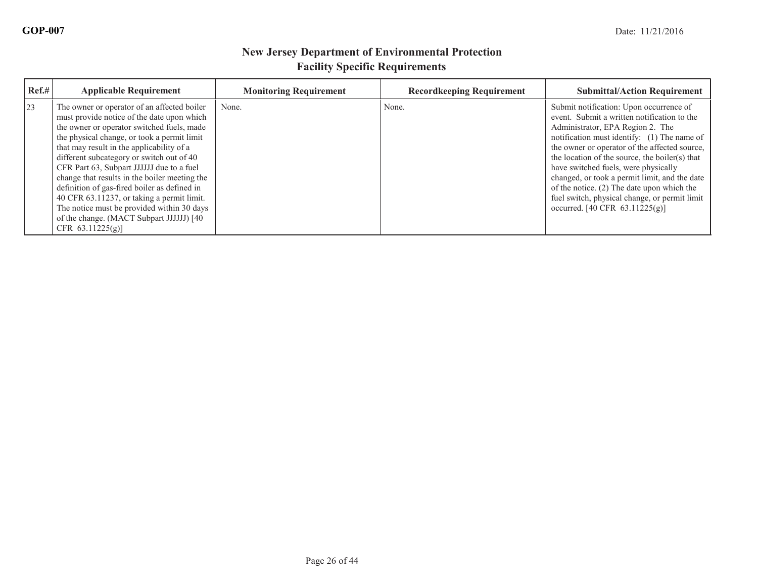## New Jersey Department of Environmental Protection
## Facility Specific Requirements

| Ref.# | Applicable Requirement | Monitoring Requirement | Recordkeeping Requirement | Submittal/Action Requirement |
|---|---|---|---|---|
| 23 | The owner or operator of an affected boiler must provide notice of the date upon which the owner or operator switched fuels, made the physical change, or took a permit limit that may result in the applicability of a different subcategory or switch out of 40 CFR Part 63, Subpart JJJJJJ due to a fuel change that results in the boiler meeting the definition of gas-fired boiler as defined in 40 CFR 63.11237, or taking a permit limit. The notice must be provided within 30 days of the change. (MACT Subpart JJJJJJ) [40 CFR 63.11225(g)] | None. | None. | Submit notification: Upon occurrence of event. Submit a written notification to the Administrator, EPA Region 2. The notification must identify: (1) The name of the owner or operator of the affected source, the location of the source, the boiler(s) that have switched fuels, were physically changed, or took a permit limit, and the date of the notice. (2) The date upon which the fuel switch, physical change, or permit limit occurred. [40 CFR 63.11225(g)] |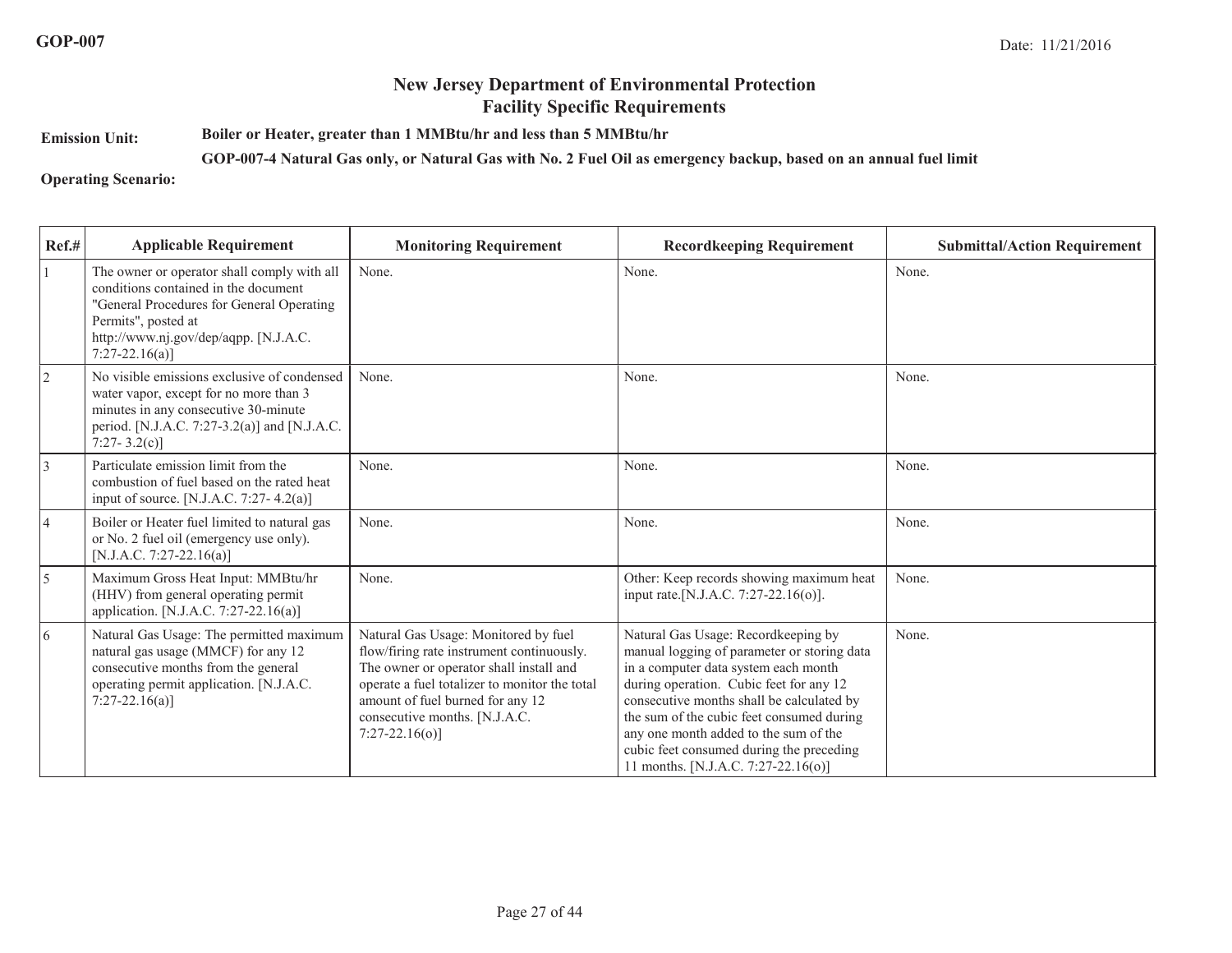GOP-007

Date: 11/21/2016

## New Jersey Department of Environmental Protection
## Facility Specific Requirements

**Emission Unit:** **Boiler or Heater, greater than 1 MMBtu/hr and less than 5 MMBtu/hr**

**GOP-007-4 Natural Gas only, or Natural Gas with No. 2 Fuel Oil as emergency backup, based on an annual fuel limit**

**Operating Scenario:**

| Ref.# | Applicable Requirement | Monitoring Requirement | Recordkeeping Requirement | Submittal/Action Requirement |
|---|---|---|---|---|
| 1 | The owner or operator shall comply with all conditions contained in the document "General Procedures for General Operating Permits", posted at http://www.nj.gov/dep/aqpp. [N.J.A.C. 7:27-22.16(a)] | None. | None. | None. |
| 2 | No visible emissions exclusive of condensed water vapor, except for no more than 3 minutes in any consecutive 30-minute period. [N.J.A.C. 7:27-3.2(a)] and [N.J.A.C. 7:27- 3.2(c)] | None. | None. | None. |
| 3 | Particulate emission limit from the combustion of fuel based on the rated heat input of source. [N.J.A.C. 7:27- 4.2(a)] | None. | None. | None. |
| 4 | Boiler or Heater fuel limited to natural gas or No. 2 fuel oil (emergency use only). [N.J.A.C. 7:27-22.16(a)] | None. | None. | None. |
| 5 | Maximum Gross Heat Input: MMBtu/hr (HHV) from general operating permit application. [N.J.A.C. 7:27-22.16(a)] | None. | Other: Keep records showing maximum heat input rate.[N.J.A.C. 7:27-22.16(o)]. | None. |
| 6 | Natural Gas Usage: The permitted maximum natural gas usage (MMCF) for any 12 consecutive months from the general operating permit application. [N.J.A.C. 7:27-22.16(a)] | Natural Gas Usage: Monitored by fuel flow/firing rate instrument continuously. The owner or operator shall install and operate a fuel totalizer to monitor the total amount of fuel burned for any 12 consecutive months. [N.J.A.C. 7:27-22.16(o)] | Natural Gas Usage: Recordkeeping by manual logging of parameter or storing data in a computer data system each month during operation. Cubic feet for any 12 consecutive months shall be calculated by the sum of the cubic feet consumed during any one month added to the sum of the cubic feet consumed during the preceding 11 months. [N.J.A.C. 7:27-22.16(o)] | None. |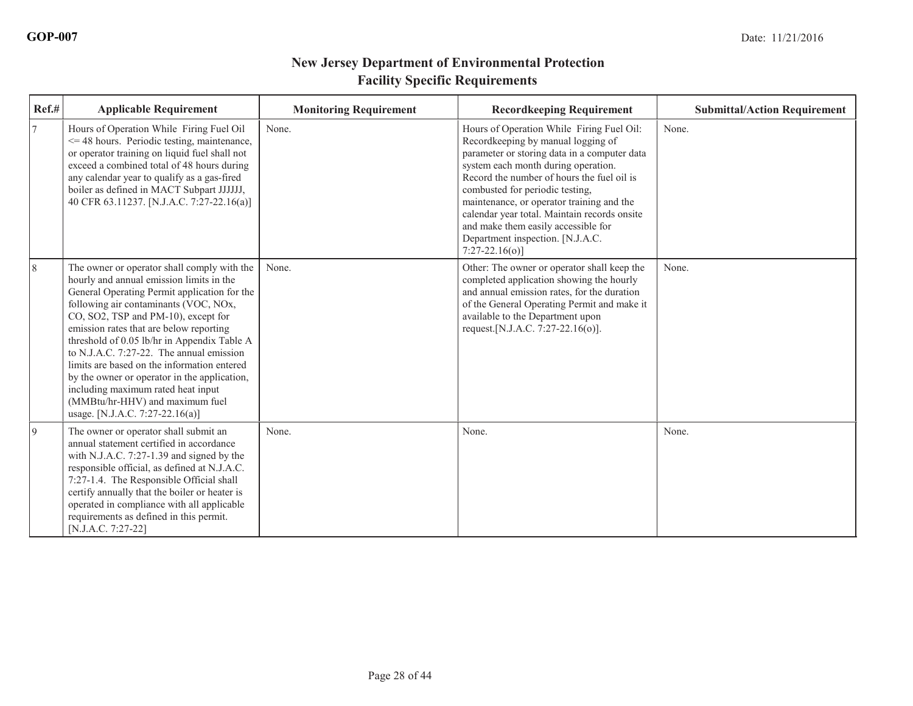GOP-007

Date: 11/21/2016

# New Jersey Department of Environmental Protection
## Facility Specific Requirements

| Ref.# | Applicable Requirement | Monitoring Requirement | Recordkeeping Requirement | Submittal/Action Requirement |
|---|---|---|---|---|
| 7 | Hours of Operation While Firing Fuel Oil <= 48 hours. Periodic testing, maintenance, or operator training on liquid fuel shall not exceed a combined total of 48 hours during any calendar year to qualify as a gas-fired boiler as defined in MACT Subpart JJJJJJ, 40 CFR 63.11237. [N.J.A.C. 7:27-22.16(a)] | None. | Hours of Operation While Firing Fuel Oil: Recordkeeping by manual logging of parameter or storing data in a computer data system each month during operation. Record the number of hours the fuel oil is combusted for periodic testing, maintenance, or operator training and the calendar year total. Maintain records onsite and make them easily accessible for Department inspection. [N.J.A.C. 7:27-22.16(o)] | None. |
| 8 | The owner or operator shall comply with the hourly and annual emission limits in the General Operating Permit application for the following air contaminants (VOC, NOx, CO, $SO_2$, TSP and PM-10), except for emission rates that are below reporting threshold of 0.05 lb/hr in Appendix Table A to N.J.A.C. 7:27-22. The annual emission limits are based on the information entered by the owner or operator in the application, including maximum rated heat input (MMBtu/hr-HHV) and maximum fuel usage. [N.J.A.C. 7:27-22.16(a)] | None. | Other: The owner or operator shall keep the completed application showing the hourly and annual emission rates, for the duration of the General Operating Permit and make it available to the Department upon request.[N.J.A.C. 7:27-22.16(o)]. | None. |
| 9 | The owner or operator shall submit an annual statement certified in accordance with N.J.A.C. 7:27-1.39 and signed by the responsible official, as defined at N.J.A.C. 7:27-1.4. The Responsible Official shall certify annually that the boiler or heater is operated in compliance with all applicable requirements as defined in this permit. [N.J.A.C. 7:27-22] | None. | None. | None. |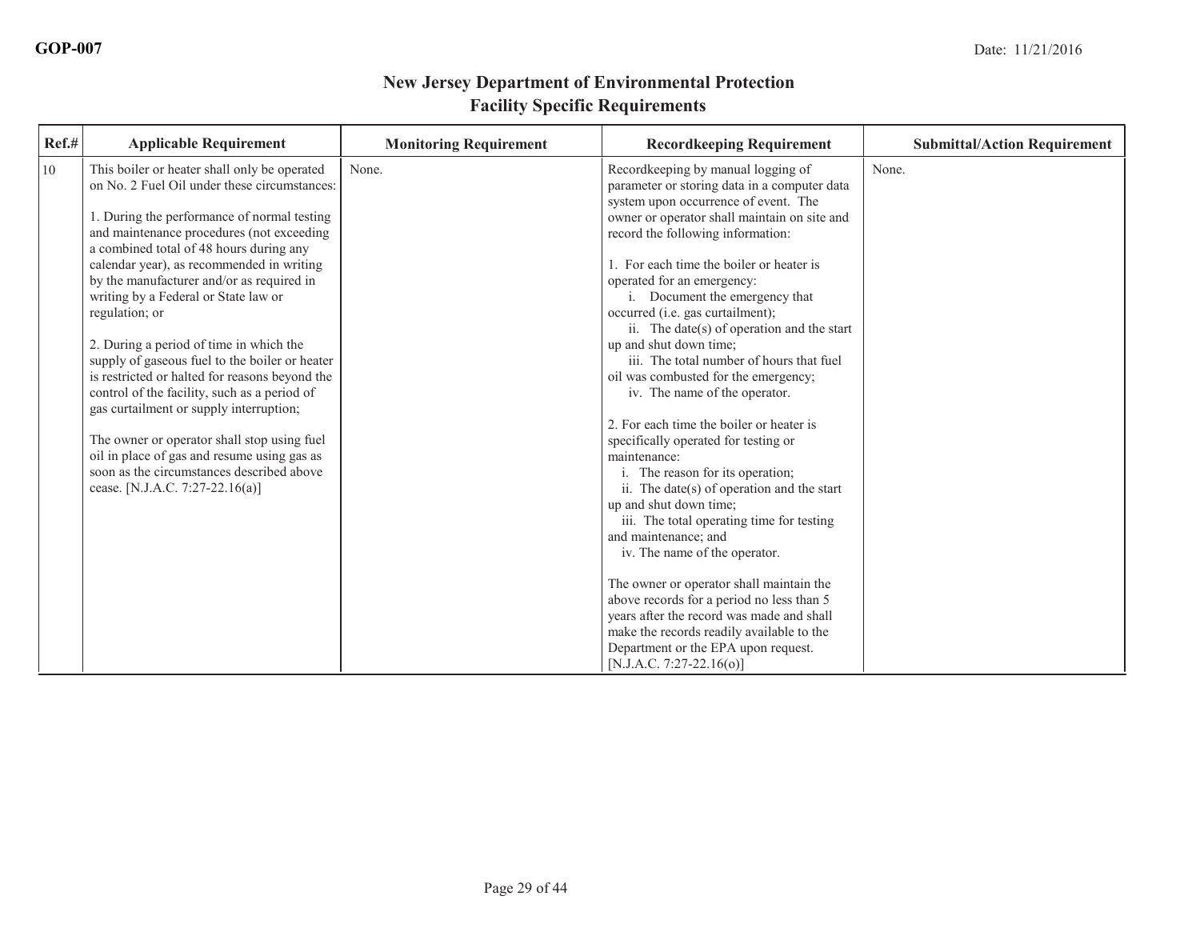# New Jersey Department of Environmental Protection
## Facility Specific Requirements

| Ref.# | Applicable Requirement | Monitoring Requirement | Recordkeeping Requirement | Submittal/Action Requirement |
|---|---|---|---|---|
| 10 | This boiler or heater shall only be operated on No. 2 Fuel Oil under these circumstances:<br><br>1. During the performance of normal testing and maintenance procedures (not exceeding a combined total of 48 hours during any calendar year), as recommended in writing by the manufacturer and/or as required in writing by a Federal or State law or regulation; or<br><br>2. During a period of time in which the supply of gaseous fuel to the boiler or heater is restricted or halted for reasons beyond the control of the facility, such as a period of gas curtailment or supply interruption;<br><br>The owner or operator shall stop using fuel oil in place of gas and resume using gas as soon as the circumstances described above cease. [N.J.A.C. 7:27-22.16(a)] | None. | Recordkeeping by manual logging of parameter or storing data in a computer data system upon occurrence of event. The owner or operator shall maintain on site and record the following information:<br><br>1. For each time the boiler or heater is operated for an emergency:<br>i. Document the emergency that occurred (i.e. gas curtailment);<br>ii. The date(s) of operation and the start up and shut down time;<br>iii. The total number of hours that fuel oil was combusted for the emergency;<br>iv. The name of the operator.<br><br>2. For each time the boiler or heater is specifically operated for testing or maintenance:<br>i. The reason for its operation;<br>ii. The date(s) of operation and the start up and shut down time;<br>iii. The total operating time for testing and maintenance; and<br>iv. The name of the operator.<br><br>The owner or operator shall maintain the above records for a period no less than 5 years after the record was made and shall make the records readily available to the Department or the EPA upon request. [N.J.A.C. 7:27-22.16(o)] | None. |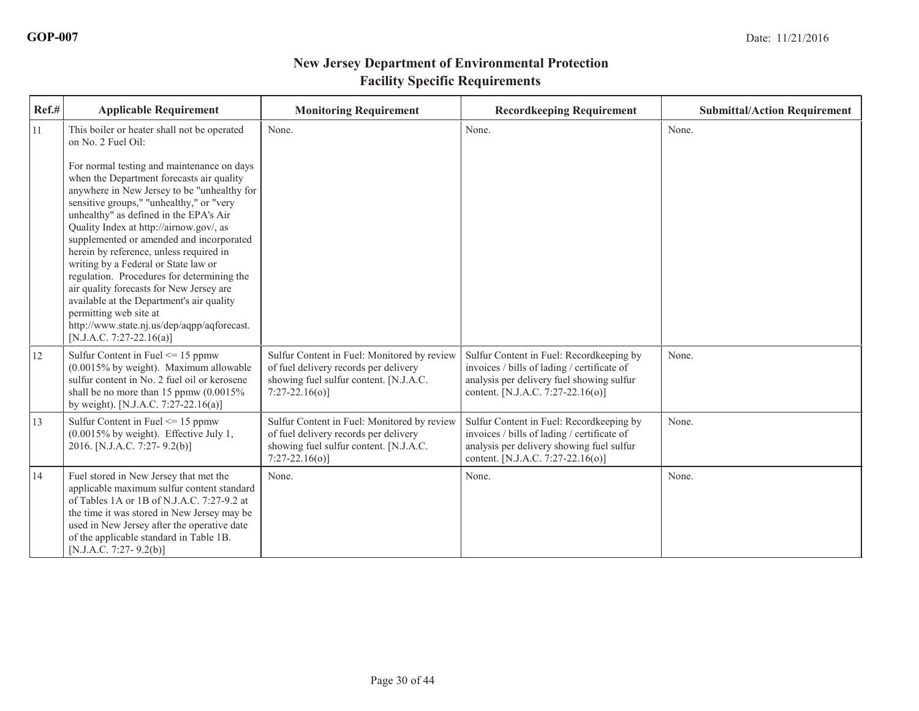# New Jersey Department of Environmental Protection
## Facility Specific Requirements

| Ref.# | Applicable Requirement | Monitoring Requirement | Recordkeeping Requirement | Submittal/Action Requirement |
|---|---|---|---|---|
| 11 | This boiler or heater shall not be operated on No. 2 Fuel Oil:<br><br>For normal testing and maintenance on days when the Department forecasts air quality anywhere in New Jersey to be "unhealthy for sensitive groups," "unhealthy," or "very unhealthy" as defined in the EPA's Air Quality Index at http://airnow.gov/, as supplemented or amended and incorporated herein by reference, unless required in writing by a Federal or State law or regulation. Procedures for determining the air quality forecasts for New Jersey are available at the Department's air quality permitting web site at http://www.state.nj.us/dep/aqpp/aqforecast. [N.J.A.C. 7:27-22.16(a)] | None. | None. | None. |
| 12 | Sulfur Content in Fuel <= 15 ppmw (0.0015% by weight). Maximum allowable sulfur content in No. 2 fuel oil or kerosene shall be no more than 15 ppmw (0.0015% by weight). [N.J.A.C. 7:27-22.16(a)] | Sulfur Content in Fuel: Monitored by review of fuel delivery records per delivery showing fuel sulfur content. [N.J.A.C. 7:27-22.16(o)] | Sulfur Content in Fuel: Recordkeeping by invoices / bills of lading / certificate of analysis per delivery fuel showing sulfur content. [N.J.A.C. 7:27-22.16(o)] | None. |
| 13 | Sulfur Content in Fuel <= 15 ppmw (0.0015% by weight). Effective July 1, 2016. [N.J.A.C. 7:27- 9.2(b)] | Sulfur Content in Fuel: Monitored by review of fuel delivery records per delivery showing fuel sulfur content. [N.J.A.C. 7:27-22.16(o)] | Sulfur Content in Fuel: Recordkeeping by invoices / bills of lading / certificate of analysis per delivery showing fuel sulfur content. [N.J.A.C. 7:27-22.16(o)] | None. |
| 14 | Fuel stored in New Jersey that met the applicable maximum sulfur content standard of Tables 1A or 1B of N.J.A.C. 7:27-9.2 at the time it was stored in New Jersey may be used in New Jersey after the operative date of the applicable standard in Table 1B. [N.J.A.C. 7:27- 9.2(b)] | None. | None. | None. |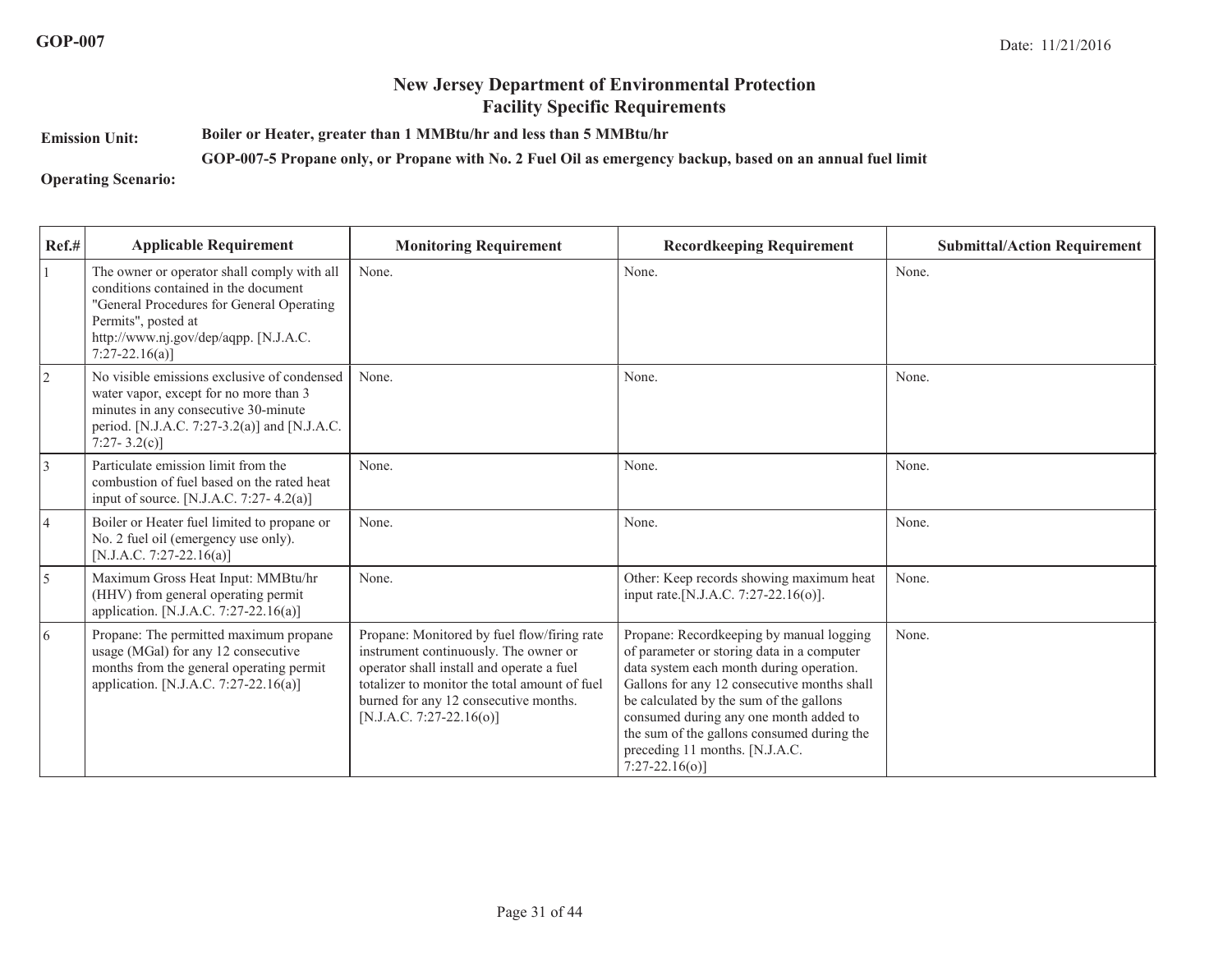GOP-007

Date: 11/21/2016

## New Jersey Department of Environmental Protection
## Facility Specific Requirements

**Emission Unit:** **Boiler or Heater, greater than 1 MMBtu/hr and less than 5 MMBtu/hr**

**GOP-007-5 Propane only, or Propane with No. 2 Fuel Oil as emergency backup, based on an annual fuel limit**

**Operating Scenario:**

| Ref.# | Applicable Requirement | Monitoring Requirement | Recordkeeping Requirement | Submittal/Action Requirement |
|---|---|---|---|---|
| 1 | The owner or operator shall comply with all conditions contained in the document "General Procedures for General Operating Permits", posted at http://www.nj.gov/dep/aqpp. [N.J.A.C. 7:27-22.16(a)] | None. | None. | None. |
| 2 | No visible emissions exclusive of condensed water vapor, except for no more than 3 minutes in any consecutive 30-minute period. [N.J.A.C. 7:27-3.2(a)] and [N.J.A.C. 7:27- 3.2(c)] | None. | None. | None. |
| 3 | Particulate emission limit from the combustion of fuel based on the rated heat input of source. [N.J.A.C. 7:27- 4.2(a)] | None. | None. | None. |
| 4 | Boiler or Heater fuel limited to propane or No. 2 fuel oil (emergency use only). [N.J.A.C. 7:27-22.16(a)] | None. | None. | None. |
| 5 | Maximum Gross Heat Input: MMBtu/hr (HHV) from general operating permit application. [N.J.A.C. 7:27-22.16(a)] | None. | Other: Keep records showing maximum heat input rate.[N.J.A.C. 7:27-22.16(o)]. | None. |
| 6 | Propane: The permitted maximum propane usage (MGal) for any 12 consecutive months from the general operating permit application. [N.J.A.C. 7:27-22.16(a)] | Propane: Monitored by fuel flow/firing rate instrument continuously. The owner or operator shall install and operate a fuel totalizer to monitor the total amount of fuel burned for any 12 consecutive months. [N.J.A.C. 7:27-22.16(o)] | Propane: Recordkeeping by manual logging of parameter or storing data in a computer data system each month during operation. Gallons for any 12 consecutive months shall be calculated by the sum of the gallons consumed during any one month added to the sum of the gallons consumed during the preceding 11 months. [N.J.A.C. 7:27-22.16(o)] | None. |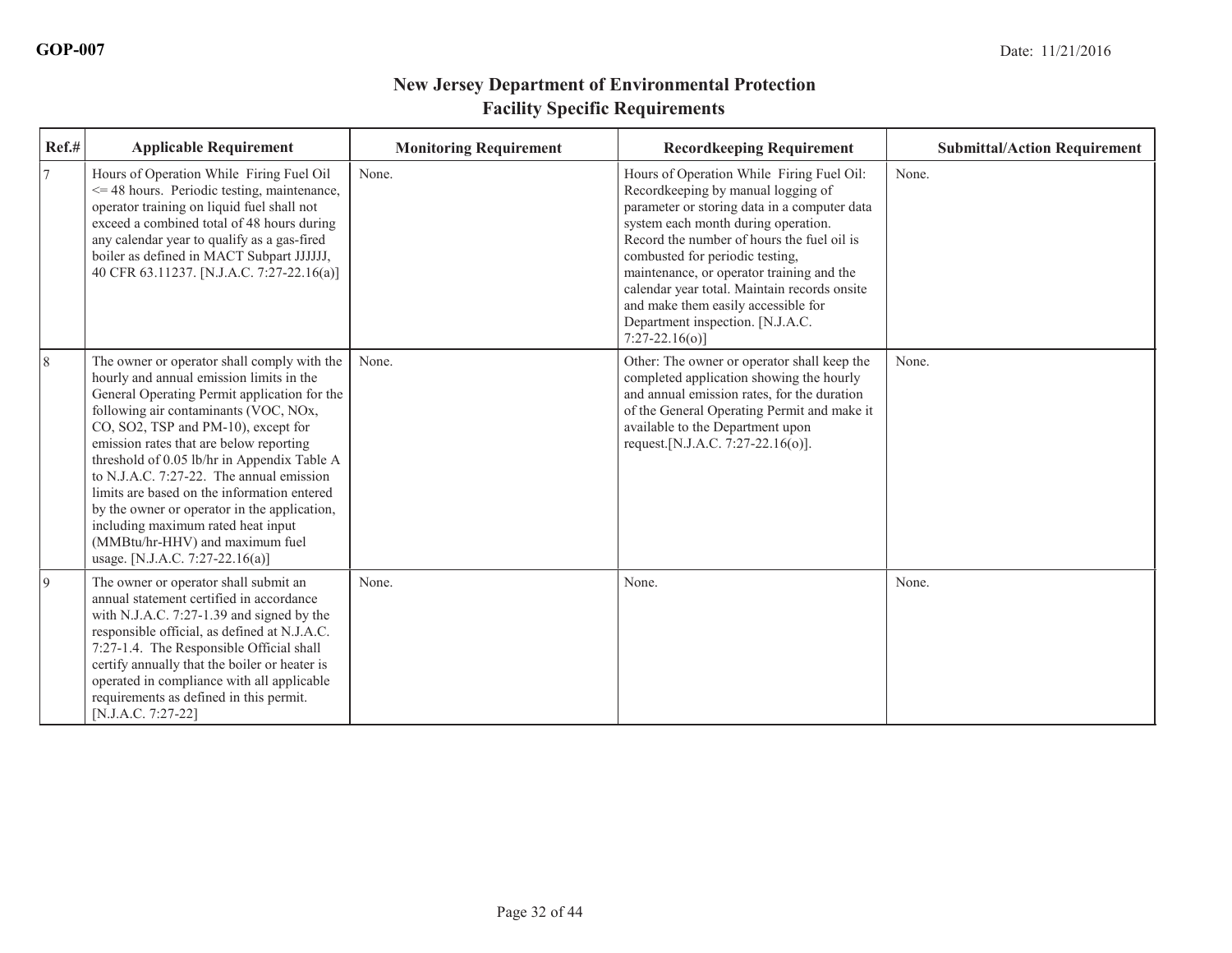# New Jersey Department of Environmental Protection
## Facility Specific Requirements

| Ref.# | Applicable Requirement | Monitoring Requirement | Recordkeeping Requirement | Submittal/Action Requirement |
| --- | --- | --- | --- | --- |
| 7 | Hours of Operation While Firing Fuel Oil <= 48 hours. Periodic testing, maintenance, operator training on liquid fuel shall not exceed a combined total of 48 hours during any calendar year to qualify as a gas-fired boiler as defined in MACT Subpart JJJJJJ, 40 CFR 63.11237. [N.J.A.C. 7:27-22.16(a)] | None. | Hours of Operation While Firing Fuel Oil: Recordkeeping by manual logging of parameter or storing data in a computer data system each month during operation. Record the number of hours the fuel oil is combusted for periodic testing, maintenance, or operator training and the calendar year total. Maintain records onsite and make them easily accessible for Department inspection. [N.J.A.C. 7:27-22.16(o)] | None. |
| 8 | The owner or operator shall comply with the hourly and annual emission limits in the General Operating Permit application for the following air contaminants (VOC, $NO_x$, CO, $SO_2$, TSP and PM-10), except for emission rates that are below reporting threshold of 0.05 lb/hr in Appendix Table A to N.J.A.C. 7:27-22. The annual emission limits are based on the information entered by the owner or operator in the application, including maximum rated heat input (MMBtu/hr-HHV) and maximum fuel usage. [N.J.A.C. 7:27-22.16(a)] | None. | Other: The owner or operator shall keep the completed application showing the hourly and annual emission rates, for the duration of the General Operating Permit and make it available to the Department upon request.[N.J.A.C. 7:27-22.16(o)]. | None. |
| 9 | The owner or operator shall submit an annual statement certified in accordance with N.J.A.C. 7:27-1.39 and signed by the responsible official, as defined at N.J.A.C. 7:27-1.4. The Responsible Official shall certify annually that the boiler or heater is operated in compliance with all applicable requirements as defined in this permit. [N.J.A.C. 7:27-22] | None. | None. | None. |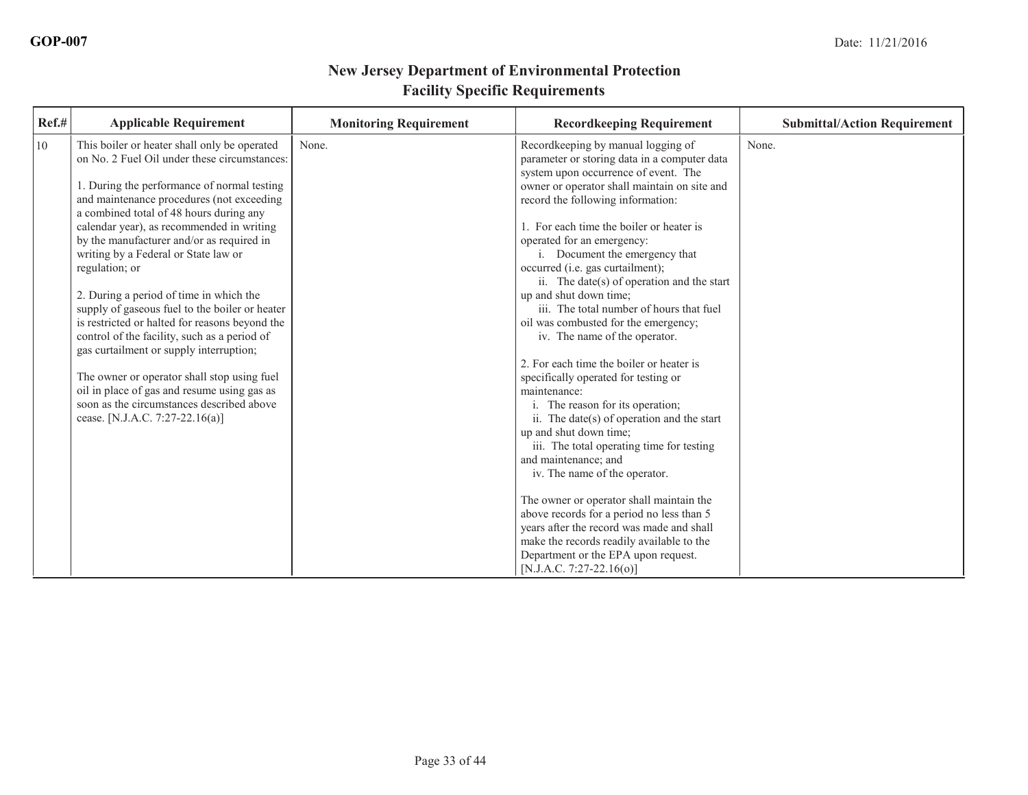GOP-007

Date: 11/21/2016

## New Jersey Department of Environmental Protection
## Facility Specific Requirements

| Ref.# | Applicable Requirement | Monitoring Requirement | Recordkeeping Requirement | Submittal/Action Requirement |
|---|---|---|---|---|
| 10 | This boiler or heater shall only be operated on No. 2 Fuel Oil under these circumstances:<br><br>1. During the performance of normal testing and maintenance procedures (not exceeding a combined total of 48 hours during any calendar year), as recommended in writing by the manufacturer and/or as required in writing by a Federal or State law or regulation; or<br><br>2. During a period of time in which the supply of gaseous fuel to the boiler or heater is restricted or halted for reasons beyond the control of the facility, such as a period of gas curtailment or supply interruption;<br><br>The owner or operator shall stop using fuel oil in place of gas and resume using gas as soon as the circumstances described above cease. [N.J.A.C. 7:27-22.16(a)] | None. | Recordkeeping by manual logging of parameter or storing data in a computer data system upon occurrence of event. The owner or operator shall maintain on site and record the following information:<br><br>1. For each time the boiler or heater is operated for an emergency:<br>i. Document the emergency that occurred (i.e. gas curtailment);<br>ii. The date(s) of operation and the start up and shut down time;<br>iii. The total number of hours that fuel oil was combusted for the emergency;<br>iv. The name of the operator.<br><br>2. For each time the boiler or heater is specifically operated for testing or maintenance:<br>i. The reason for its operation;<br>ii. The date(s) of operation and the start up and shut down time;<br>iii. The total operating time for testing and maintenance; and<br>iv. The name of the operator.<br><br>The owner or operator shall maintain the above records for a period no less than 5 years after the record was made and shall make the records readily available to the Department or the EPA upon request. [N.J.A.C. 7:27-22.16(o)] | None. |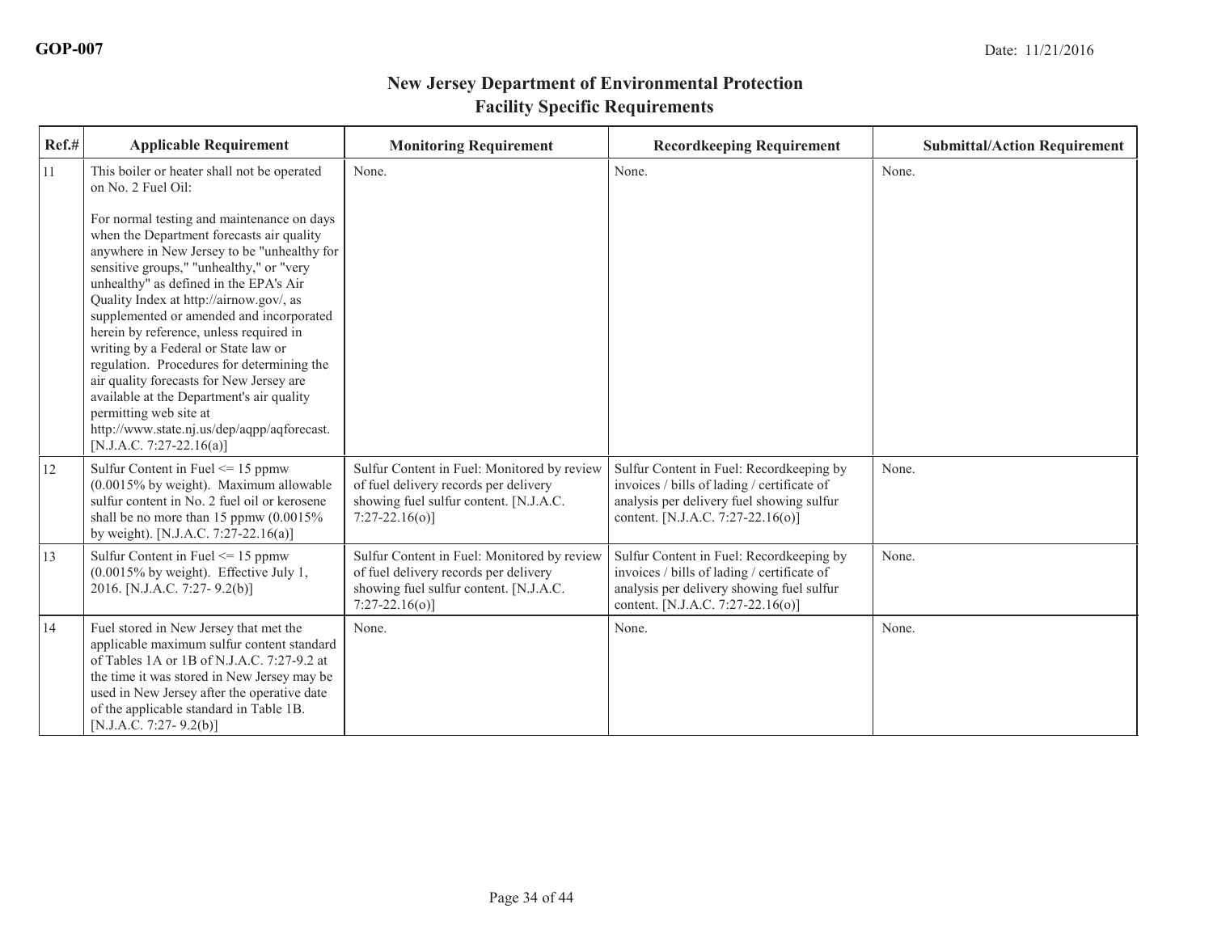## New Jersey Department of Environmental Protection
## Facility Specific Requirements

| Ref.# | Applicable Requirement | Monitoring Requirement | Recordkeeping Requirement | Submittal/Action Requirement |
|---|---|---|---|---|
| 11 | This boiler or heater shall not be operated on No. 2 Fuel Oil:<br><br>For normal testing and maintenance on days when the Department forecasts air quality anywhere in New Jersey to be "unhealthy for sensitive groups," "unhealthy," or "very unhealthy" as defined in the EPA's Air Quality Index at http://airnow.gov/, as supplemented or amended and incorporated herein by reference, unless required in writing by a Federal or State law or regulation. Procedures for determining the air quality forecasts for New Jersey are available at the Department's air quality permitting web site at http://www.state.nj.us/dep/aqpp/aqforecast. [N.J.A.C. 7:27-22.16(a)] | None. | None. | None. |
| 12 | Sulfur Content in Fuel <= 15 ppmw (0.0015% by weight). Maximum allowable sulfur content in No. 2 fuel oil or kerosene shall be no more than 15 ppmw (0.0015% by weight). [N.J.A.C. 7:27-22.16(a)] | Sulfur Content in Fuel: Monitored by review of fuel delivery records per delivery showing fuel sulfur content. [N.J.A.C. 7:27-22.16(o)] | Sulfur Content in Fuel: Recordkeeping by invoices / bills of lading / certificate of analysis per delivery fuel showing sulfur content. [N.J.A.C. 7:27-22.16(o)] | None. |
| 13 | Sulfur Content in Fuel <= 15 ppmw (0.0015% by weight). Effective July 1, 2016. [N.J.A.C. 7:27- 9.2(b)] | Sulfur Content in Fuel: Monitored by review of fuel delivery records per delivery showing fuel sulfur content. [N.J.A.C. 7:27-22.16(o)] | Sulfur Content in Fuel: Recordkeeping by invoices / bills of lading / certificate of analysis per delivery showing fuel sulfur content. [N.J.A.C. 7:27-22.16(o)] | None. |
| 14 | Fuel stored in New Jersey that met the applicable maximum sulfur content standard of Tables 1A or 1B of N.J.A.C. 7:27-9.2 at the time it was stored in New Jersey may be used in New Jersey after the operative date of the applicable standard in Table 1B. [N.J.A.C. 7:27- 9.2(b)] | None. | None. | None. |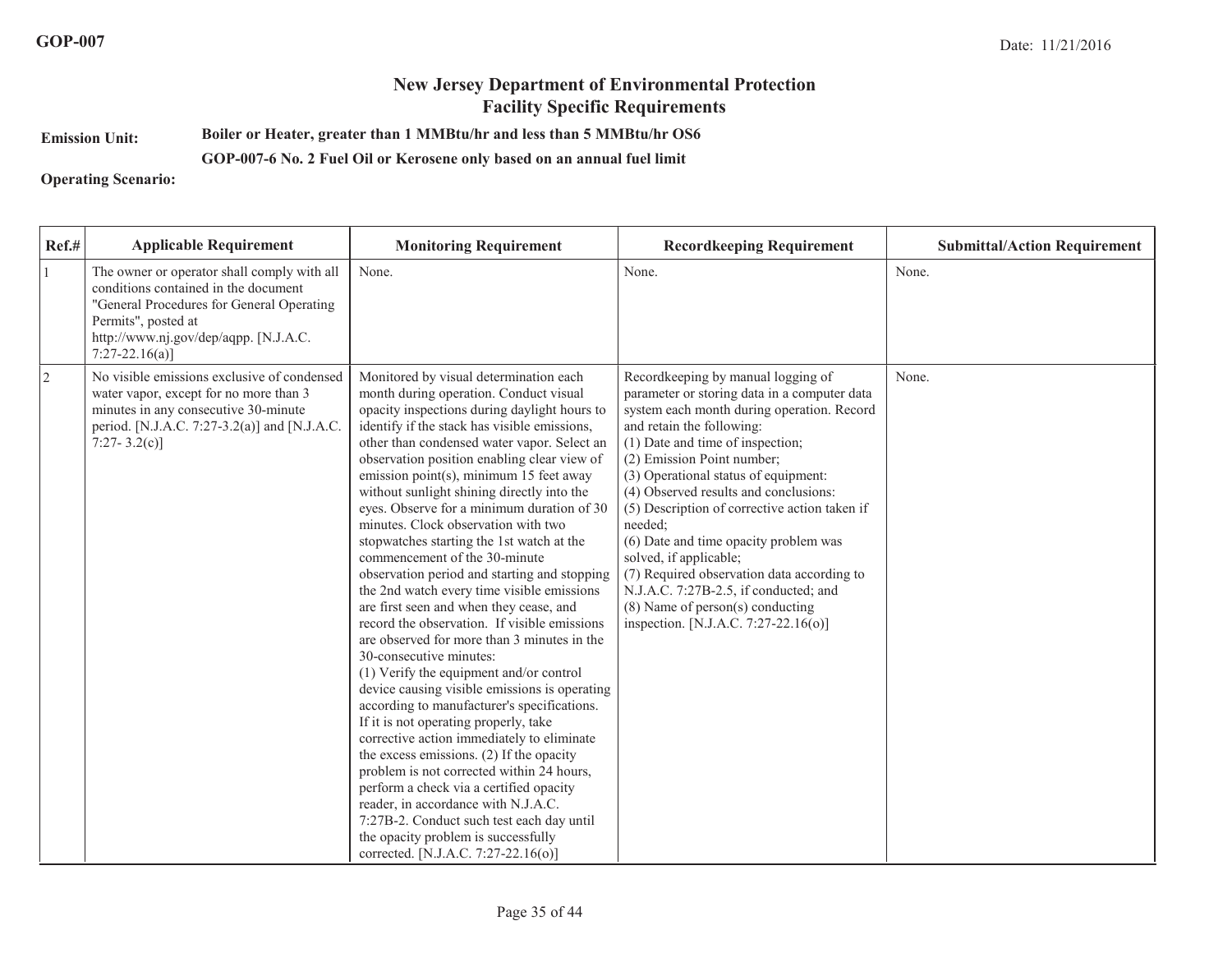**GOP-007** Date: 11/21/2016

## New Jersey Department of Environmental Protection
## Facility Specific Requirements

**Emission Unit:** **Boiler or Heater, greater than 1 MMBtu/hr and less than 5 MMBtu/hr OS6**

**Operating Scenario:** **GOP-007-6 No. 2 Fuel Oil or Kerosene only based on an annual fuel limit**

| Ref.# | Applicable Requirement | Monitoring Requirement | Recordkeeping Requirement | Submittal/Action Requirement |
|---|---|---|---|---|
| 1 | The owner or operator shall comply with all conditions contained in the document "General Procedures for General Operating Permits", posted at http://www.nj.gov/dep/aqpp. [N.J.A.C. 7:27-22.16(a)] | None. | None. | None. |
| 2 | No visible emissions exclusive of condensed water vapor, except for no more than 3 minutes in any consecutive 30-minute period. [N.J.A.C. 7:27-3.2(a)] and [N.J.A.C. 7:27- 3.2(c)] | Monitored by visual determination each month during operation. Conduct visual opacity inspections during daylight hours to identify if the stack has visible emissions, other than condensed water vapor. Select an observation position enabling clear view of emission point(s), minimum 15 feet away without sunlight shining directly into the eyes. Observe for a minimum duration of 30 minutes. Clock observation with two stopwatches starting the 1st watch at the commencement of the 30-minute observation period and starting and stopping the 2nd watch every time visible emissions are first seen and when they cease, and record the observation. If visible emissions are observed for more than 3 minutes in the 30-consecutive minutes:<br>(1) Verify the equipment and/or control device causing visible emissions is operating according to manufacturer's specifications. If it is not operating properly, take corrective action immediately to eliminate the excess emissions. (2) If the opacity problem is not corrected within 24 hours, perform a check via a certified opacity reader, in accordance with N.J.A.C. 7:27B-2. Conduct such test each day until the opacity problem is successfully corrected. [N.J.A.C. 7:27-22.16(o)] | Recordkeeping by manual logging of parameter or storing data in a computer data system each month during operation. Record and retain the following:<br>(1) Date and time of inspection;<br>(2) Emission Point number;<br>(3) Operational status of equipment:<br>(4) Observed results and conclusions:<br>(5) Description of corrective action taken if needed;<br>(6) Date and time opacity problem was solved, if applicable;<br>(7) Required observation data according to N.J.A.C. 7:27B-2.5, if conducted; and<br>(8) Name of person(s) conducting inspection. [N.J.A.C. 7:27-22.16(o)] | None. |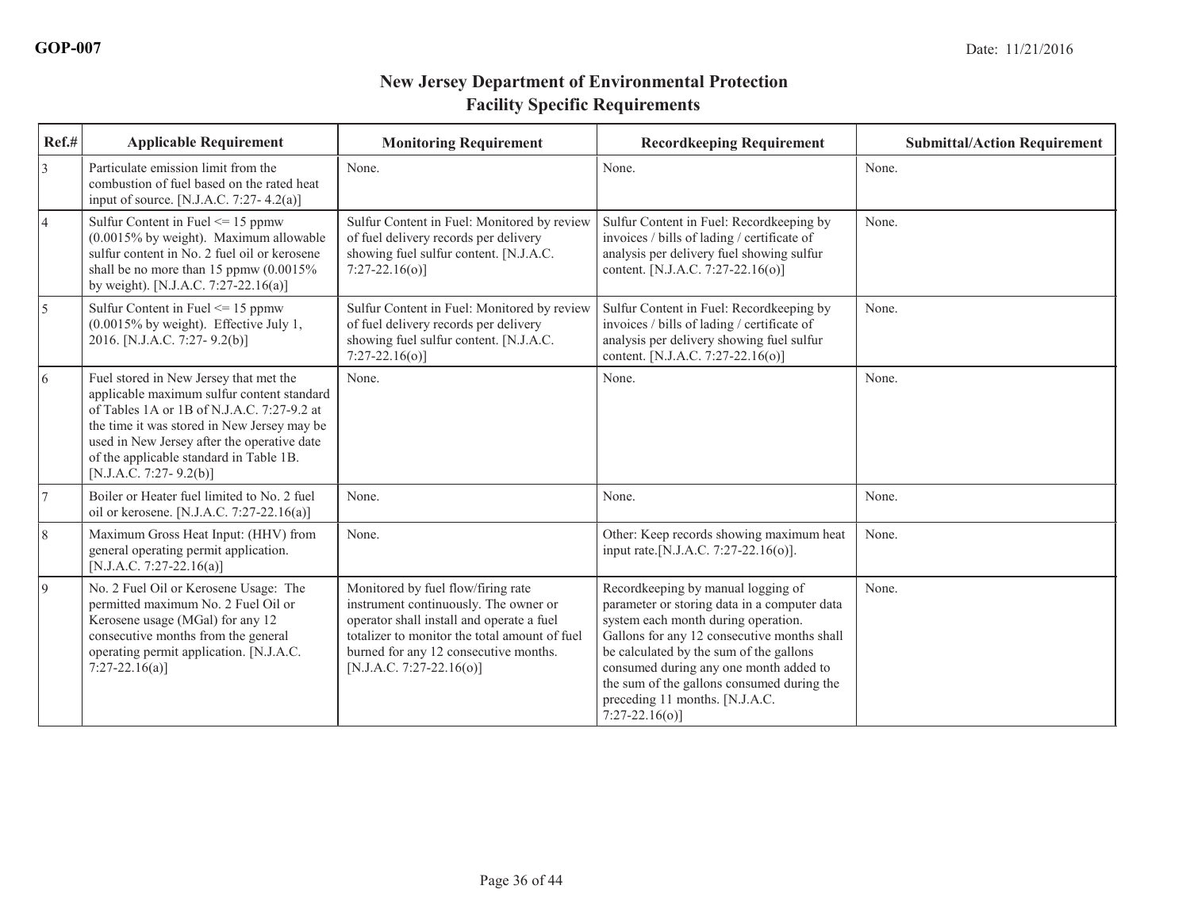GOP-007 Date: 11/21/2016

## New Jersey Department of Environmental Protection
## Facility Specific Requirements

| Ref.# | Applicable Requirement | Monitoring Requirement | Recordkeeping Requirement | Submittal/Action Requirement |
|---|---|---|---|---|
| 3 | Particulate emission limit from the combustion of fuel based on the rated heat input of source. [N.J.A.C. 7:27- 4.2(a)] | None. | None. | None. |
| 4 | Sulfur Content in Fuel <= 15 ppmw (0.0015% by weight). Maximum allowable sulfur content in No. 2 fuel oil or kerosene shall be no more than 15 ppmw (0.0015% by weight). [N.J.A.C. 7:27-22.16(a)] | Sulfur Content in Fuel: Monitored by review of fuel delivery records per delivery showing fuel sulfur content. [N.J.A.C. 7:27-22.16(o)] | Sulfur Content in Fuel: Recordkeeping by invoices / bills of lading / certificate of analysis per delivery fuel showing sulfur content. [N.J.A.C. 7:27-22.16(o)] | None. |
| 5 | Sulfur Content in Fuel <= 15 ppmw (0.0015% by weight). Effective July 1, 2016. [N.J.A.C. 7:27- 9.2(b)] | Sulfur Content in Fuel: Monitored by review of fuel delivery records per delivery showing fuel sulfur content. [N.J.A.C. 7:27-22.16(o)] | Sulfur Content in Fuel: Recordkeeping by invoices / bills of lading / certificate of analysis per delivery showing fuel sulfur content. [N.J.A.C. 7:27-22.16(o)] | None. |
| 6 | Fuel stored in New Jersey that met the applicable maximum sulfur content standard of Tables 1A or 1B of N.J.A.C. 7:27-9.2 at the time it was stored in New Jersey may be used in New Jersey after the operative date of the applicable standard in Table 1B. [N.J.A.C. 7:27- 9.2(b)] | None. | None. | None. |
| 7 | Boiler or Heater fuel limited to No. 2 fuel oil or kerosene. [N.J.A.C. 7:27-22.16(a)] | None. | None. | None. |
| 8 | Maximum Gross Heat Input: (HHV) from general operating permit application. [N.J.A.C. 7:27-22.16(a)] | None. | Other: Keep records showing maximum heat input rate.[N.J.A.C. 7:27-22.16(o)]. | None. |
| 9 | No. 2 Fuel Oil or Kerosene Usage: The permitted maximum No. 2 Fuel Oil or Kerosene usage (MGal) for any 12 consecutive months from the general operating permit application. [N.J.A.C. 7:27-22.16(a)] | Monitored by fuel flow/firing rate instrument continuously. The owner or operator shall install and operate a fuel totalizer to monitor the total amount of fuel burned for any 12 consecutive months. [N.J.A.C. 7:27-22.16(o)] | Recordkeeping by manual logging of parameter or storing data in a computer data system each month during operation. Gallons for any 12 consecutive months shall be calculated by the sum of the gallons consumed during any one month added to the sum of the gallons consumed during the preceding 11 months. [N.J.A.C. 7:27-22.16(o)] | None. |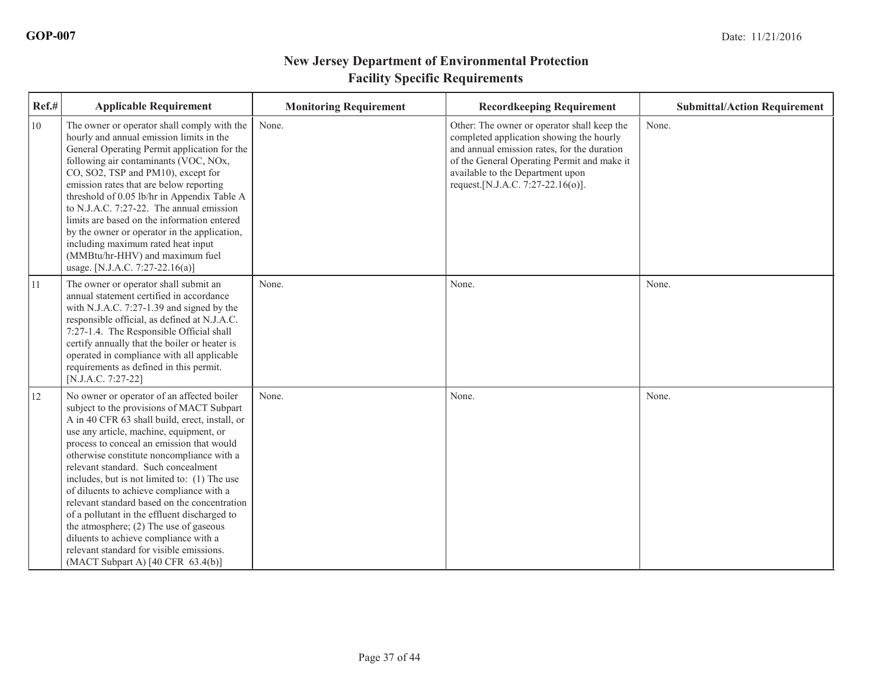# New Jersey Department of Environmental Protection
## Facility Specific Requirements

| Ref.# | Applicable Requirement | Monitoring Requirement | Recordkeeping Requirement | Submittal/Action Requirement |
|---|---|---|---|---|
| 10 | The owner or operator shall comply with the hourly and annual emission limits in the General Operating Permit application for the following air contaminants (VOC, NOx, CO, SO2, TSP and PM10), except for emission rates that are below reporting threshold of 0.05 lb/hr in Appendix Table A to N.J.A.C. 7:27-22. The annual emission limits are based on the information entered by the owner or operator in the application, including maximum rated heat input (MMBtu/hr-HHV) and maximum fuel usage. [N.J.A.C. 7:27-22.16(a)] | None. | Other: The owner or operator shall keep the completed application showing the hourly and annual emission rates, for the duration of the General Operating Permit and make it available to the Department upon request.[N.J.A.C. 7:27-22.16(o)]. | None. |
| 11 | The owner or operator shall submit an annual statement certified in accordance with N.J.A.C. 7:27-1.39 and signed by the responsible official, as defined at N.J.A.C. 7:27-1.4. The Responsible Official shall certify annually that the boiler or heater is operated in compliance with all applicable requirements as defined in this permit. [N.J.A.C. 7:27-22] | None. | None. | None. |
| 12 | No owner or operator of an affected boiler subject to the provisions of MACT Subpart A in 40 CFR 63 shall build, erect, install, or use any article, machine, equipment, or process to conceal an emission that would otherwise constitute noncompliance with a relevant standard. Such concealment includes, but is not limited to: (1) The use of diluents to achieve compliance with a relevant standard based on the concentration of a pollutant in the effluent discharged to the atmosphere; (2) The use of gaseous diluents to achieve compliance with a relevant standard for visible emissions. (MACT Subpart A) [40 CFR 63.4(b)] | None. | None. | None. |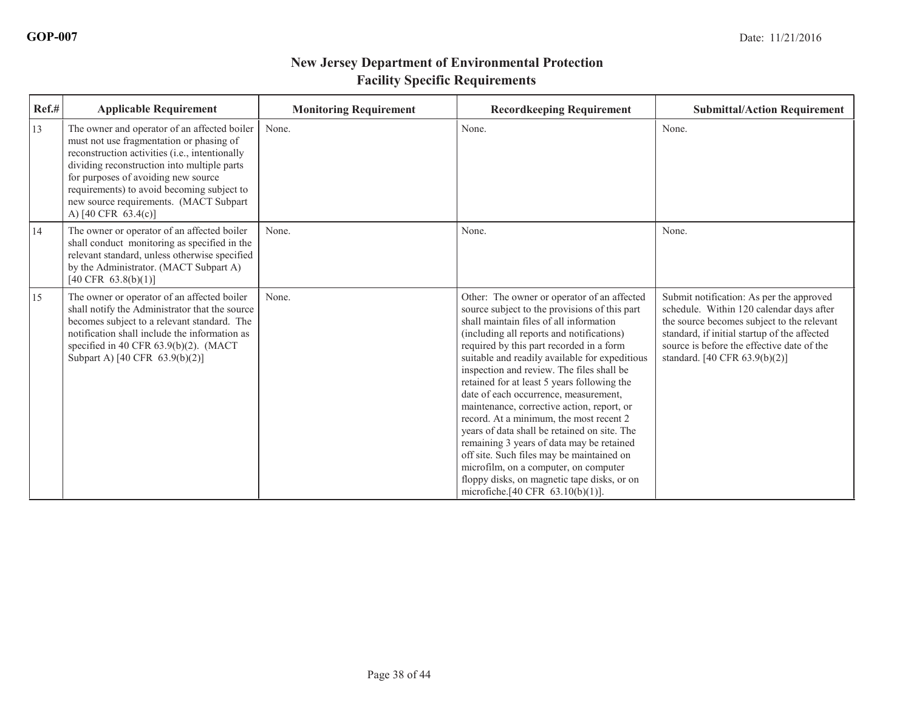GOP-007 Date: 11/21/2016

# New Jersey Department of Environmental Protection
## Facility Specific Requirements

| Ref.# | Applicable Requirement | Monitoring Requirement | Recordkeeping Requirement | Submittal/Action Requirement |
|---|---|---|---|---|
| 13 | The owner and operator of an affected boiler must not use fragmentation or phasing of reconstruction activities (i.e., intentionally dividing reconstruction into multiple parts for purposes of avoiding new source requirements) to avoid becoming subject to new source requirements. (MACT Subpart A) [40 CFR 63.4(c)] | None. | None. | None. |
| 14 | The owner or operator of an affected boiler shall conduct monitoring as specified in the relevant standard, unless otherwise specified by the Administrator. (MACT Subpart A) [40 CFR 63.8(b)(1)] | None. | None. | None. |
| 15 | The owner or operator of an affected boiler shall notify the Administrator that the source becomes subject to a relevant standard. The notification shall include the information as specified in 40 CFR 63.9(b)(2). (MACT Subpart A) [40 CFR 63.9(b)(2)] | None. | Other: The owner or operator of an affected source subject to the provisions of this part shall maintain files of all information (including all reports and notifications) required by this part recorded in a form suitable and readily available for expeditious inspection and review. The files shall be retained for at least 5 years following the date of each occurrence, measurement, maintenance, corrective action, report, or record. At a minimum, the most recent 2 years of data shall be retained on site. The remaining 3 years of data may be retained off site. Such files may be maintained on microfilm, on a computer, on computer floppy disks, on magnetic tape disks, or on microfiche.[40 CFR 63.10(b)(1)]. | Submit notification: As per the approved schedule. Within 120 calendar days after the source becomes subject to the relevant standard, if initial startup of the affected source is before the effective date of the standard. [40 CFR 63.9(b)(2)] |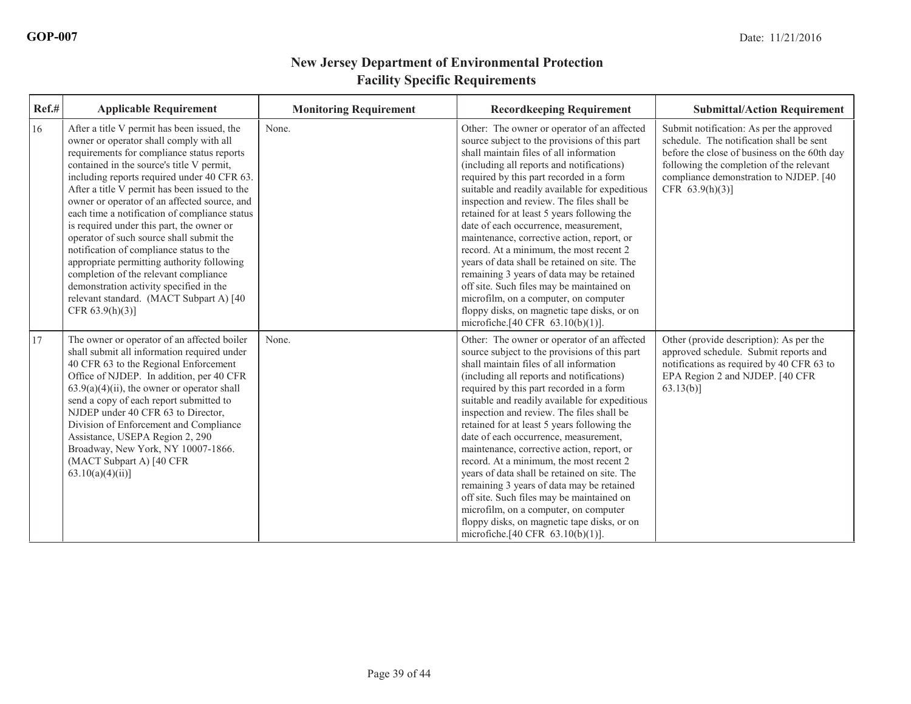**GOP-007**

Date: 11/21/2016

## New Jersey Department of Environmental Protection
## Facility Specific Requirements

| Ref.# | Applicable Requirement | Monitoring Requirement | Recordkeeping Requirement | Submittal/Action Requirement |
|---|---|---|---|---|
| 16 | After a title V permit has been issued, the owner or operator shall comply with all requirements for compliance status reports contained in the source's title V permit, including reports required under 40 CFR 63. After a title V permit has been issued to the owner or operator of an affected source, and each time a notification of compliance status is required under this part, the owner or operator of such source shall submit the notification of compliance status to the appropriate permitting authority following completion of the relevant compliance demonstration activity specified in the relevant standard. (MACT Subpart A) [40 CFR 63.9(h)(3)] | None. | Other: The owner or operator of an affected source subject to the provisions of this part shall maintain files of all information (including all reports and notifications) required by this part recorded in a form suitable and readily available for expeditious inspection and review. The files shall be retained for at least 5 years following the date of each occurrence, measurement, maintenance, corrective action, report, or record. At a minimum, the most recent 2 years of data shall be retained on site. The remaining 3 years of data may be retained off site. Such files may be maintained on microfilm, on a computer, on computer floppy disks, on magnetic tape disks, or on microfiche.[40 CFR 63.10(b)(1)]. | Submit notification: As per the approved schedule. The notification shall be sent before the close of business on the 60th day following the completion of the relevant compliance demonstration to NJDEP. [40 CFR 63.9(h)(3)] |
| 17 | The owner or operator of an affected boiler shall submit all information required under 40 CFR 63 to the Regional Enforcement Office of NJDEP. In addition, per 40 CFR 63.9(a)(4)(ii), the owner or operator shall send a copy of each report submitted to NJDEP under 40 CFR 63 to Director, Division of Enforcement and Compliance Assistance, USEPA Region 2, 290 Broadway, New York, NY 10007-1866. (MACT Subpart A) [40 CFR 63.10(a)(4)(ii)] | None. | Other: The owner or operator of an affected source subject to the provisions of this part shall maintain files of all information (including all reports and notifications) required by this part recorded in a form suitable and readily available for expeditious inspection and review. The files shall be retained for at least 5 years following the date of each occurrence, measurement, maintenance, corrective action, report, or record. At a minimum, the most recent 2 years of data shall be retained on site. The remaining 3 years of data may be retained off site. Such files may be maintained on microfilm, on a computer, on computer floppy disks, on magnetic tape disks, or on microfiche.[40 CFR 63.10(b)(1)]. | Other (provide description): As per the approved schedule. Submit reports and notifications as required by 40 CFR 63 to EPA Region 2 and NJDEP. [40 CFR 63.13(b)] |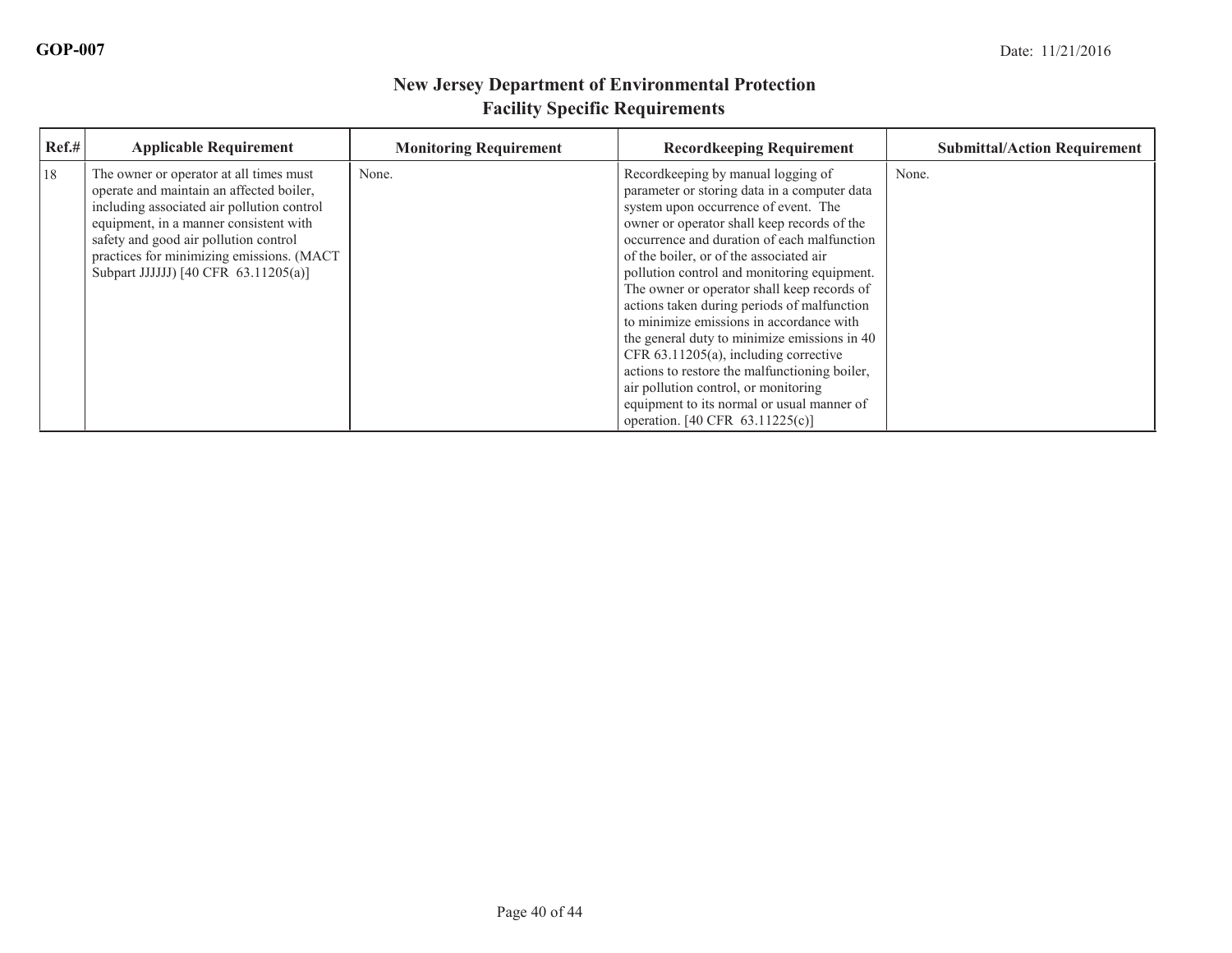## New Jersey Department of Environmental Protection
## Facility Specific Requirements

| Ref.# | Applicable Requirement | Monitoring Requirement | Recordkeeping Requirement | Submittal/Action Requirement |
|---|---|---|---|---|
| 18 | The owner or operator at all times must operate and maintain an affected boiler, including associated air pollution control equipment, in a manner consistent with safety and good air pollution control practices for minimizing emissions. (MACT Subpart JJJJJJ) [40 CFR 63.11205(a)] | None. | Recordkeeping by manual logging of parameter or storing data in a computer data system upon occurrence of event. The owner or operator shall keep records of the occurrence and duration of each malfunction of the boiler, or of the associated air pollution control and monitoring equipment. The owner or operator shall keep records of actions taken during periods of malfunction to minimize emissions in accordance with the general duty to minimize emissions in 40 CFR 63.11205(a), including corrective actions to restore the malfunctioning boiler, air pollution control, or monitoring equipment to its normal or usual manner of operation. [40 CFR 63.11225(c)] | None. |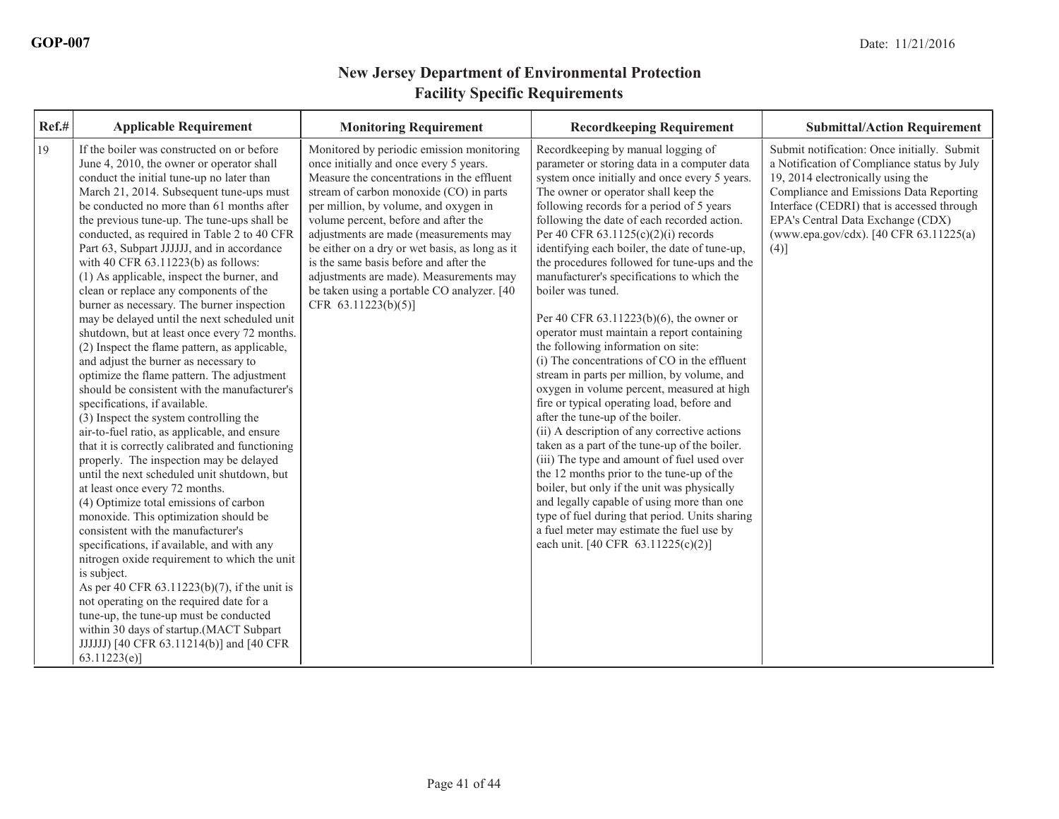GOP-007

Date: 11/21/2016

# New Jersey Department of Environmental Protection
## Facility Specific Requirements

| Ref.# | Applicable Requirement | Monitoring Requirement | Recordkeeping Requirement | Submittal/Action Requirement |
|---|---|---|---|---|
| 19 | If the boiler was constructed on or before June 4, 2010, the owner or operator shall conduct the initial tune-up no later than March 21, 2014. Subsequent tune-ups must be conducted no more than 61 months after the previous tune-up. The tune-ups shall be conducted, as required in Table 2 to 40 CFR Part 63, Subpart JJJJJJ, and in accordance with 40 CFR 63.11223(b) as follows:<br>(1) As applicable, inspect the burner, and clean or replace any components of the burner as necessary. The burner inspection may be delayed until the next scheduled unit shutdown, but at least once every 72 months.<br>(2) Inspect the flame pattern, as applicable, and adjust the burner as necessary to optimize the flame pattern. The adjustment should be consistent with the manufacturer's specifications, if available.<br>(3) Inspect the system controlling the air-to-fuel ratio, as applicable, and ensure that it is correctly calibrated and functioning properly. The inspection may be delayed until the next scheduled unit shutdown, but at least once every 72 months.<br>(4) Optimize total emissions of carbon monoxide. This optimization should be consistent with the manufacturer's specifications, if available, and with any nitrogen oxide requirement to which the unit is subject.<br>As per 40 CFR 63.11223(b)(7), if the unit is not operating on the required date for a tune-up, the tune-up must be conducted within 30 days of startup.(MACT Subpart JJJJJJ) [40 CFR 63.11214(b)] and [40 CFR 63.11223(e)] | Monitored by periodic emission monitoring once initially and once every 5 years. Measure the concentrations in the effluent stream of carbon monoxide (CO) in parts per million, by volume, and oxygen in volume percent, before and after the adjustments are made (measurements may be either on a dry or wet basis, as long as it is the same basis before and after the adjustments are made). Measurements may be taken using a portable CO analyzer. [40 CFR 63.11223(b)(5)] | Recordkeeping by manual logging of parameter or storing data in a computer data system once initially and once every 5 years. The owner or operator shall keep the following records for a period of 5 years following the date of each recorded action. Per 40 CFR 63.1125(c)(2)(i) records identifying each boiler, the date of tune-up, the procedures followed for tune-ups and the manufacturer's specifications to which the boiler was tuned.<br><br>Per 40 CFR 63.11223(b)(6), the owner or operator must maintain a report containing the following information on site:<br>(i) The concentrations of CO in the effluent stream in parts per million, by volume, and oxygen in volume percent, measured at high fire or typical operating load, before and after the tune-up of the boiler.<br>(ii) A description of any corrective actions taken as a part of the tune-up of the boiler.<br>(iii) The type and amount of fuel used over the 12 months prior to the tune-up of the boiler, but only if the unit was physically and legally capable of using more than one type of fuel during that period. Units sharing a fuel meter may estimate the fuel use by each unit. [40 CFR 63.11225(c)(2)] | Submit notification: Once initially. Submit a Notification of Compliance status by July 19, 2014 electronically using the Compliance and Emissions Data Reporting Interface (CEDRI) that is accessed through EPA's Central Data Exchange (CDX) (www.epa.gov/cdx). [40 CFR 63.11225(a)(4)] |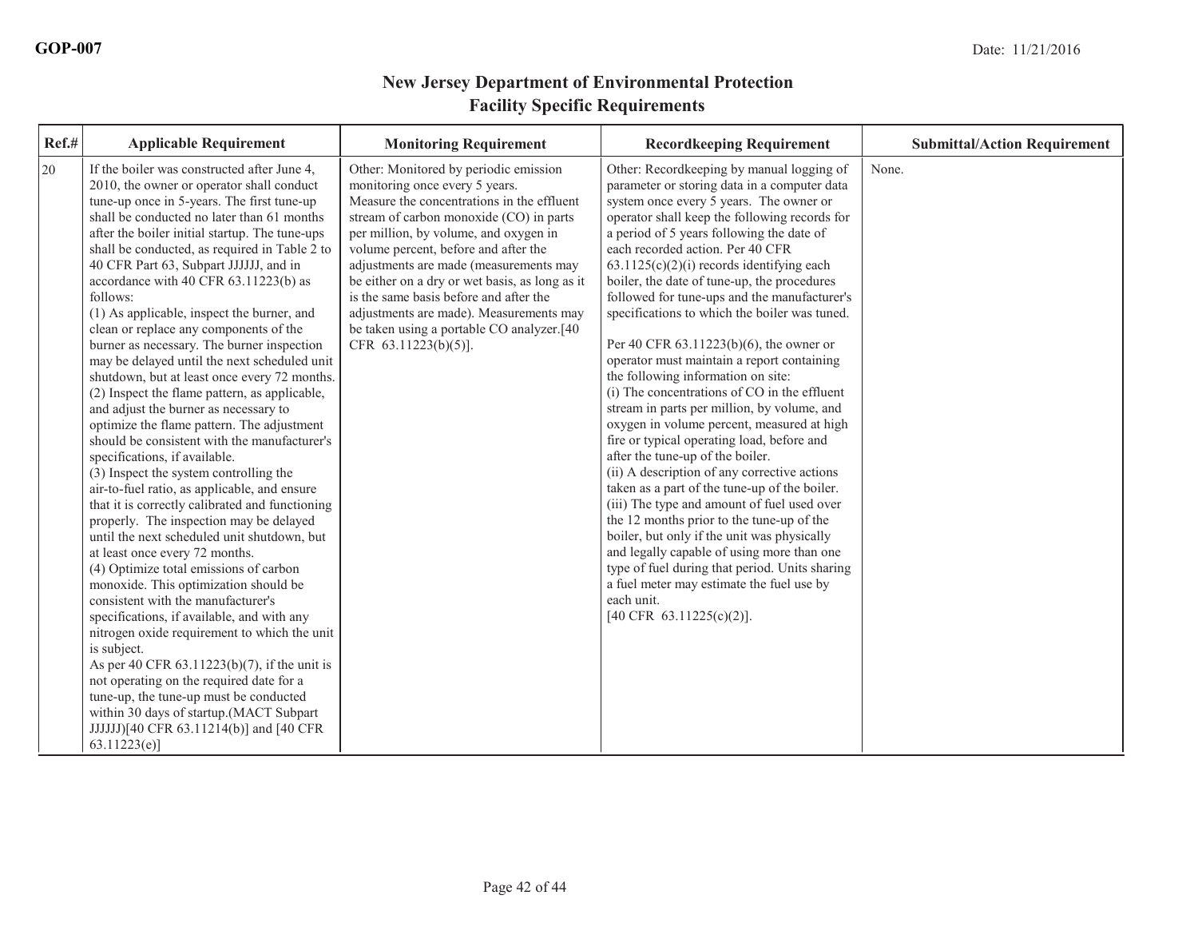GOP-007

Date: 11/21/2016

# New Jersey Department of Environmental Protection
## Facility Specific Requirements

| Ref.# | Applicable Requirement | Monitoring Requirement | Recordkeeping Requirement | Submittal/Action Requirement |
|---|---|---|---|---|
| 20 | If the boiler was constructed after June 4, 2010, the owner or operator shall conduct tune-up once in 5-years. The first tune-up shall be conducted no later than 61 months after the boiler initial startup. The tune-ups shall be conducted, as required in Table 2 to 40 CFR Part 63, Subpart JJJJJJ, and in accordance with 40 CFR 63.11223(b) as follows:<br>(1) As applicable, inspect the burner, and clean or replace any components of the burner as necessary. The burner inspection may be delayed until the next scheduled unit shutdown, but at least once every 72 months.<br>(2) Inspect the flame pattern, as applicable, and adjust the burner as necessary to optimize the flame pattern. The adjustment should be consistent with the manufacturer's specifications, if available.<br>(3) Inspect the system controlling the air-to-fuel ratio, as applicable, and ensure that it is correctly calibrated and functioning properly. The inspection may be delayed until the next scheduled unit shutdown, but at least once every 72 months.<br>(4) Optimize total emissions of carbon monoxide. This optimization should be consistent with the manufacturer's specifications, if available, and with any nitrogen oxide requirement to which the unit is subject.<br>As per 40 CFR 63.11223(b)(7), if the unit is not operating on the required date for a tune-up, the tune-up must be conducted within 30 days of startup.(MACT Subpart JJJJJJ)[40 CFR 63.11214(b)] and [40 CFR 63.11223(e)] | Other: Monitored by periodic emission monitoring once every 5 years.<br>Measure the concentrations in the effluent stream of carbon monoxide (CO) in parts per million, by volume, and oxygen in volume percent, before and after the adjustments are made (measurements may be either on a dry or wet basis, as long as it is the same basis before and after the adjustments are made). Measurements may be taken using a portable CO analyzer.[40 CFR 63.11223(b)(5)]. | Other: Recordkeeping by manual logging of parameter or storing data in a computer data system once every 5 years. The owner or operator shall keep the following records for a period of 5 years following the date of each recorded action. Per 40 CFR 63.1125(c)(2)(i) records identifying each boiler, the date of tune-up, the procedures followed for tune-ups and the manufacturer's specifications to which the boiler was tuned.<br><br>Per 40 CFR 63.11223(b)(6), the owner or operator must maintain a report containing the following information on site:<br>(i) The concentrations of CO in the effluent stream in parts per million, by volume, and oxygen in volume percent, measured at high fire or typical operating load, before and after the tune-up of the boiler.<br>(ii) A description of any corrective actions taken as a part of the tune-up of the boiler.<br>(iii) The type and amount of fuel used over the 12 months prior to the tune-up of the boiler, but only if the unit was physically and legally capable of using more than one type of fuel during that period. Units sharing a fuel meter may estimate the fuel use by each unit.<br>[40 CFR 63.11225(c)(2)]. | None. |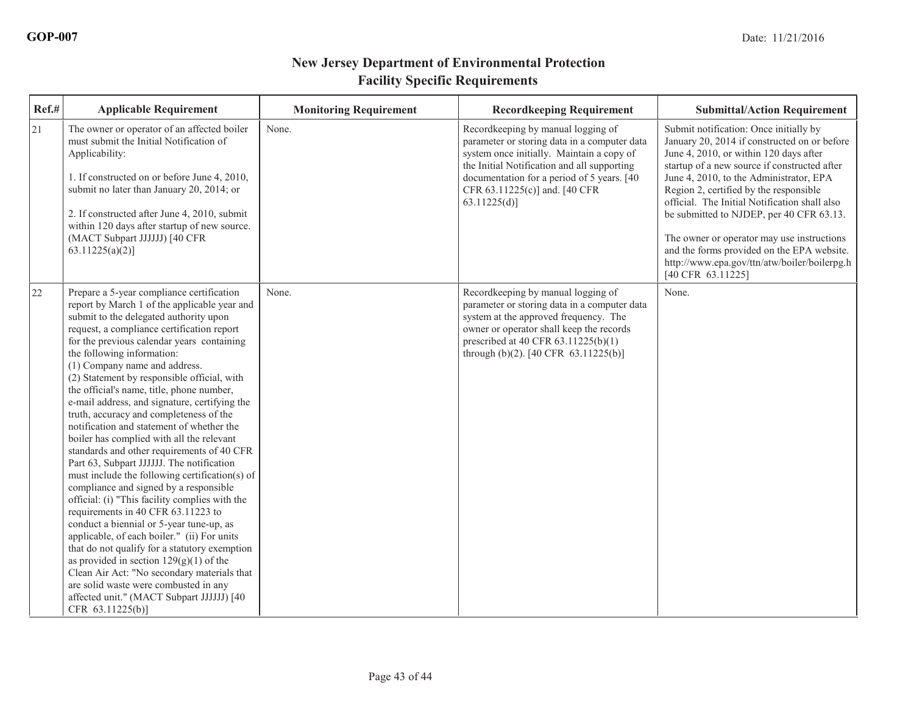GOP-007

Date: 11/21/2016

# New Jersey Department of Environmental Protection
## Facility Specific Requirements

| Ref.# | Applicable Requirement | Monitoring Requirement | Recordkeeping Requirement | Submittal/Action Requirement |
|---|---|---|---|---|
| 21 | The owner or operator of an affected boiler must submit the Initial Notification of Applicability:<br><br>1. If constructed on or before June 4, 2010, submit no later than January 20, 2014; or<br><br>2. If constructed after June 4, 2010, submit within 120 days after startup of new source. (MACT Subpart JJJJJJ) [40 CFR 63.11225(a)(2)] | None. | Recordkeeping by manual logging of parameter or storing data in a computer data system once initially. Maintain a copy of the Initial Notification and all supporting documentation for a period of 5 years. [40 CFR 63.11225(c)] and. [40 CFR 63.11225(d)] | Submit notification: Once initially by January 20, 2014 if constructed on or before June 4, 2010, or within 120 days after startup of a new source if constructed after June 4, 2010, to the Administrator, EPA Region 2, certified by the responsible official. The Initial Notification shall also be submitted to NJDEP, per 40 CFR 63.13.<br><br>The owner or operator may use instructions and the forms provided on the EPA website. http://www.epa.gov/ttn/atw/boiler/boilerpg.h [40 CFR 63.11225] |
| 22 | Prepare a 5-year compliance certification report by March 1 of the applicable year and submit to the delegated authority upon request, a compliance certification report for the previous calendar years containing the following information:<br>(1) Company name and address.<br>(2) Statement by responsible official, with the official's name, title, phone number, e-mail address, and signature, certifying the truth, accuracy and completeness of the notification and statement of whether the boiler has complied with all the relevant standards and other requirements of 40 CFR Part 63, Subpart JJJJJJ. The notification must include the following certification(s) of compliance and signed by a responsible official: (i) "This facility complies with the requirements in 40 CFR 63.11223 to conduct a biennial or 5-year tune-up, as applicable, of each boiler." (ii) For units that do not qualify for a statutory exemption as provided in section 129(g)(1) of the Clean Air Act: "No secondary materials that are solid waste were combusted in any affected unit." (MACT Subpart JJJJJJ) [40 CFR 63.11225(b)] | None. | Recordkeeping by manual logging of parameter or storing data in a computer data system at the approved frequency. The owner or operator shall keep the records prescribed at 40 CFR 63.11225(b)(1) through (b)(2). [40 CFR 63.11225(b)] | None. |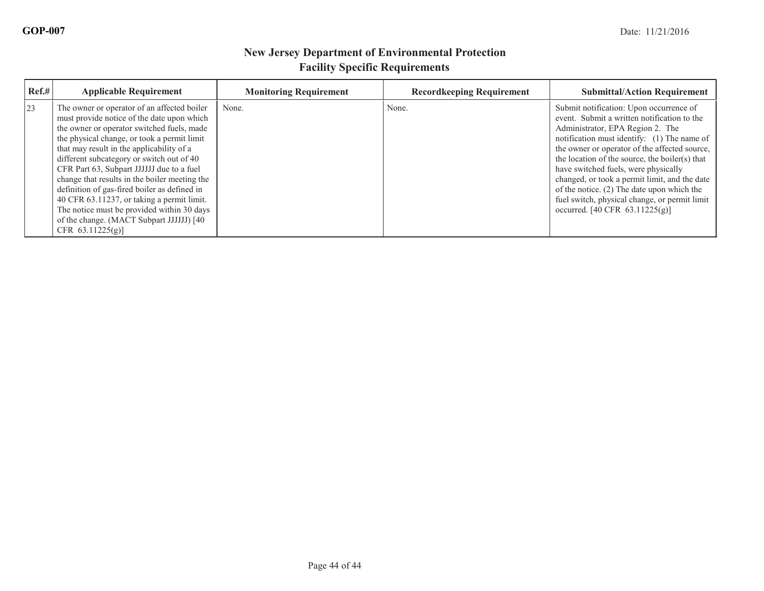## New Jersey Department of Environmental Protection
## Facility Specific Requirements

| Ref.# | Applicable Requirement | Monitoring Requirement | Recordkeeping Requirement | Submittal/Action Requirement |
|---|---|---|---|---|
| 23 | The owner or operator of an affected boiler must provide notice of the date upon which the owner or operator switched fuels, made the physical change, or took a permit limit that may result in the applicability of a different subcategory or switch out of 40 CFR Part 63, Subpart JJJJJJ due to a fuel change that results in the boiler meeting the definition of gas-fired boiler as defined in 40 CFR 63.11237, or taking a permit limit. The notice must be provided within 30 days of the change. (MACT Subpart JJJJJJ) [40 CFR 63.11225(g)] | None. | None. | Submit notification: Upon occurrence of event. Submit a written notification to the Administrator, EPA Region 2. The notification must identify: (1) The name of the owner or operator of the affected source, the location of the source, the boiler(s) that have switched fuels, were physically changed, or took a permit limit, and the date of the notice. (2) The date upon which the fuel switch, physical change, or permit limit occurred. [40 CFR 63.11225(g)] |